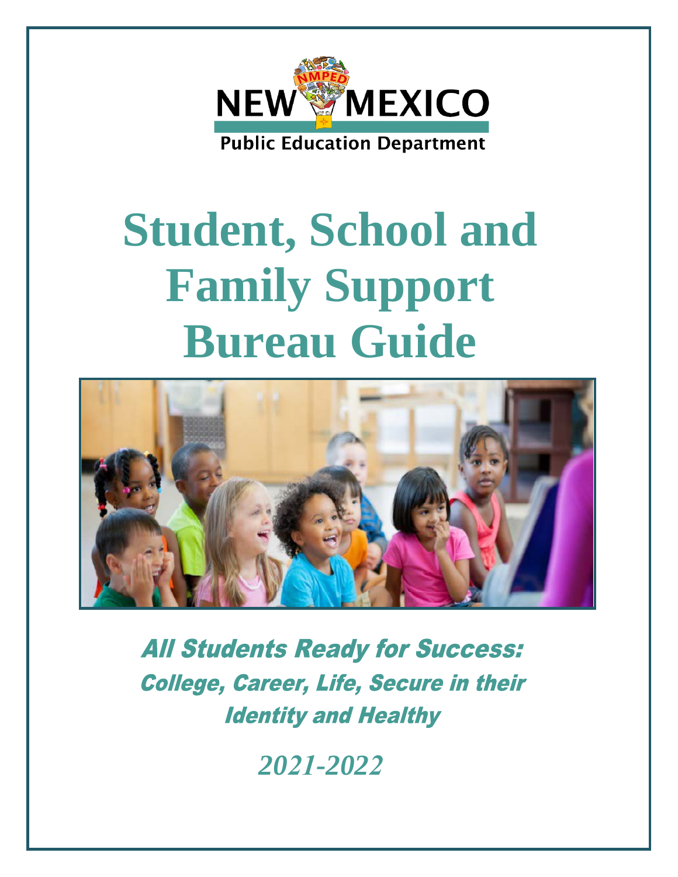NEW MEXICO

Public Education Department

# Student, School and Family Support Bureau Guide

***All Students Ready for Success:***

***College, Career, Life, Secure in their Identity and Healthy***

*2021-2022*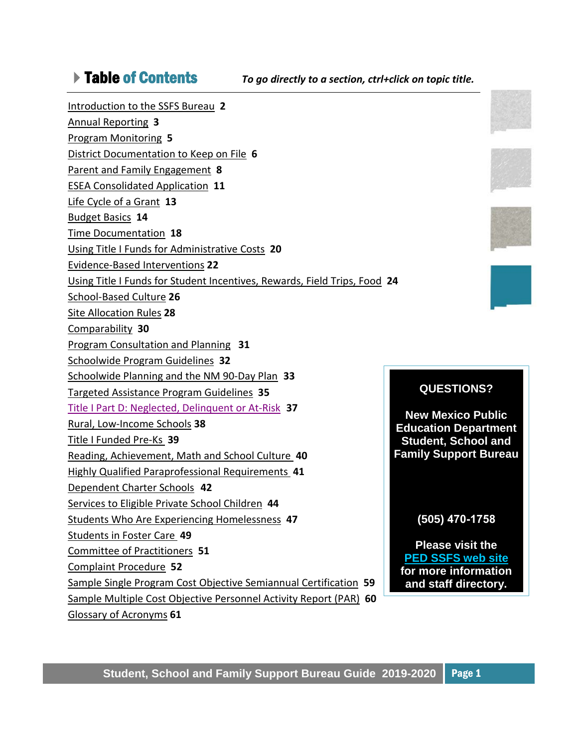# Table of Contents

*To go directly to a section, ctrl+click on topic title.*

- Introduction to the SSFS Bureau **2**
- Annual Reporting **3**
- Program Monitoring **5**
- District Documentation to Keep on File **6**
- Parent and Family Engagement **8**
- ESEA Consolidated Application **11**
- Life Cycle of a Grant **13**
- Budget Basics **14**
- Time Documentation **18**
- Using Title I Funds for Administrative Costs **20**
- Evidence-Based Interventions **22**
- Using Title I Funds for Student Incentives, Rewards, Field Trips, Food **24**
- School-Based Culture **26**
- Site Allocation Rules **28**
- Comparability **30**
- Program Consultation and Planning **31**
- Schoolwide Program Guidelines **32**
- Schoolwide Planning and the NM 90-Day Plan **33**
- Targeted Assistance Program Guidelines **35**
- Title I Part D: Neglected, Delinquent or At-Risk **37**
- Rural, Low-Income Schools **38**
- Title I Funded Pre-Ks **39**
- Reading, Achievement, Math and School Culture **40**
- Highly Qualified Paraprofessional Requirements **41**
- Dependent Charter Schools **42**
- Services to Eligible Private School Children **44**
- Students Who Are Experiencing Homelessness **47**
- Students in Foster Care **49**
- Committee of Practitioners **51**
- Complaint Procedure **52**
- Sample Single Program Cost Objective Semiannual Certification **59**
- Sample Multiple Cost Objective Personnel Activity Report (PAR) **60**
- Glossary of Acronyms **61**

**QUESTIONS?**

**New Mexico Public Education Department Student, School and Family Support Bureau**

**(505) 470-1758**

**Please visit the PED SSFS web site for more information and staff directory.**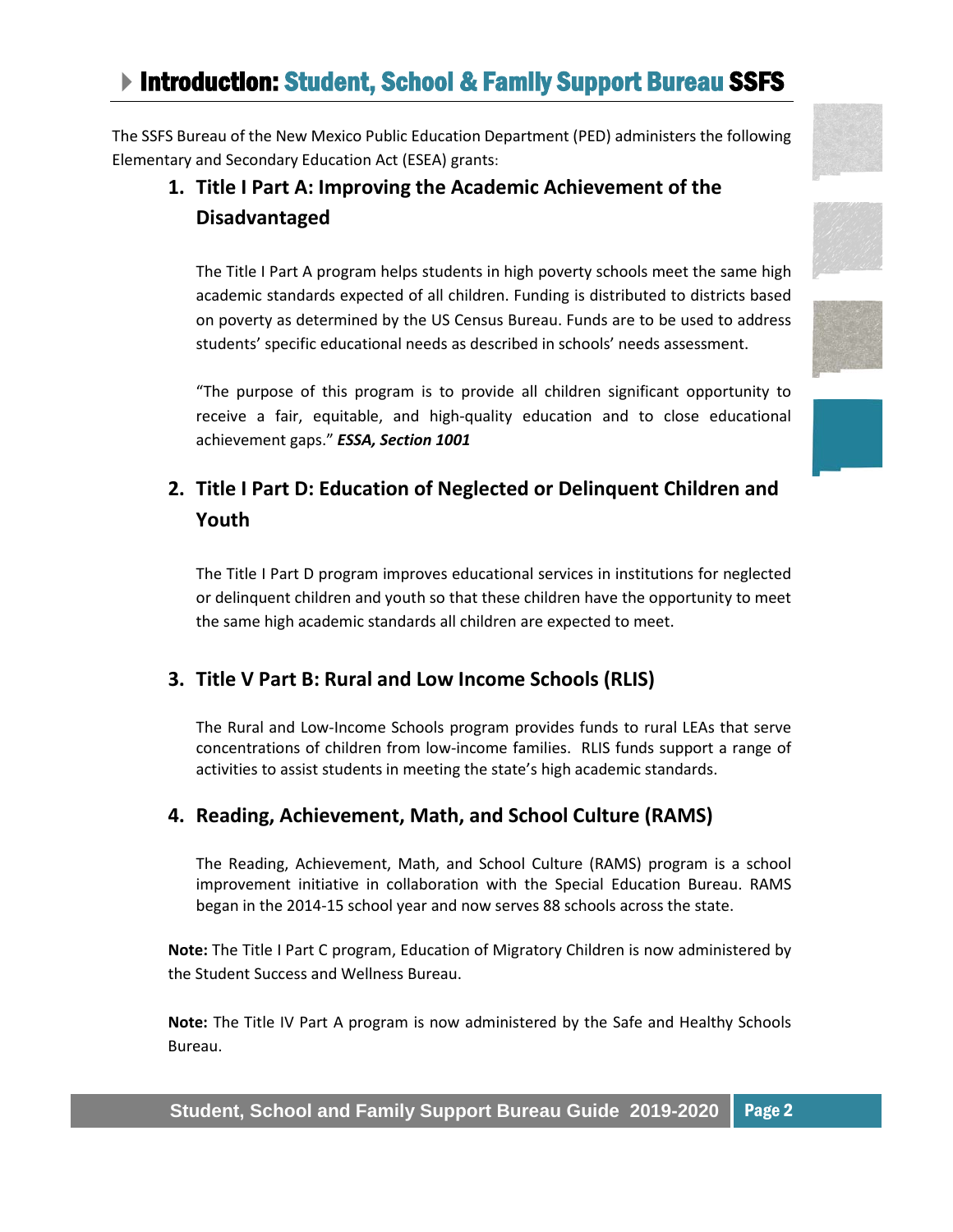# Introduction: Student, School & Family Support Bureau SSFS

The SSFS Bureau of the New Mexico Public Education Department (PED) administers the following Elementary and Secondary Education Act (ESEA) grants:

## 1. Title I Part A: Improving the Academic Achievement of the Disadvantaged

The Title I Part A program helps students in high poverty schools meet the same high academic standards expected of all children. Funding is distributed to districts based on poverty as determined by the US Census Bureau. Funds are to be used to address students' specific educational needs as described in schools' needs assessment.

"The purpose of this program is to provide all children significant opportunity to receive a fair, equitable, and high-quality education and to close educational achievement gaps." ***ESSA, Section 1001***

## 2. Title I Part D: Education of Neglected or Delinquent Children and Youth

The Title I Part D program improves educational services in institutions for neglected or delinquent children and youth so that these children have the opportunity to meet the same high academic standards all children are expected to meet.

## 3. Title V Part B: Rural and Low Income Schools (RLIS)

The Rural and Low-Income Schools program provides funds to rural LEAs that serve concentrations of children from low-income families. RLIS funds support a range of activities to assist students in meeting the state's high academic standards.

## 4. Reading, Achievement, Math, and School Culture (RAMS)

The Reading, Achievement, Math, and School Culture (RAMS) program is a school improvement initiative in collaboration with the Special Education Bureau. RAMS began in the 2014-15 school year and now serves 88 schools across the state.

**Note:** The Title I Part C program, Education of Migratory Children is now administered by the Student Success and Wellness Bureau.

**Note:** The Title IV Part A program is now administered by the Safe and Healthy Schools Bureau.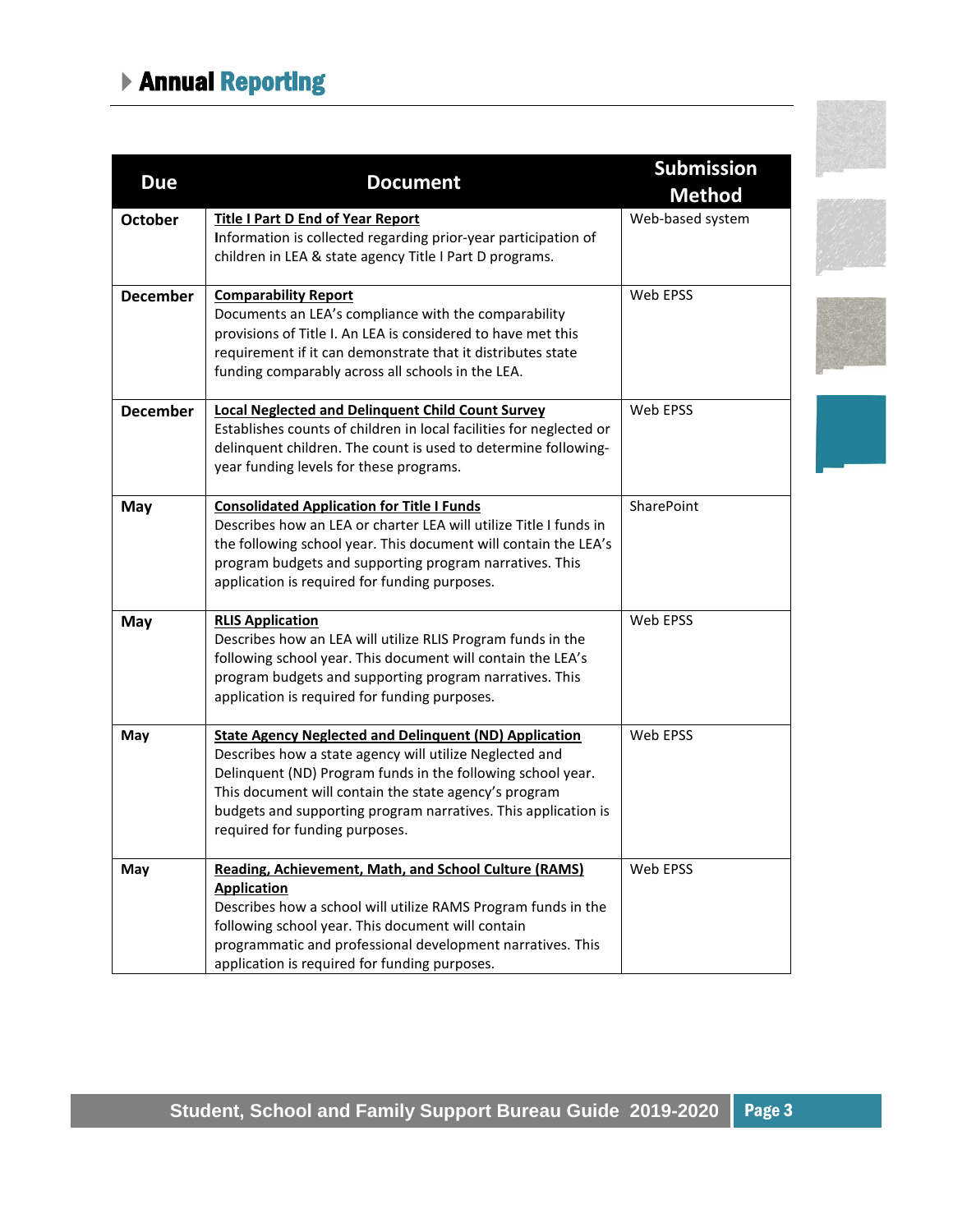## Annual Reporting

| Due | Document | Submission Method |
| --- | --- | --- |
| **October** | **Title I Part D End of Year Report**<br>Information is collected regarding prior-year participation of children in LEA & state agency Title I Part D programs. | Web-based system |
| **December** | **Comparability Report**<br>Documents an LEA's compliance with the comparability provisions of Title I. An LEA is considered to have met this requirement if it can demonstrate that it distributes state funding comparably across all schools in the LEA. | Web EPSS |
| **December** | **Local Neglected and Delinquent Child Count Survey**<br>Establishes counts of children in local facilities for neglected or delinquent children. The count is used to determine following-year funding levels for these programs. | Web EPSS |
| **May** | **Consolidated Application for Title I Funds**<br>Describes how an LEA or charter LEA will utilize Title I funds in the following school year. This document will contain the LEA's program budgets and supporting program narratives. This application is required for funding purposes. | SharePoint |
| **May** | **RLIS Application**<br>Describes how an LEA will utilize RLIS Program funds in the following school year. This document will contain the LEA's program budgets and supporting program narratives. This application is required for funding purposes. | Web EPSS |
| **May** | **State Agency Neglected and Delinquent (ND) Application**<br>Describes how a state agency will utilize Neglected and Delinquent (ND) Program funds in the following school year. This document will contain the state agency's program budgets and supporting program narratives. This application is required for funding purposes. | Web EPSS |
| **May** | **Reading, Achievement, Math, and School Culture (RAMS) Application**<br>Describes how a school will utilize RAMS Program funds in the following school year. This document will contain programmatic and professional development narratives. This application is required for funding purposes. | Web EPSS |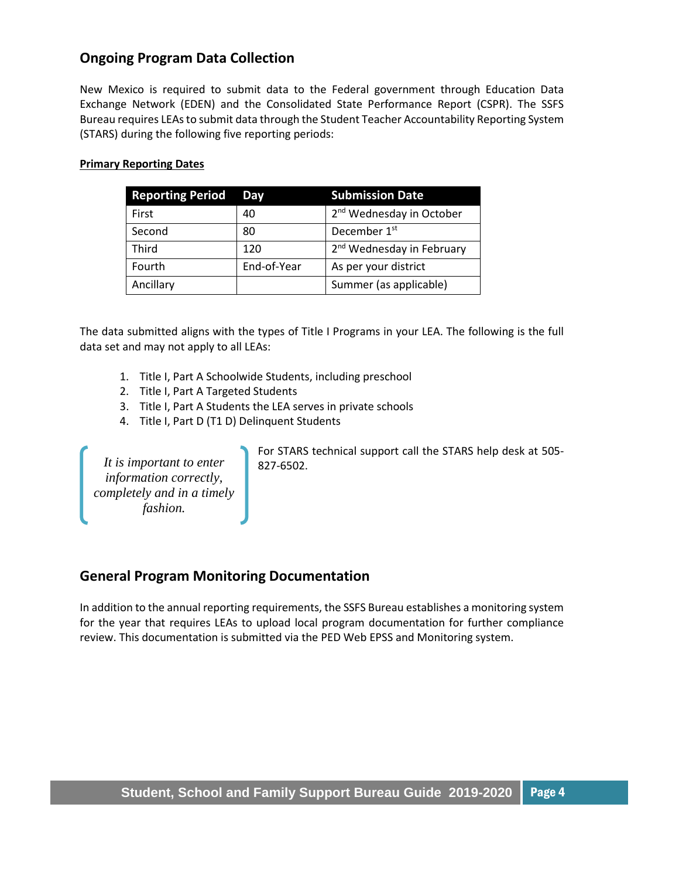## Ongoing Program Data Collection

New Mexico is required to submit data to the Federal government through Education Data Exchange Network (EDEN) and the Consolidated State Performance Report (CSPR). The SSFS Bureau requires LEAs to submit data through the Student Teacher Accountability Reporting System (STARS) during the following five reporting periods:

**Primary Reporting Dates**

| Reporting Period | Day | Submission Date |
|---|---|---|
| First | 40 | 2nd Wednesday in October |
| Second | 80 | December 1st |
| Third | 120 | 2nd Wednesday in February |
| Fourth | End-of-Year | As per your district |
| Ancillary | | Summer (as applicable) |

The data submitted aligns with the types of Title I Programs in your LEA. The following is the full data set and may not apply to all LEAs:

1. Title I, Part A Schoolwide Students, including preschool
2. Title I, Part A Targeted Students
3. Title I, Part A Students the LEA serves in private schools
4. Title I, Part D (T1 D) Delinquent Students

*It is important to enter information correctly, completely and in a timely fashion.*

For STARS technical support call the STARS help desk at 505-827-6502.

## General Program Monitoring Documentation

In addition to the annual reporting requirements, the SSFS Bureau establishes a monitoring system for the year that requires LEAs to upload local program documentation for further compliance review. This documentation is submitted via the PED Web EPSS and Monitoring system.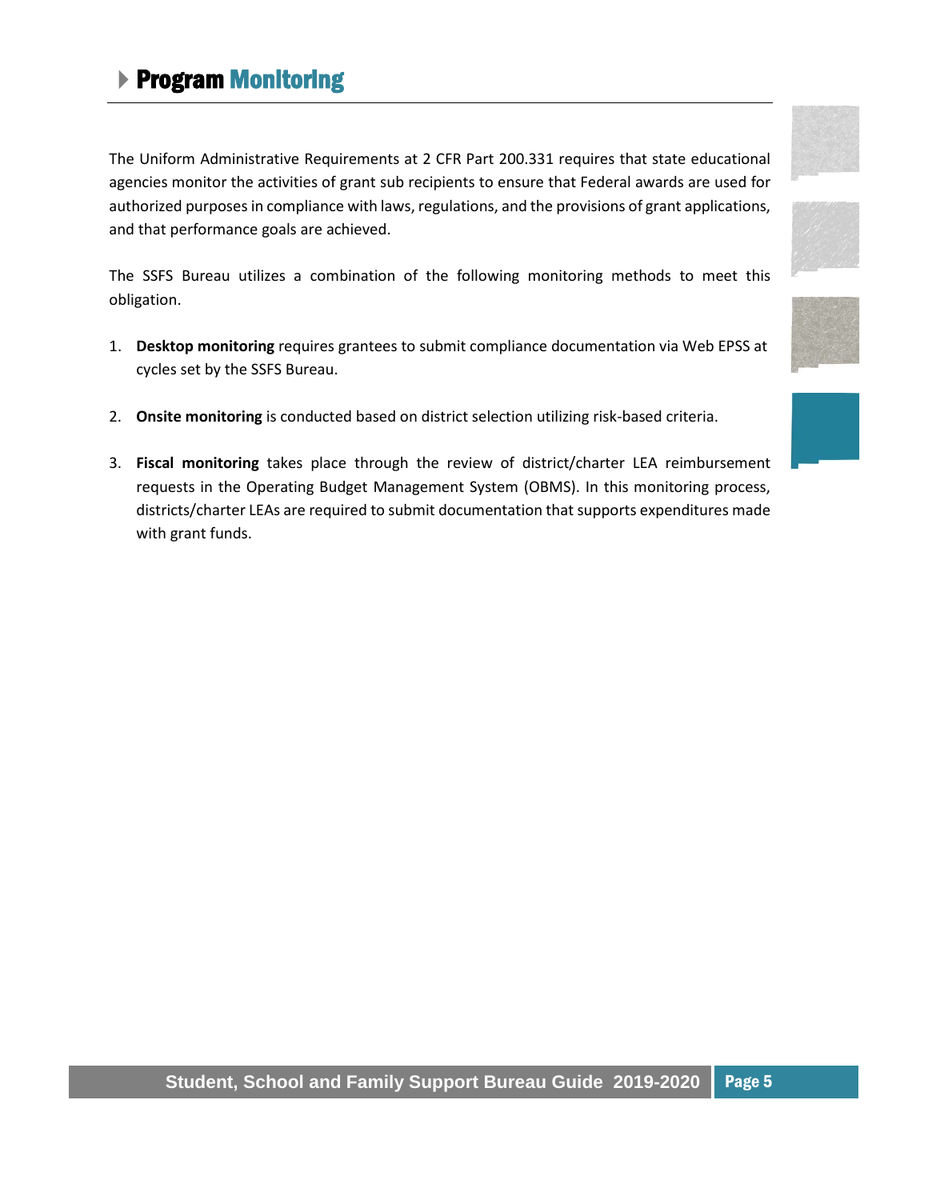# Program Monitoring

The Uniform Administrative Requirements at 2 CFR Part 200.331 requires that state educational agencies monitor the activities of grant sub recipients to ensure that Federal awards are used for authorized purposes in compliance with laws, regulations, and the provisions of grant applications, and that performance goals are achieved.

The SSFS Bureau utilizes a combination of the following monitoring methods to meet this obligation.

1. **Desktop monitoring** requires grantees to submit compliance documentation via Web EPSS at cycles set by the SSFS Bureau.

2. **Onsite monitoring** is conducted based on district selection utilizing risk-based criteria.

3. **Fiscal monitoring** takes place through the review of district/charter LEA reimbursement requests in the Operating Budget Management System (OBMS). In this monitoring process, districts/charter LEAs are required to submit documentation that supports expenditures made with grant funds.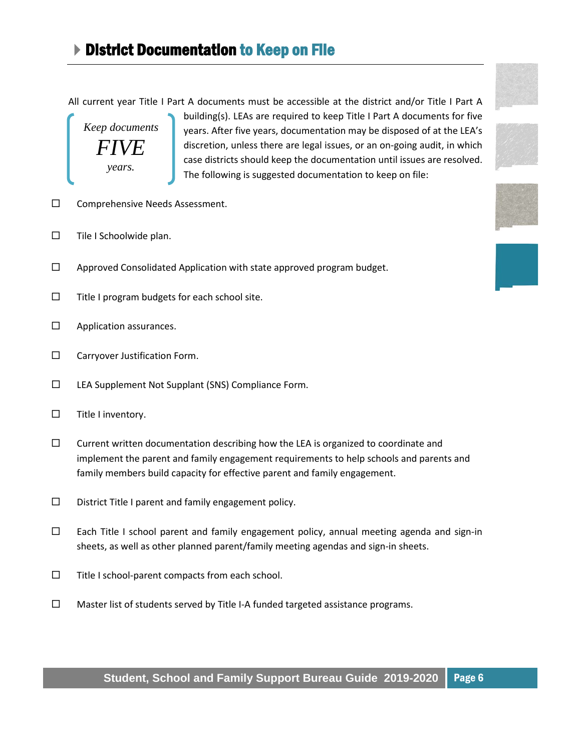## District Documentation to Keep on File

All current year Title I Part A documents must be accessible at the district and/or Title I Part A building(s). LEAs are required to keep Title I Part A documents for five years. After five years, documentation may be disposed of at the LEA's discretion, unless there are legal issues, or an on-going audit, in which case districts should keep the documentation until issues are resolved. The following is suggested documentation to keep on file:

*Keep documents* ***FIVE*** *years.*

- ☐ Comprehensive Needs Assessment.
- ☐ Tile I Schoolwide plan.
- ☐ Approved Consolidated Application with state approved program budget.
- ☐ Title I program budgets for each school site.
- ☐ Application assurances.
- ☐ Carryover Justification Form.
- ☐ LEA Supplement Not Supplant (SNS) Compliance Form.
- ☐ Title I inventory.
- ☐ Current written documentation describing how the LEA is organized to coordinate and implement the parent and family engagement requirements to help schools and parents and family members build capacity for effective parent and family engagement.
- ☐ District Title I parent and family engagement policy.
- ☐ Each Title I school parent and family engagement policy, annual meeting agenda and sign-in sheets, as well as other planned parent/family meeting agendas and sign-in sheets.
- ☐ Title I school-parent compacts from each school.
- ☐ Master list of students served by Title I-A funded targeted assistance programs.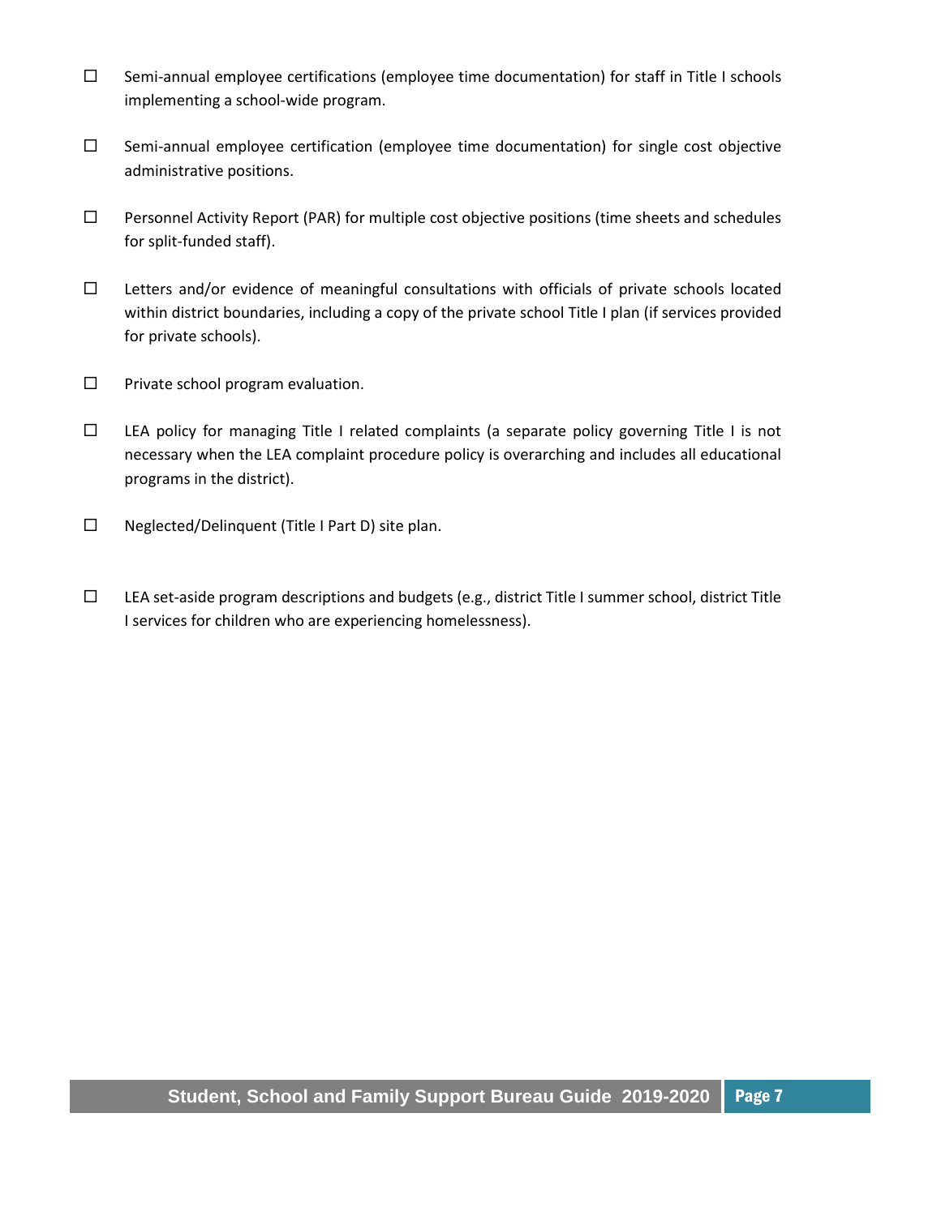- ☐ Semi-annual employee certifications (employee time documentation) for staff in Title I schools implementing a school-wide program.
- ☐ Semi-annual employee certification (employee time documentation) for single cost objective administrative positions.
- ☐ Personnel Activity Report (PAR) for multiple cost objective positions (time sheets and schedules for split-funded staff).
- ☐ Letters and/or evidence of meaningful consultations with officials of private schools located within district boundaries, including a copy of the private school Title I plan (if services provided for private schools).
- ☐ Private school program evaluation.
- ☐ LEA policy for managing Title I related complaints (a separate policy governing Title I is not necessary when the LEA complaint procedure policy is overarching and includes all educational programs in the district).
- ☐ Neglected/Delinquent (Title I Part D) site plan.
- ☐ LEA set-aside program descriptions and budgets (e.g., district Title I summer school, district Title I services for children who are experiencing homelessness).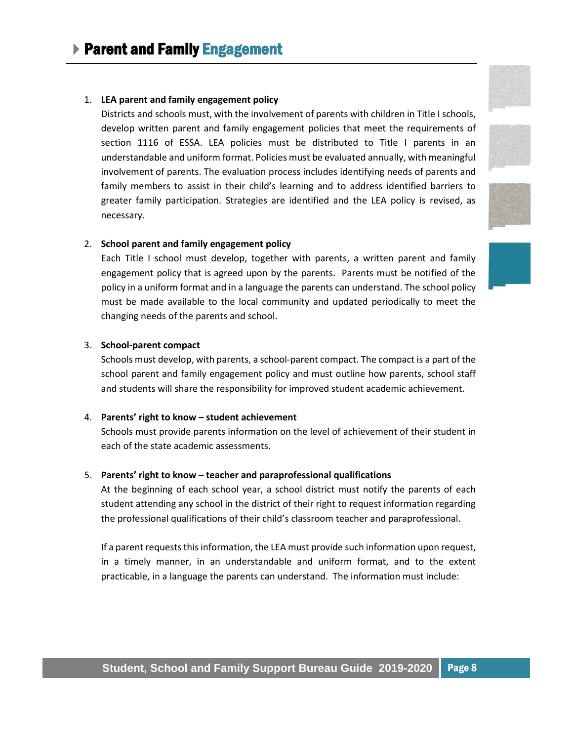# Parent and Family Engagement

1. **LEA parent and family engagement policy**

   Districts and schools must, with the involvement of parents with children in Title I schools, develop written parent and family engagement policies that meet the requirements of section 1116 of ESSA. LEA policies must be distributed to Title I parents in an understandable and uniform format. Policies must be evaluated annually, with meaningful involvement of parents. The evaluation process includes identifying needs of parents and family members to assist in their child's learning and to address identified barriers to greater family participation. Strategies are identified and the LEA policy is revised, as necessary.

2. **School parent and family engagement policy**

   Each Title I school must develop, together with parents, a written parent and family engagement policy that is agreed upon by the parents. Parents must be notified of the policy in a uniform format and in a language the parents can understand. The school policy must be made available to the local community and updated periodically to meet the changing needs of the parents and school.

3. **School-parent compact**

   Schools must develop, with parents, a school-parent compact. The compact is a part of the school parent and family engagement policy and must outline how parents, school staff and students will share the responsibility for improved student academic achievement.

4. **Parents' right to know – student achievement**

   Schools must provide parents information on the level of achievement of their student in each of the state academic assessments.

5. **Parents' right to know – teacher and paraprofessional qualifications**

   At the beginning of each school year, a school district must notify the parents of each student attending any school in the district of their right to request information regarding the professional qualifications of their child's classroom teacher and paraprofessional.

   If a parent requests this information, the LEA must provide such information upon request, in a timely manner, in an understandable and uniform format, and to the extent practicable, in a language the parents can understand. The information must include: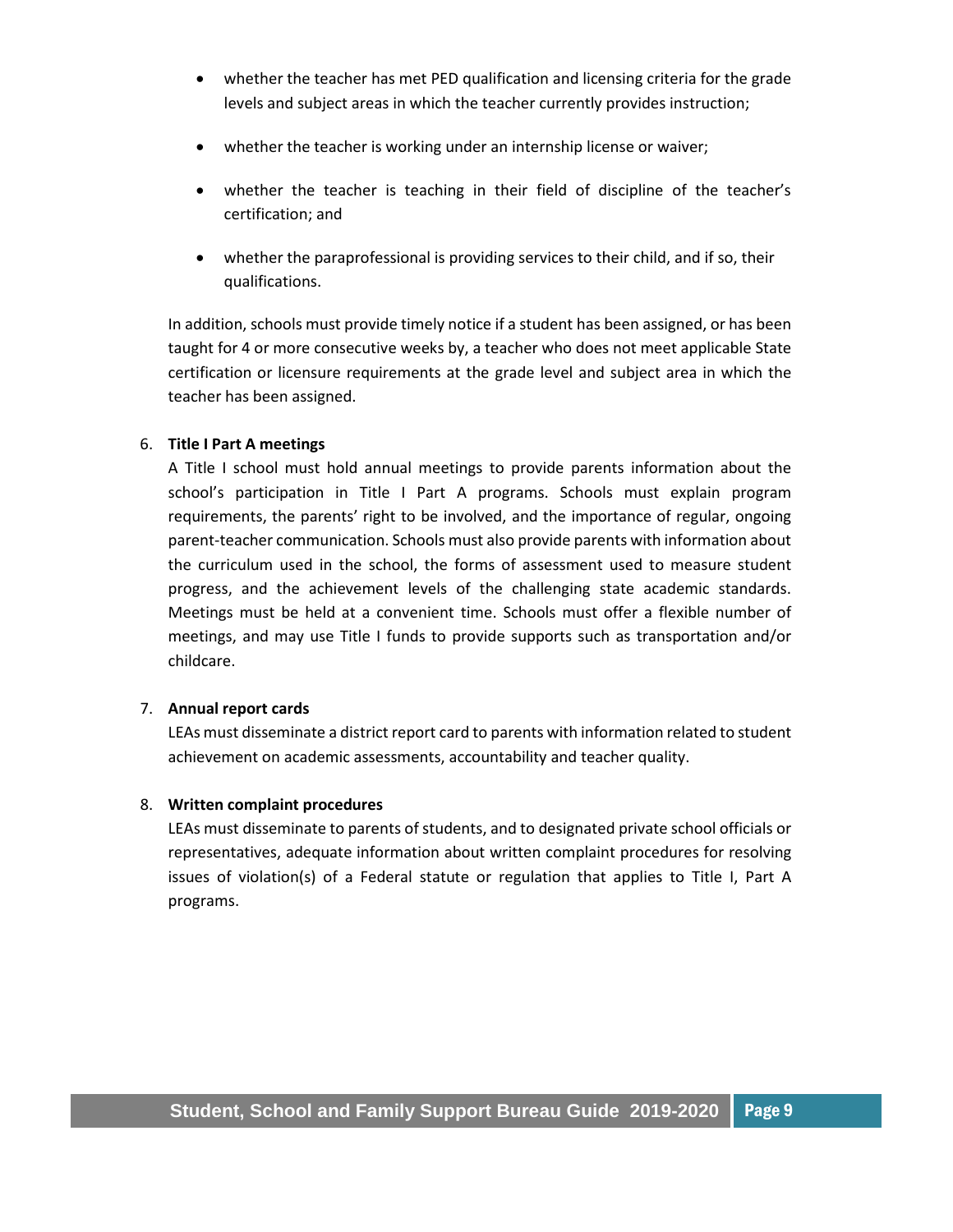- whether the teacher has met PED qualification and licensing criteria for the grade levels and subject areas in which the teacher currently provides instruction;
- whether the teacher is working under an internship license or waiver;
- whether the teacher is teaching in their field of discipline of the teacher's certification; and
- whether the paraprofessional is providing services to their child, and if so, their qualifications.

In addition, schools must provide timely notice if a student has been assigned, or has been taught for 4 or more consecutive weeks by, a teacher who does not meet applicable State certification or licensure requirements at the grade level and subject area in which the teacher has been assigned.

6. **Title I Part A meetings**

   A Title I school must hold annual meetings to provide parents information about the school's participation in Title I Part A programs. Schools must explain program requirements, the parents' right to be involved, and the importance of regular, ongoing parent-teacher communication. Schools must also provide parents with information about the curriculum used in the school, the forms of assessment used to measure student progress, and the achievement levels of the challenging state academic standards. Meetings must be held at a convenient time. Schools must offer a flexible number of meetings, and may use Title I funds to provide supports such as transportation and/or childcare.

7. **Annual report cards**

   LEAs must disseminate a district report card to parents with information related to student achievement on academic assessments, accountability and teacher quality.

8. **Written complaint procedures**

   LEAs must disseminate to parents of students, and to designated private school officials or representatives, adequate information about written complaint procedures for resolving issues of violation(s) of a Federal statute or regulation that applies to Title I, Part A programs.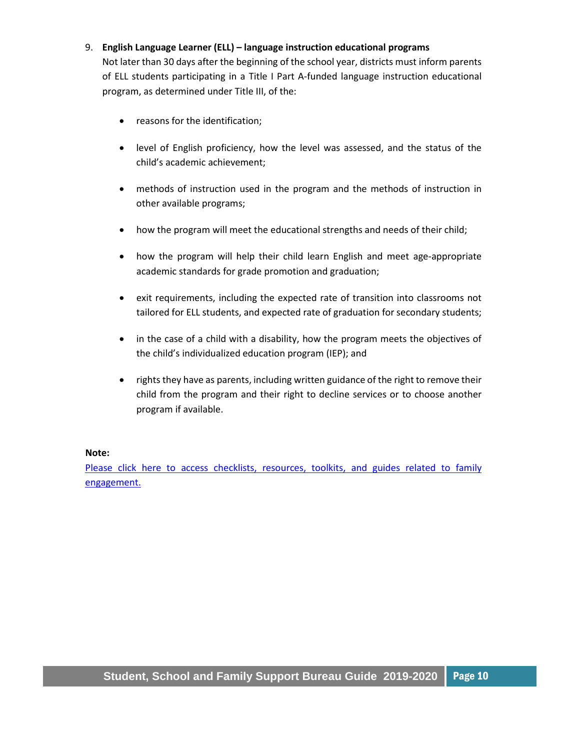9. **English Language Learner (ELL) – language instruction educational programs**
   Not later than 30 days after the beginning of the school year, districts must inform parents of ELL students participating in a Title I Part A-funded language instruction educational program, as determined under Title III, of the:

   - reasons for the identification;
   - level of English proficiency, how the level was assessed, and the status of the child's academic achievement;
   - methods of instruction used in the program and the methods of instruction in other available programs;
   - how the program will meet the educational strengths and needs of their child;
   - how the program will help their child learn English and meet age-appropriate academic standards for grade promotion and graduation;
   - exit requirements, including the expected rate of transition into classrooms not tailored for ELL students, and expected rate of graduation for secondary students;
   - in the case of a child with a disability, how the program meets the objectives of the child's individualized education program (IEP); and
   - rights they have as parents, including written guidance of the right to remove their child from the program and their right to decline services or to choose another program if available.

**Note:**
Please click here to access checklists, resources, toolkits, and guides related to family engagement.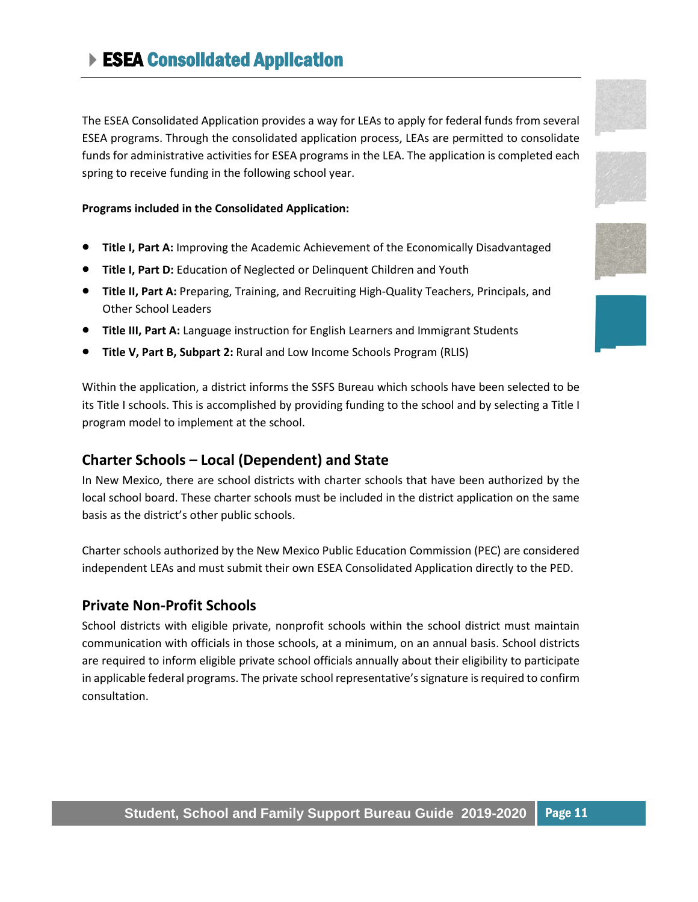# ESEA Consolidated Application

The ESEA Consolidated Application provides a way for LEAs to apply for federal funds from several ESEA programs. Through the consolidated application process, LEAs are permitted to consolidate funds for administrative activities for ESEA programs in the LEA. The application is completed each spring to receive funding in the following school year.

**Programs included in the Consolidated Application:**

- **Title I, Part A:** Improving the Academic Achievement of the Economically Disadvantaged
- **Title I, Part D:** Education of Neglected or Delinquent Children and Youth
- **Title II, Part A:** Preparing, Training, and Recruiting High-Quality Teachers, Principals, and Other School Leaders
- **Title III, Part A:** Language instruction for English Learners and Immigrant Students
- **Title V, Part B, Subpart 2:** Rural and Low Income Schools Program (RLIS)

Within the application, a district informs the SSFS Bureau which schools have been selected to be its Title I schools. This is accomplished by providing funding to the school and by selecting a Title I program model to implement at the school.

## Charter Schools – Local (Dependent) and State

In New Mexico, there are school districts with charter schools that have been authorized by the local school board. These charter schools must be included in the district application on the same basis as the district's other public schools.

Charter schools authorized by the New Mexico Public Education Commission (PEC) are considered independent LEAs and must submit their own ESEA Consolidated Application directly to the PED.

## Private Non-Profit Schools

School districts with eligible private, nonprofit schools within the school district must maintain communication with officials in those schools, at a minimum, on an annual basis. School districts are required to inform eligible private school officials annually about their eligibility to participate in applicable federal programs. The private school representative's signature is required to confirm consultation.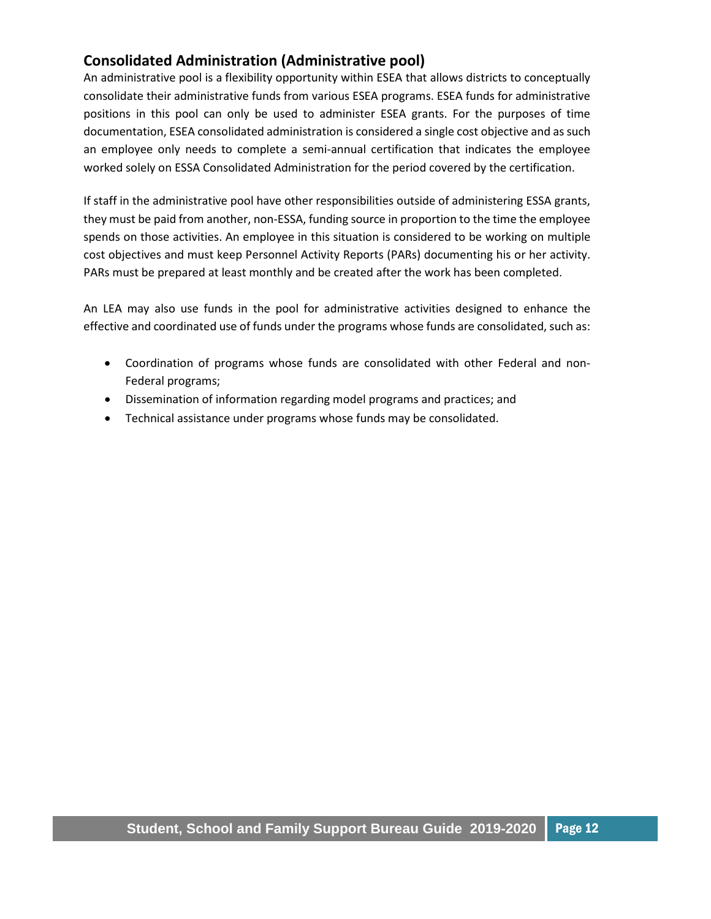## Consolidated Administration (Administrative pool)

An administrative pool is a flexibility opportunity within ESEA that allows districts to conceptually consolidate their administrative funds from various ESEA programs. ESEA funds for administrative positions in this pool can only be used to administer ESEA grants. For the purposes of time documentation, ESEA consolidated administration is considered a single cost objective and as such an employee only needs to complete a semi-annual certification that indicates the employee worked solely on ESSA Consolidated Administration for the period covered by the certification.

If staff in the administrative pool have other responsibilities outside of administering ESSA grants, they must be paid from another, non-ESSA, funding source in proportion to the time the employee spends on those activities. An employee in this situation is considered to be working on multiple cost objectives and must keep Personnel Activity Reports (PARs) documenting his or her activity. PARs must be prepared at least monthly and be created after the work has been completed.

An LEA may also use funds in the pool for administrative activities designed to enhance the effective and coordinated use of funds under the programs whose funds are consolidated, such as:

- Coordination of programs whose funds are consolidated with other Federal and non-Federal programs;
- Dissemination of information regarding model programs and practices; and
- Technical assistance under programs whose funds may be consolidated.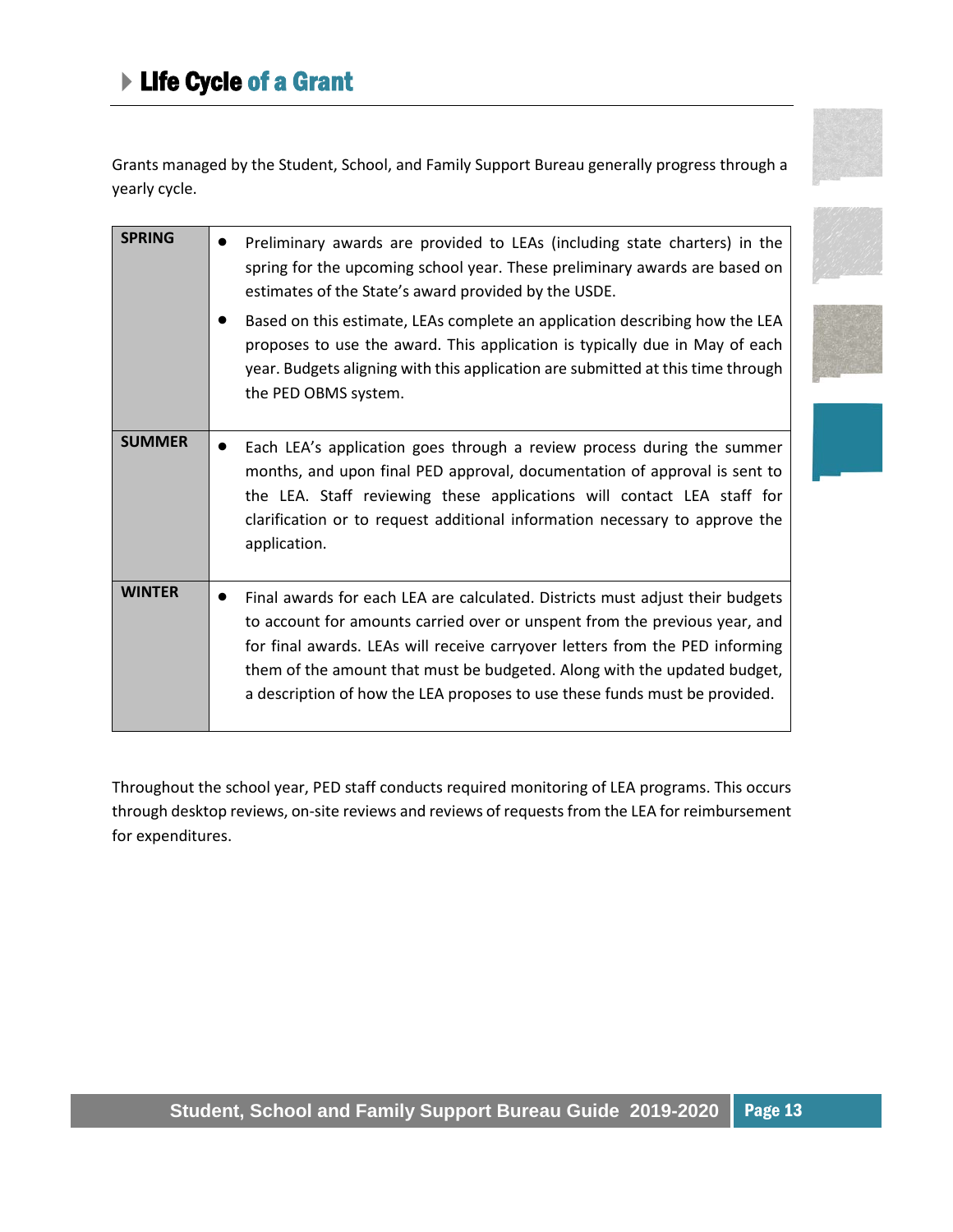# LIfe Cycle of a Grant

Grants managed by the Student, School, and Family Support Bureau generally progress through a yearly cycle.

| | |
|---|---|
| **SPRING** | • Preliminary awards are provided to LEAs (including state charters) in the spring for the upcoming school year. These preliminary awards are based on estimates of the State's award provided by the USDE.<br>• Based on this estimate, LEAs complete an application describing how the LEA proposes to use the award. This application is typically due in May of each year. Budgets aligning with this application are submitted at this time through the PED OBMS system. |
| **SUMMER** | • Each LEA's application goes through a review process during the summer months, and upon final PED approval, documentation of approval is sent to the LEA. Staff reviewing these applications will contact LEA staff for clarification or to request additional information necessary to approve the application. |
| **WINTER** | • Final awards for each LEA are calculated. Districts must adjust their budgets to account for amounts carried over or unspent from the previous year, and for final awards. LEAs will receive carryover letters from the PED informing them of the amount that must be budgeted. Along with the updated budget, a description of how the LEA proposes to use these funds must be provided. |

Throughout the school year, PED staff conducts required monitoring of LEA programs. This occurs through desktop reviews, on-site reviews and reviews of requests from the LEA for reimbursement for expenditures.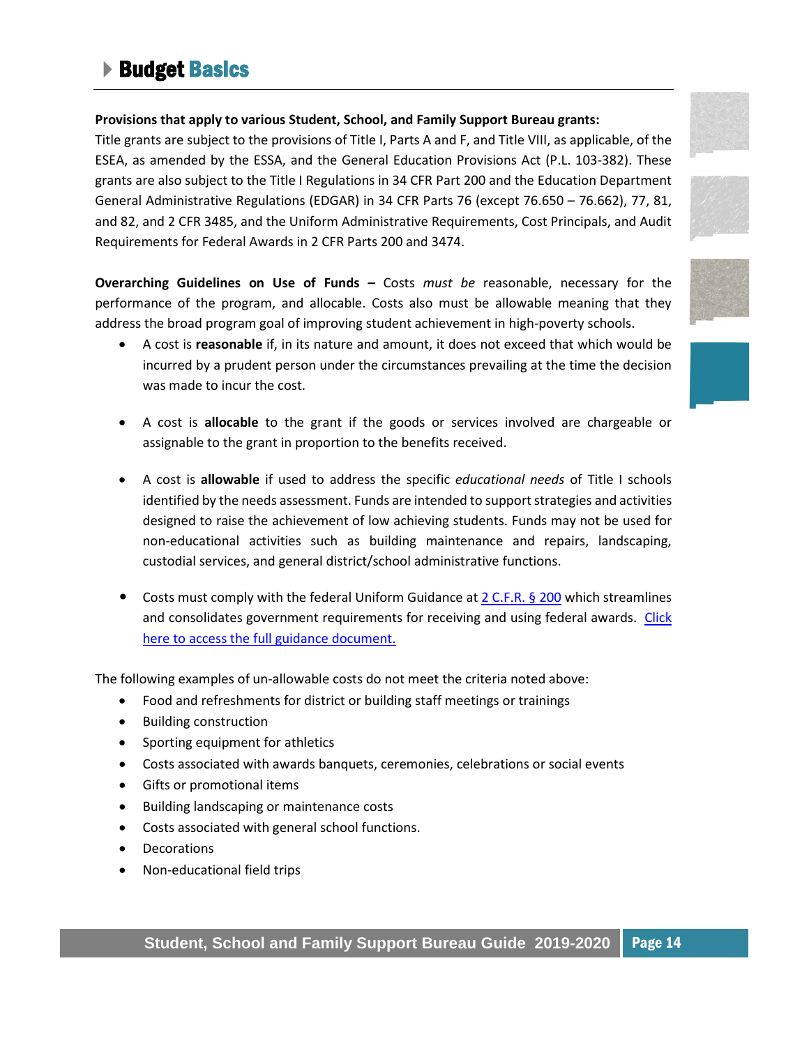# Budget Basics

**Provisions that apply to various Student, School, and Family Support Bureau grants:**
Title grants are subject to the provisions of Title I, Parts A and F, and Title VIII, as applicable, of the ESEA, as amended by the ESSA, and the General Education Provisions Act (P.L. 103-382). These grants are also subject to the Title I Regulations in 34 CFR Part 200 and the Education Department General Administrative Regulations (EDGAR) in 34 CFR Parts 76 (except 76.650 – 76.662), 77, 81, and 82, and 2 CFR 3485, and the Uniform Administrative Requirements, Cost Principals, and Audit Requirements for Federal Awards in 2 CFR Parts 200 and 3474.

**Overarching Guidelines on Use of Funds –** Costs *must be* reasonable, necessary for the performance of the program, and allocable. Costs also must be allowable meaning that they address the broad program goal of improving student achievement in high-poverty schools.

- A cost is **reasonable** if, in its nature and amount, it does not exceed that which would be incurred by a prudent person under the circumstances prevailing at the time the decision was made to incur the cost.
- A cost is **allocable** to the grant if the goods or services involved are chargeable or assignable to the grant in proportion to the benefits received.
- A cost is **allowable** if used to address the specific *educational needs* of Title I schools identified by the needs assessment. Funds are intended to support strategies and activities designed to raise the achievement of low achieving students. Funds may not be used for non-educational activities such as building maintenance and repairs, landscaping, custodial services, and general district/school administrative functions.
- Costs must comply with the federal Uniform Guidance at [2 C.F.R. § 200]() which streamlines and consolidates government requirements for receiving and using federal awards. [Click here to access the full guidance document.]()

The following examples of un-allowable costs do not meet the criteria noted above:

- Food and refreshments for district or building staff meetings or trainings
- Building construction
- Sporting equipment for athletics
- Costs associated with awards banquets, ceremonies, celebrations or social events
- Gifts or promotional items
- Building landscaping or maintenance costs
- Costs associated with general school functions.
- Decorations
- Non-educational field trips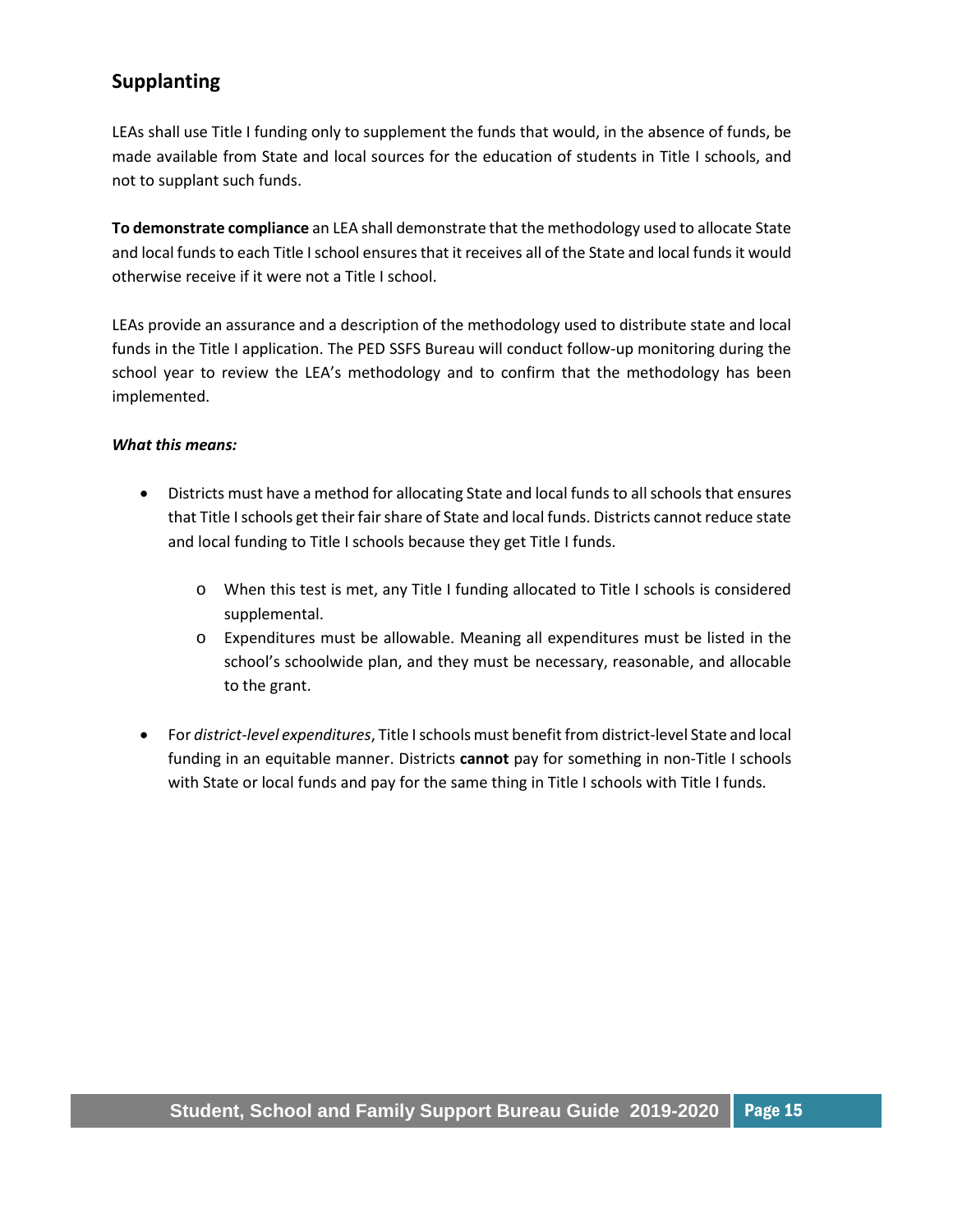## Supplanting

LEAs shall use Title I funding only to supplement the funds that would, in the absence of funds, be made available from State and local sources for the education of students in Title I schools, and not to supplant such funds.

**To demonstrate compliance** an LEA shall demonstrate that the methodology used to allocate State and local funds to each Title I school ensures that it receives all of the State and local funds it would otherwise receive if it were not a Title I school.

LEAs provide an assurance and a description of the methodology used to distribute state and local funds in the Title I application. The PED SSFS Bureau will conduct follow-up monitoring during the school year to review the LEA's methodology and to confirm that the methodology has been implemented.

***What this means:***

- Districts must have a method for allocating State and local funds to all schools that ensures that Title I schools get their fair share of State and local funds. Districts cannot reduce state and local funding to Title I schools because they get Title I funds.
  - When this test is met, any Title I funding allocated to Title I schools is considered supplemental.
  - Expenditures must be allowable. Meaning all expenditures must be listed in the school's schoolwide plan, and they must be necessary, reasonable, and allocable to the grant.
- For *district-level expenditures*, Title I schools must benefit from district-level State and local funding in an equitable manner. Districts **cannot** pay for something in non-Title I schools with State or local funds and pay for the same thing in Title I schools with Title I funds.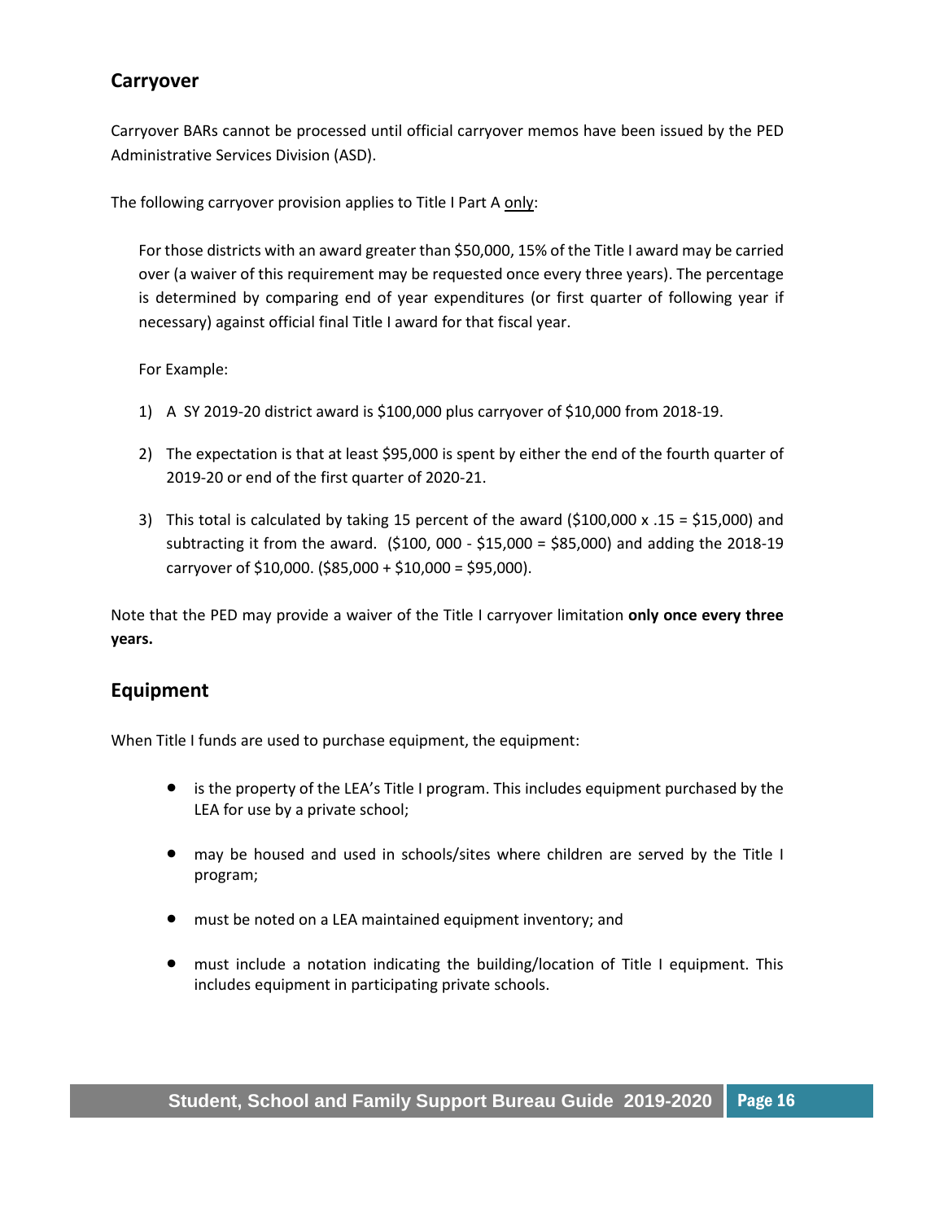## Carryover

Carryover BARs cannot be processed until official carryover memos have been issued by the PED Administrative Services Division (ASD).

The following carryover provision applies to Title I Part A only:

> For those districts with an award greater than $50,000, 15% of the Title I award may be carried over (a waiver of this requirement may be requested once every three years). The percentage is determined by comparing end of year expenditures (or first quarter of following year if necessary) against official final Title I award for that fiscal year.
>
> For Example:
>
> 1) A SY 2019-20 district award is $100,000 plus carryover of $10,000 from 2018-19.
> 2) The expectation is that at least $95,000 is spent by either the end of the fourth quarter of 2019-20 or end of the first quarter of 2020-21.
> 3) This total is calculated by taking 15 percent of the award ($100,000 x .15 = $15,000) and subtracting it from the award. ($100, 000 - $15,000 = $85,000) and adding the 2018-19 carryover of $10,000. ($85,000 + $10,000 = $95,000).

Note that the PED may provide a waiver of the Title I carryover limitation **only once every three years.**

## Equipment

When Title I funds are used to purchase equipment, the equipment:

- is the property of the LEA's Title I program. This includes equipment purchased by the LEA for use by a private school;
- may be housed and used in schools/sites where children are served by the Title I program;
- must be noted on a LEA maintained equipment inventory; and
- must include a notation indicating the building/location of Title I equipment. This includes equipment in participating private schools.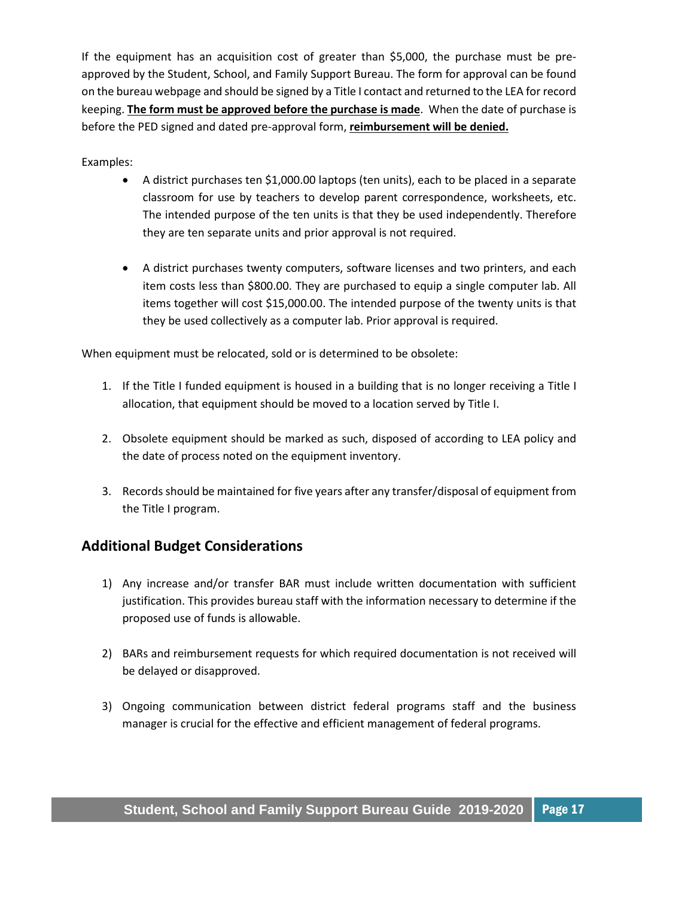If the equipment has an acquisition cost of greater than $5,000, the purchase must be pre-approved by the Student, School, and Family Support Bureau. The form for approval can be found on the bureau webpage and should be signed by a Title I contact and returned to the LEA for record keeping. **The form must be approved before the purchase is made**. When the date of purchase is before the PED signed and dated pre-approval form, **reimbursement will be denied.**

Examples:

- A district purchases ten $1,000.00 laptops (ten units), each to be placed in a separate classroom for use by teachers to develop parent correspondence, worksheets, etc. The intended purpose of the ten units is that they be used independently. Therefore they are ten separate units and prior approval is not required.

- A district purchases twenty computers, software licenses and two printers, and each item costs less than $800.00. They are purchased to equip a single computer lab. All items together will cost $15,000.00. The intended purpose of the twenty units is that they be used collectively as a computer lab. Prior approval is required.

When equipment must be relocated, sold or is determined to be obsolete:

1. If the Title I funded equipment is housed in a building that is no longer receiving a Title I allocation, that equipment should be moved to a location served by Title I.

2. Obsolete equipment should be marked as such, disposed of according to LEA policy and the date of process noted on the equipment inventory.

3. Records should be maintained for five years after any transfer/disposal of equipment from the Title I program.

## Additional Budget Considerations

1) Any increase and/or transfer BAR must include written documentation with sufficient justification. This provides bureau staff with the information necessary to determine if the proposed use of funds is allowable.

2) BARs and reimbursement requests for which required documentation is not received will be delayed or disapproved.

3) Ongoing communication between district federal programs staff and the business manager is crucial for the effective and efficient management of federal programs.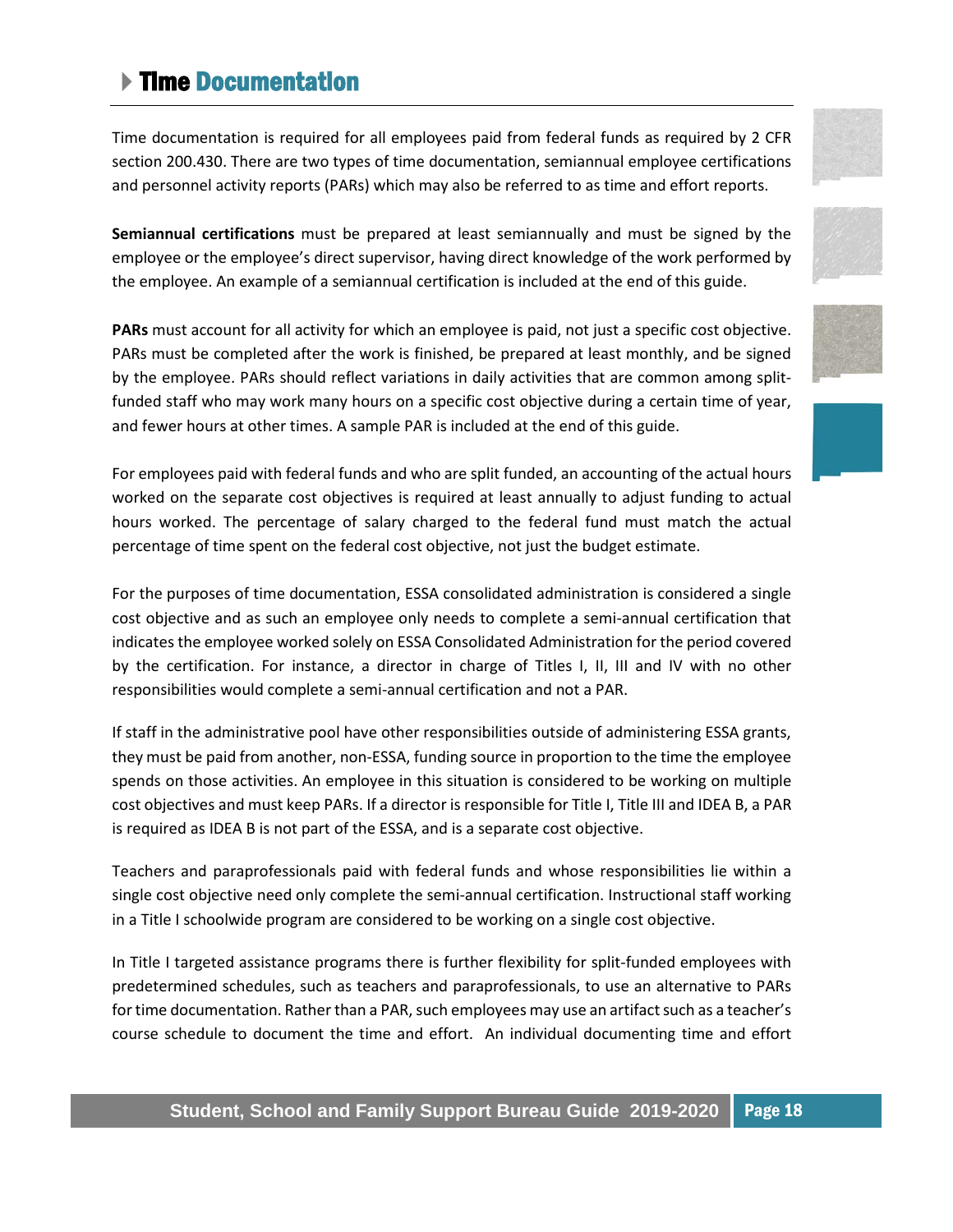# Time Documentation

Time documentation is required for all employees paid from federal funds as required by 2 CFR section 200.430. There are two types of time documentation, semiannual employee certifications and personnel activity reports (PARs) which may also be referred to as time and effort reports.

**Semiannual certifications** must be prepared at least semiannually and must be signed by the employee or the employee's direct supervisor, having direct knowledge of the work performed by the employee. An example of a semiannual certification is included at the end of this guide.

**PARs** must account for all activity for which an employee is paid, not just a specific cost objective. PARs must be completed after the work is finished, be prepared at least monthly, and be signed by the employee. PARs should reflect variations in daily activities that are common among split-funded staff who may work many hours on a specific cost objective during a certain time of year, and fewer hours at other times. A sample PAR is included at the end of this guide.

For employees paid with federal funds and who are split funded, an accounting of the actual hours worked on the separate cost objectives is required at least annually to adjust funding to actual hours worked. The percentage of salary charged to the federal fund must match the actual percentage of time spent on the federal cost objective, not just the budget estimate.

For the purposes of time documentation, ESSA consolidated administration is considered a single cost objective and as such an employee only needs to complete a semi-annual certification that indicates the employee worked solely on ESSA Consolidated Administration for the period covered by the certification. For instance, a director in charge of Titles I, II, III and IV with no other responsibilities would complete a semi-annual certification and not a PAR.

If staff in the administrative pool have other responsibilities outside of administering ESSA grants, they must be paid from another, non-ESSA, funding source in proportion to the time the employee spends on those activities. An employee in this situation is considered to be working on multiple cost objectives and must keep PARs. If a director is responsible for Title I, Title III and IDEA B, a PAR is required as IDEA B is not part of the ESSA, and is a separate cost objective.

Teachers and paraprofessionals paid with federal funds and whose responsibilities lie within a single cost objective need only complete the semi-annual certification. Instructional staff working in a Title I schoolwide program are considered to be working on a single cost objective.

In Title I targeted assistance programs there is further flexibility for split-funded employees with predetermined schedules, such as teachers and paraprofessionals, to use an alternative to PARs for time documentation. Rather than a PAR, such employees may use an artifact such as a teacher's course schedule to document the time and effort. An individual documenting time and effort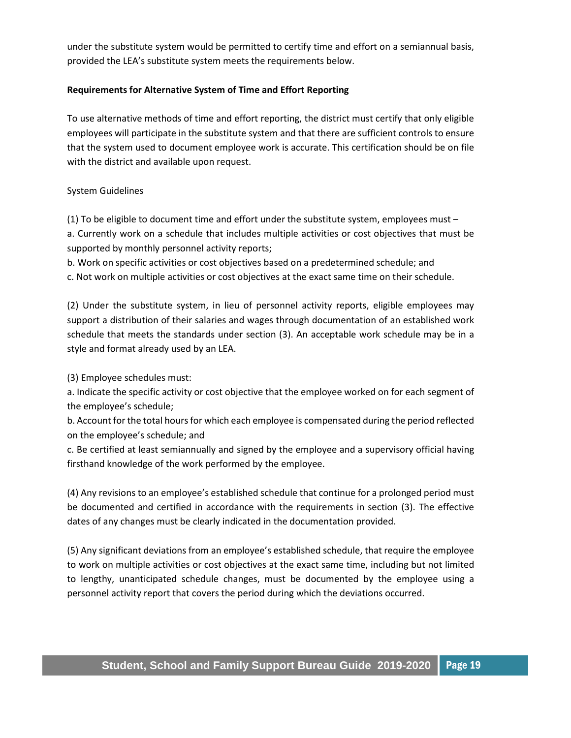under the substitute system would be permitted to certify time and effort on a semiannual basis, provided the LEA's substitute system meets the requirements below.

**Requirements for Alternative System of Time and Effort Reporting**

To use alternative methods of time and effort reporting, the district must certify that only eligible employees will participate in the substitute system and that there are sufficient controls to ensure that the system used to document employee work is accurate. This certification should be on file with the district and available upon request.

System Guidelines

(1) To be eligible to document time and effort under the substitute system, employees must –
a. Currently work on a schedule that includes multiple activities or cost objectives that must be supported by monthly personnel activity reports;
b. Work on specific activities or cost objectives based on a predetermined schedule; and
c. Not work on multiple activities or cost objectives at the exact same time on their schedule.

(2) Under the substitute system, in lieu of personnel activity reports, eligible employees may support a distribution of their salaries and wages through documentation of an established work schedule that meets the standards under section (3). An acceptable work schedule may be in a style and format already used by an LEA.

(3) Employee schedules must:
a. Indicate the specific activity or cost objective that the employee worked on for each segment of the employee's schedule;
b. Account for the total hours for which each employee is compensated during the period reflected on the employee's schedule; and
c. Be certified at least semiannually and signed by the employee and a supervisory official having firsthand knowledge of the work performed by the employee.

(4) Any revisions to an employee's established schedule that continue for a prolonged period must be documented and certified in accordance with the requirements in section (3). The effective dates of any changes must be clearly indicated in the documentation provided.

(5) Any significant deviations from an employee's established schedule, that require the employee to work on multiple activities or cost objectives at the exact same time, including but not limited to lengthy, unanticipated schedule changes, must be documented by the employee using a personnel activity report that covers the period during which the deviations occurred.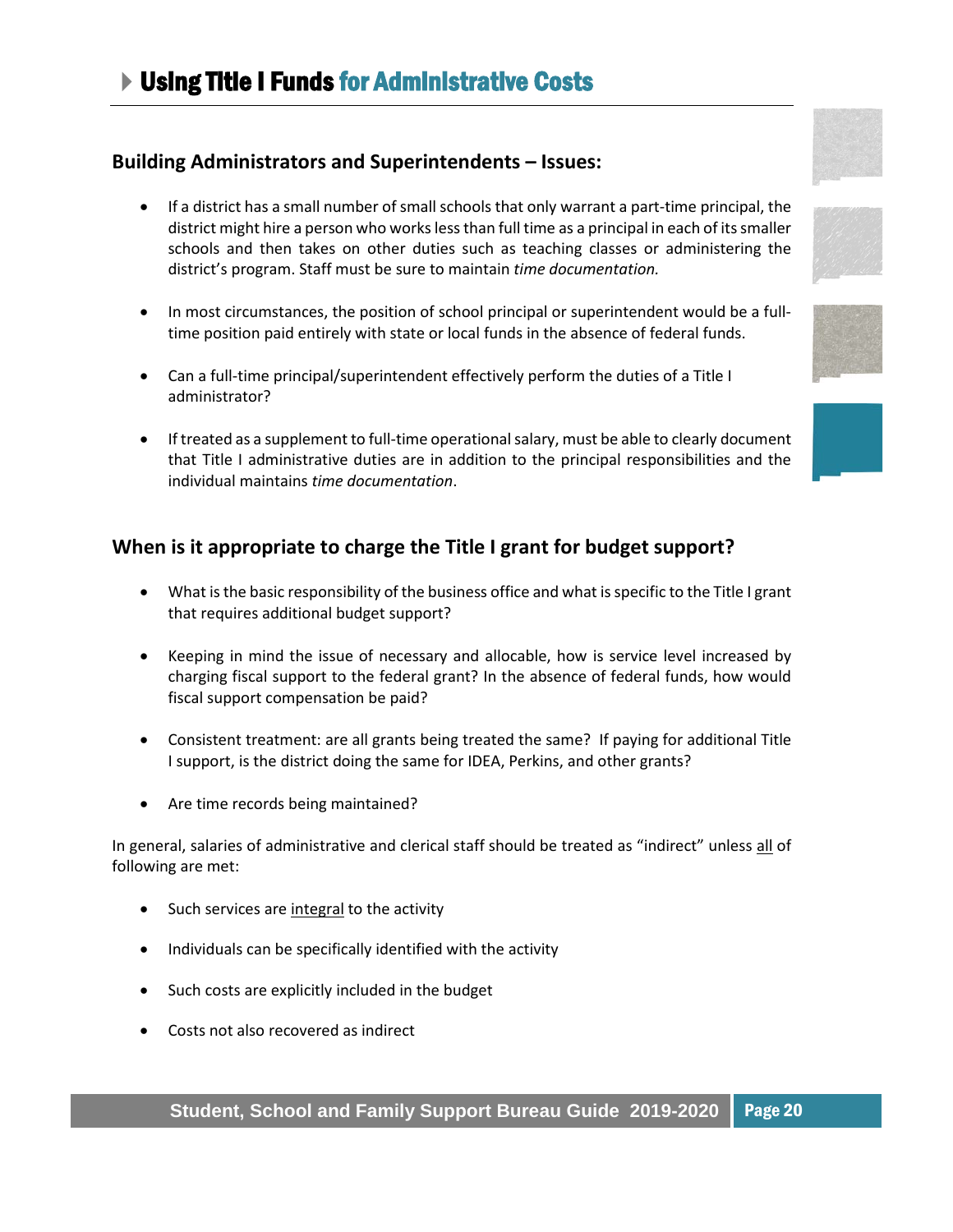# Using Title I Funds for Administrative Costs

## Building Administrators and Superintendents – Issues:

- If a district has a small number of small schools that only warrant a part-time principal, the district might hire a person who works less than full time as a principal in each of its smaller schools and then takes on other duties such as teaching classes or administering the district's program. Staff must be sure to maintain *time documentation.*
- In most circumstances, the position of school principal or superintendent would be a full-time position paid entirely with state or local funds in the absence of federal funds.
- Can a full-time principal/superintendent effectively perform the duties of a Title I administrator?
- If treated as a supplement to full-time operational salary, must be able to clearly document that Title I administrative duties are in addition to the principal responsibilities and the individual maintains *time documentation*.

## When is it appropriate to charge the Title I grant for budget support?

- What is the basic responsibility of the business office and what is specific to the Title I grant that requires additional budget support?
- Keeping in mind the issue of necessary and allocable, how is service level increased by charging fiscal support to the federal grant? In the absence of federal funds, how would fiscal support compensation be paid?
- Consistent treatment: are all grants being treated the same? If paying for additional Title I support, is the district doing the same for IDEA, Perkins, and other grants?
- Are time records being maintained?

In general, salaries of administrative and clerical staff should be treated as "indirect" unless <u>all</u> of following are met:

- Such services are <u>integral</u> to the activity
- Individuals can be specifically identified with the activity
- Such costs are explicitly included in the budget
- Costs not also recovered as indirect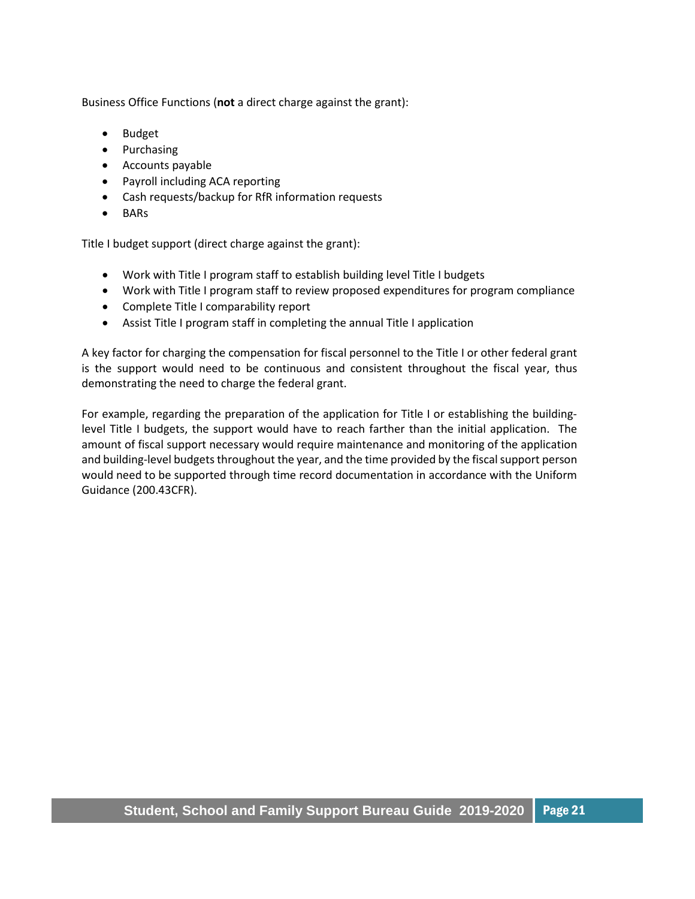Business Office Functions (**not** a direct charge against the grant):

- Budget
- Purchasing
- Accounts payable
- Payroll including ACA reporting
- Cash requests/backup for RfR information requests
- BARs

Title I budget support (direct charge against the grant):

- Work with Title I program staff to establish building level Title I budgets
- Work with Title I program staff to review proposed expenditures for program compliance
- Complete Title I comparability report
- Assist Title I program staff in completing the annual Title I application

A key factor for charging the compensation for fiscal personnel to the Title I or other federal grant is the support would need to be continuous and consistent throughout the fiscal year, thus demonstrating the need to charge the federal grant.

For example, regarding the preparation of the application for Title I or establishing the building-level Title I budgets, the support would have to reach farther than the initial application. The amount of fiscal support necessary would require maintenance and monitoring of the application and building-level budgets throughout the year, and the time provided by the fiscal support person would need to be supported through time record documentation in accordance with the Uniform Guidance (200.43CFR).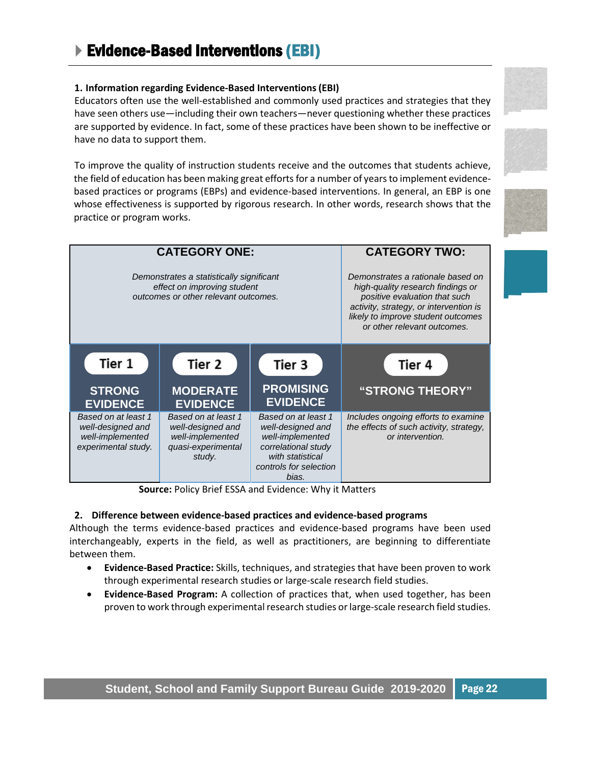# Evidence-Based Interventions (EBI)

**1. Information regarding Evidence-Based Interventions (EBI)**

Educators often use the well-established and commonly used practices and strategies that they have seen others use—including their own teachers—never questioning whether these practices are supported by evidence. In fact, some of these practices have been shown to be ineffective or have no data to support them.

To improve the quality of instruction students receive and the outcomes that students achieve, the field of education has been making great efforts for a number of years to implement evidence-based practices or programs (EBPs) and evidence-based interventions. In general, an EBP is one whose effectiveness is supported by rigorous research. In other words, research shows that the practice or program works.

| **CATEGORY ONE:** *Demonstrates a statistically significant effect on improving student outcomes or other relevant outcomes.* | | | **CATEGORY TWO:** *Demonstrates a rationale based on high-quality research findings or positive evaluation that such activity, strategy, or intervention is likely to improve student outcomes or other relevant outcomes.* |
|---|---|---|---|
| **Tier 1** **STRONG EVIDENCE** | **Tier 2** **MODERATE EVIDENCE** | **Tier 3** **PROMISING EVIDENCE** | **Tier 4** **"STRONG THEORY"** |
| *Based on at least 1 well-designed and well-implemented experimental study.* | *Based on at least 1 well-designed and well-implemented quasi-experimental study.* | *Based on at least 1 well-designed and well-implemented correlational study with statistical controls for selection bias.* | *Includes ongoing efforts to examine the effects of such activity, strategy, or intervention.* |

**Source:** Policy Brief ESSA and Evidence: Why it Matters

**2. Difference between evidence-based practices and evidence-based programs**

Although the terms evidence-based practices and evidence-based programs have been used interchangeably, experts in the field, as well as practitioners, are beginning to differentiate between them.

- **Evidence-Based Practice:** Skills, techniques, and strategies that have been proven to work through experimental research studies or large-scale research field studies.
- **Evidence-Based Program:** A collection of practices that, when used together, has been proven to work through experimental research studies or large-scale research field studies.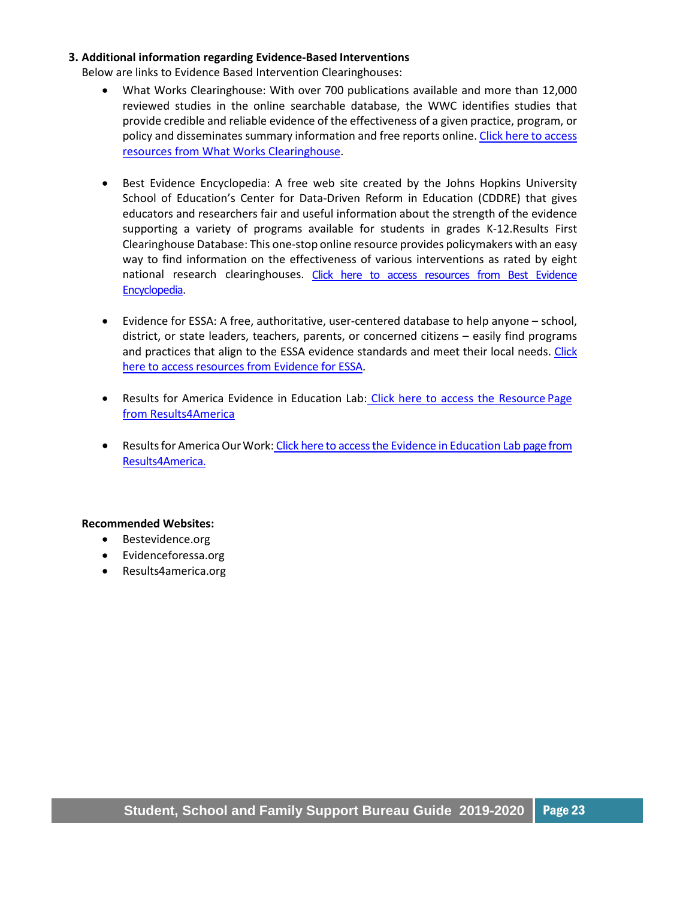### 3. Additional information regarding Evidence-Based Interventions

Below are links to Evidence Based Intervention Clearinghouses:

- What Works Clearinghouse: With over 700 publications available and more than 12,000 reviewed studies in the online searchable database, the WWC identifies studies that provide credible and reliable evidence of the effectiveness of a given practice, program, or policy and disseminates summary information and free reports online. Click here to access resources from What Works Clearinghouse.

- Best Evidence Encyclopedia: A free web site created by the Johns Hopkins University School of Education's Center for Data-Driven Reform in Education (CDDRE) that gives educators and researchers fair and useful information about the strength of the evidence supporting a variety of programs available for students in grades K-12.Results First Clearinghouse Database: This one-stop online resource provides policymakers with an easy way to find information on the effectiveness of various interventions as rated by eight national research clearinghouses. Click here to access resources from Best Evidence Encyclopedia.

- Evidence for ESSA: A free, authoritative, user-centered database to help anyone – school, district, or state leaders, teachers, parents, or concerned citizens – easily find programs and practices that align to the ESSA evidence standards and meet their local needs. Click here to access resources from Evidence for ESSA.

- Results for America Evidence in Education Lab: Click here to access the Resource Page from Results4America

- Results for America Our Work: Click here to access the Evidence in Education Lab page from Results4America.

**Recommended Websites:**

- Bestevidence.org
- Evidenceforessa.org
- Results4america.org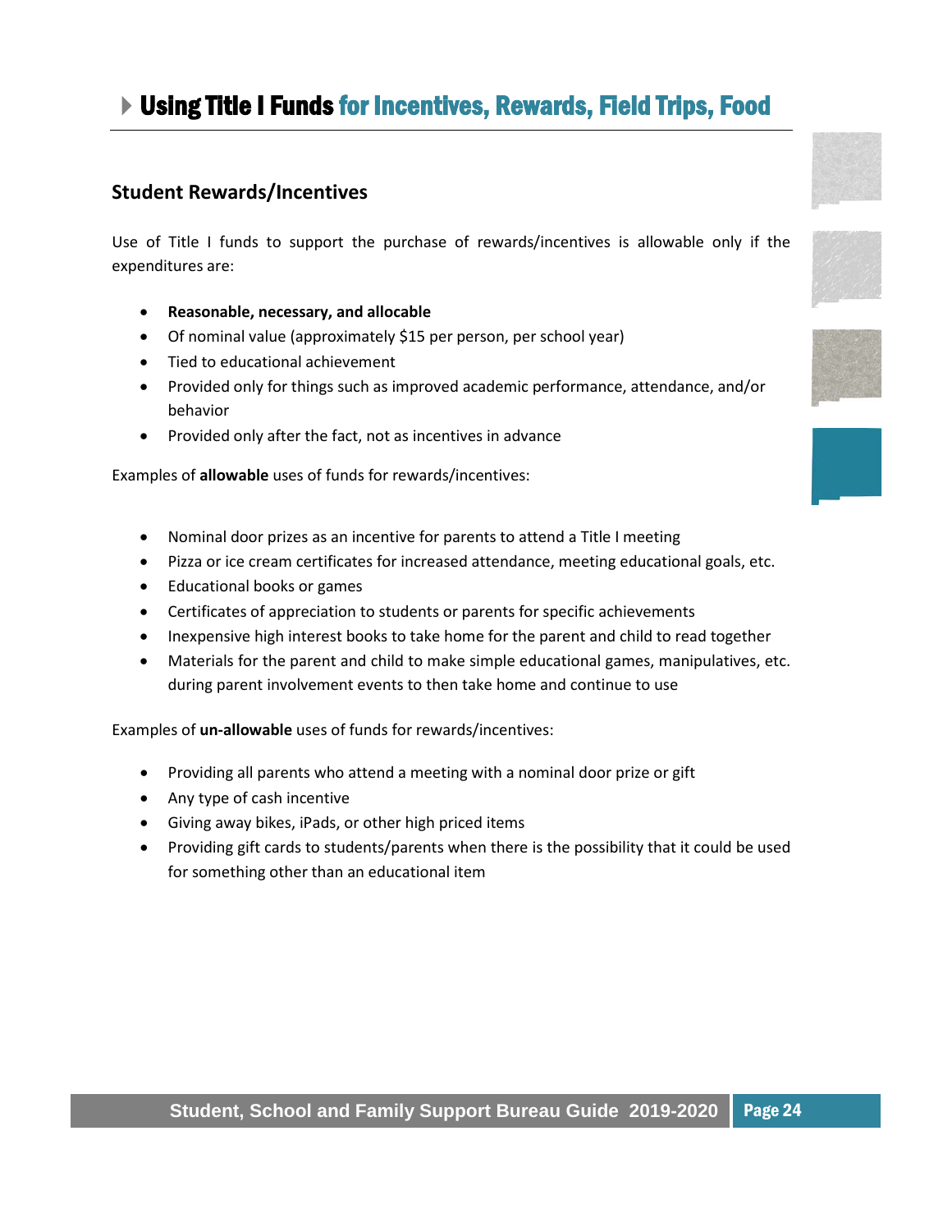# Using Title I Funds for Incentives, Rewards, Field Trips, Food

## Student Rewards/Incentives

Use of Title I funds to support the purchase of rewards/incentives is allowable only if the expenditures are:

- **Reasonable, necessary, and allocable**
- Of nominal value (approximately $15 per person, per school year)
- Tied to educational achievement
- Provided only for things such as improved academic performance, attendance, and/or behavior
- Provided only after the fact, not as incentives in advance

Examples of **allowable** uses of funds for rewards/incentives:

- Nominal door prizes as an incentive for parents to attend a Title I meeting
- Pizza or ice cream certificates for increased attendance, meeting educational goals, etc.
- Educational books or games
- Certificates of appreciation to students or parents for specific achievements
- Inexpensive high interest books to take home for the parent and child to read together
- Materials for the parent and child to make simple educational games, manipulatives, etc. during parent involvement events to then take home and continue to use

Examples of **un-allowable** uses of funds for rewards/incentives:

- Providing all parents who attend a meeting with a nominal door prize or gift
- Any type of cash incentive
- Giving away bikes, iPads, or other high priced items
- Providing gift cards to students/parents when there is the possibility that it could be used for something other than an educational item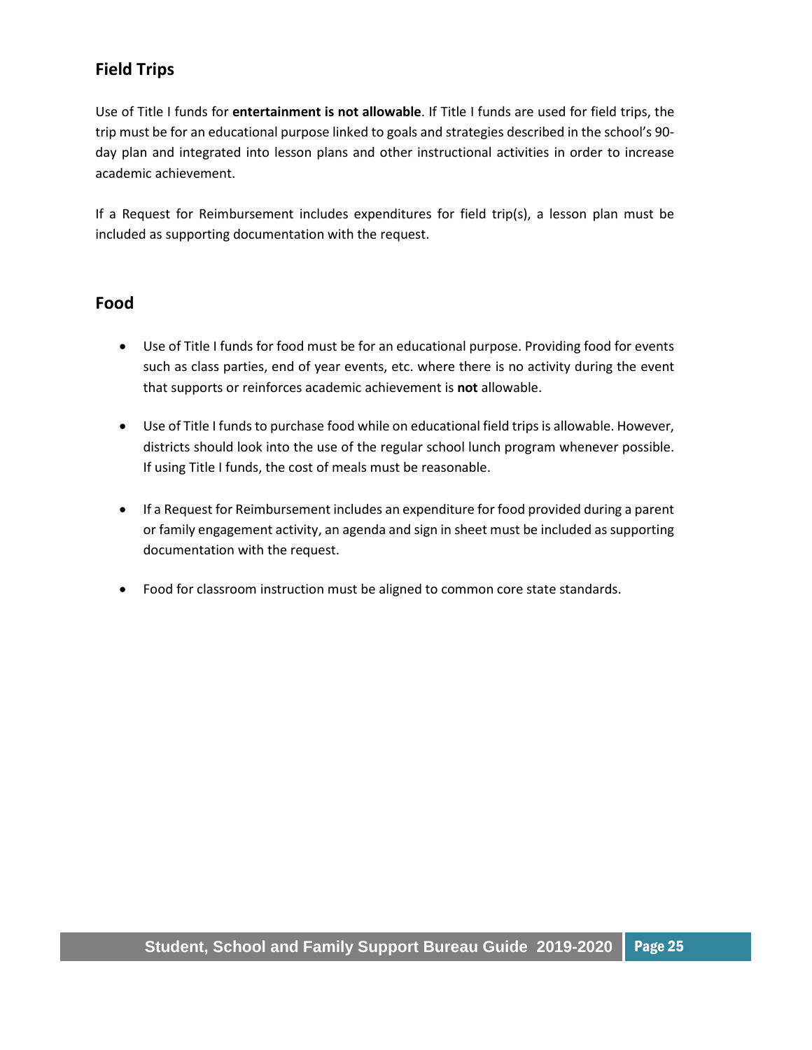## Field Trips

Use of Title I funds for **entertainment is not allowable**. If Title I funds are used for field trips, the trip must be for an educational purpose linked to goals and strategies described in the school's 90-day plan and integrated into lesson plans and other instructional activities in order to increase academic achievement.

If a Request for Reimbursement includes expenditures for field trip(s), a lesson plan must be included as supporting documentation with the request.

## Food

- Use of Title I funds for food must be for an educational purpose. Providing food for events such as class parties, end of year events, etc. where there is no activity during the event that supports or reinforces academic achievement is **not** allowable.
- Use of Title I funds to purchase food while on educational field trips is allowable. However, districts should look into the use of the regular school lunch program whenever possible. If using Title I funds, the cost of meals must be reasonable.
- If a Request for Reimbursement includes an expenditure for food provided during a parent or family engagement activity, an agenda and sign in sheet must be included as supporting documentation with the request.
- Food for classroom instruction must be aligned to common core state standards.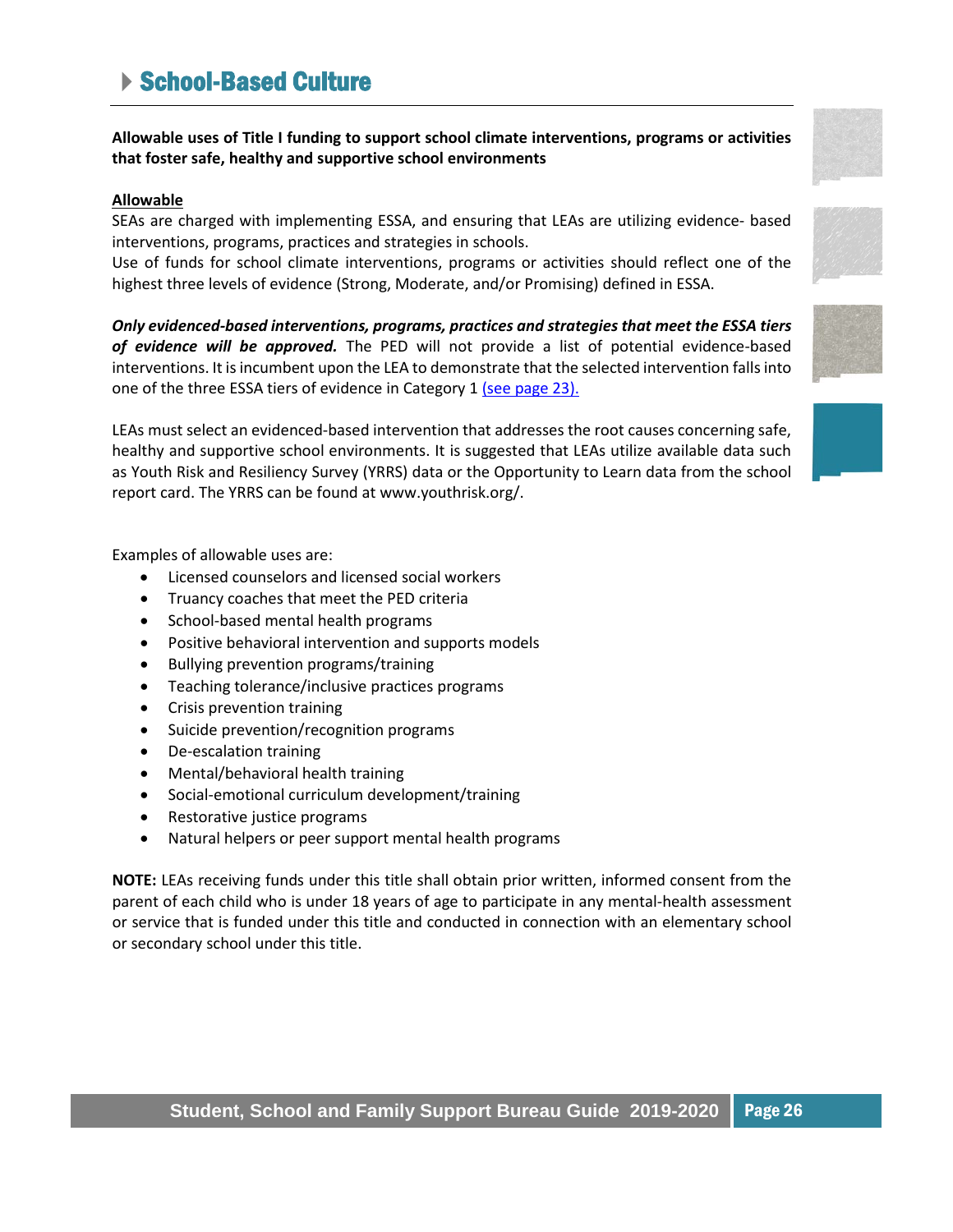# School-Based Culture

**Allowable uses of Title I funding to support school climate interventions, programs or activities that foster safe, healthy and supportive school environments**

**Allowable**

SEAs are charged with implementing ESSA, and ensuring that LEAs are utilizing evidence- based interventions, programs, practices and strategies in schools.

Use of funds for school climate interventions, programs or activities should reflect one of the highest three levels of evidence (Strong, Moderate, and/or Promising) defined in ESSA.

***Only evidenced-based interventions, programs, practices and strategies that meet the ESSA tiers of evidence will be approved.*** The PED will not provide a list of potential evidence-based interventions. It is incumbent upon the LEA to demonstrate that the selected intervention falls into one of the three ESSA tiers of evidence in Category 1 (see page 23).

LEAs must select an evidenced-based intervention that addresses the root causes concerning safe, healthy and supportive school environments. It is suggested that LEAs utilize available data such as Youth Risk and Resiliency Survey (YRRS) data or the Opportunity to Learn data from the school report card. The YRRS can be found at www.youthrisk.org/.

Examples of allowable uses are:

- Licensed counselors and licensed social workers
- Truancy coaches that meet the PED criteria
- School-based mental health programs
- Positive behavioral intervention and supports models
- Bullying prevention programs/training
- Teaching tolerance/inclusive practices programs
- Crisis prevention training
- Suicide prevention/recognition programs
- De-escalation training
- Mental/behavioral health training
- Social-emotional curriculum development/training
- Restorative justice programs
- Natural helpers or peer support mental health programs

**NOTE:** LEAs receiving funds under this title shall obtain prior written, informed consent from the parent of each child who is under 18 years of age to participate in any mental-health assessment or service that is funded under this title and conducted in connection with an elementary school or secondary school under this title.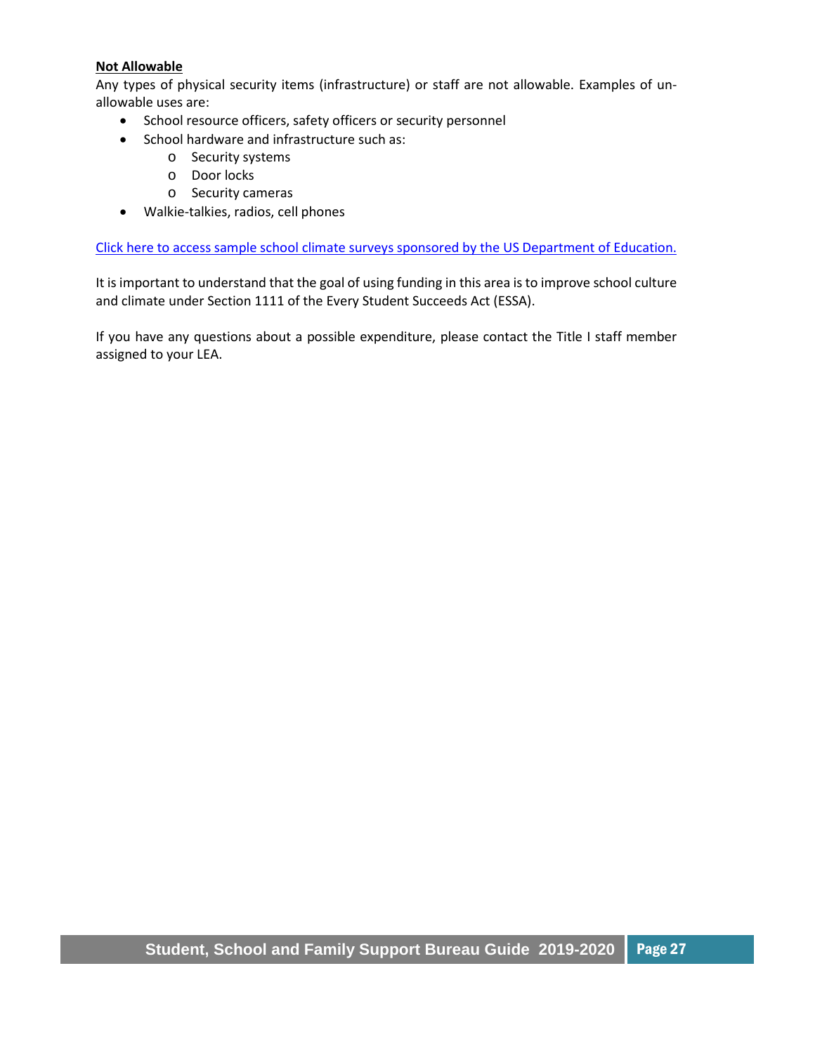**Not Allowable**

Any types of physical security items (infrastructure) or staff are not allowable. Examples of un-allowable uses are:

- School resource officers, safety officers or security personnel
- School hardware and infrastructure such as:
  - Security systems
  - Door locks
  - Security cameras
- Walkie-talkies, radios, cell phones

Click here to access sample school climate surveys sponsored by the US Department of Education.

It is important to understand that the goal of using funding in this area is to improve school culture and climate under Section 1111 of the Every Student Succeeds Act (ESSA).

If you have any questions about a possible expenditure, please contact the Title I staff member assigned to your LEA.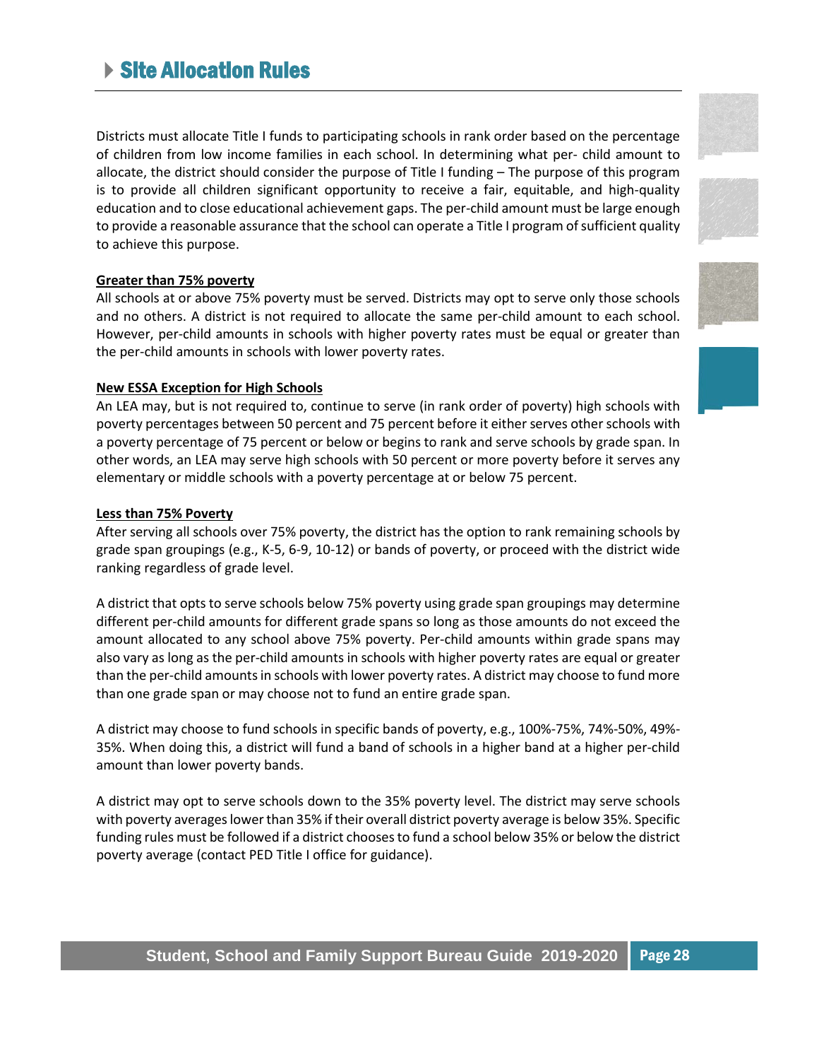# Site Allocation Rules

Districts must allocate Title I funds to participating schools in rank order based on the percentage of children from low income families in each school. In determining what per- child amount to allocate, the district should consider the purpose of Title I funding – The purpose of this program is to provide all children significant opportunity to receive a fair, equitable, and high-quality education and to close educational achievement gaps. The per-child amount must be large enough to provide a reasonable assurance that the school can operate a Title I program of sufficient quality to achieve this purpose.

**Greater than 75% poverty**

All schools at or above 75% poverty must be served. Districts may opt to serve only those schools and no others. A district is not required to allocate the same per-child amount to each school. However, per-child amounts in schools with higher poverty rates must be equal or greater than the per-child amounts in schools with lower poverty rates.

**New ESSA Exception for High Schools**

An LEA may, but is not required to, continue to serve (in rank order of poverty) high schools with poverty percentages between 50 percent and 75 percent before it either serves other schools with a poverty percentage of 75 percent or below or begins to rank and serve schools by grade span. In other words, an LEA may serve high schools with 50 percent or more poverty before it serves any elementary or middle schools with a poverty percentage at or below 75 percent.

**Less than 75% Poverty**

After serving all schools over 75% poverty, the district has the option to rank remaining schools by grade span groupings (e.g., K-5, 6-9, 10-12) or bands of poverty, or proceed with the district wide ranking regardless of grade level.

A district that opts to serve schools below 75% poverty using grade span groupings may determine different per-child amounts for different grade spans so long as those amounts do not exceed the amount allocated to any school above 75% poverty. Per-child amounts within grade spans may also vary as long as the per-child amounts in schools with higher poverty rates are equal or greater than the per-child amounts in schools with lower poverty rates. A district may choose to fund more than one grade span or may choose not to fund an entire grade span.

A district may choose to fund schools in specific bands of poverty, e.g., 100%-75%, 74%-50%, 49%-35%. When doing this, a district will fund a band of schools in a higher band at a higher per-child amount than lower poverty bands.

A district may opt to serve schools down to the 35% poverty level. The district may serve schools with poverty averages lower than 35% if their overall district poverty average is below 35%. Specific funding rules must be followed if a district chooses to fund a school below 35% or below the district poverty average (contact PED Title I office for guidance).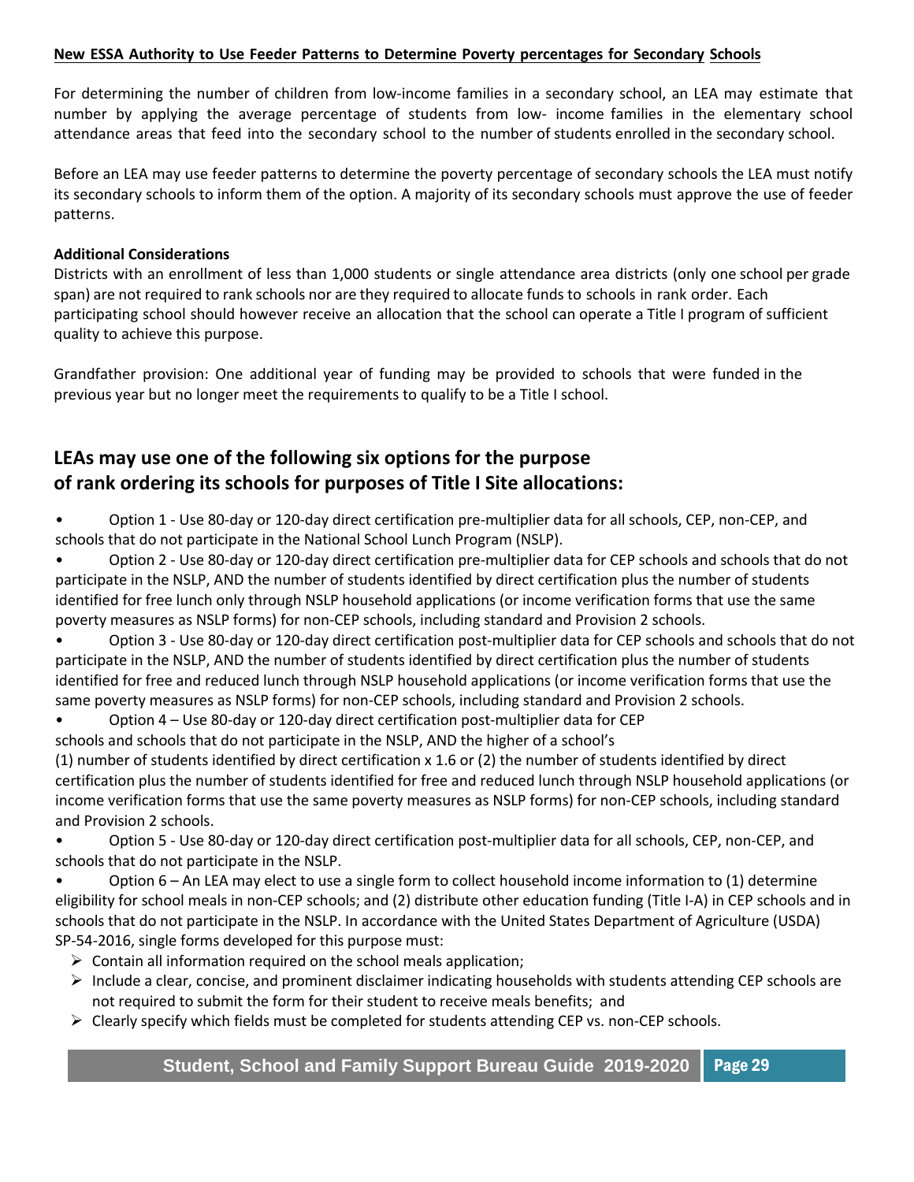**New ESSA Authority to Use Feeder Patterns to Determine Poverty percentages for Secondary Schools**

For determining the number of children from low-income families in a secondary school, an LEA may estimate that number by applying the average percentage of students from low- income families in the elementary school attendance areas that feed into the secondary school to the number of students enrolled in the secondary school.

Before an LEA may use feeder patterns to determine the poverty percentage of secondary schools the LEA must notify its secondary schools to inform them of the option. A majority of its secondary schools must approve the use of feeder patterns.

**Additional Considerations**

Districts with an enrollment of less than 1,000 students or single attendance area districts (only one school per grade span) are not required to rank schools nor are they required to allocate funds to schools in rank order. Each participating school should however receive an allocation that the school can operate a Title I program of sufficient quality to achieve this purpose.

Grandfather provision: One additional year of funding may be provided to schools that were funded in the previous year but no longer meet the requirements to qualify to be a Title I school.

## LEAs may use one of the following six options for the purpose of rank ordering its schools for purposes of Title I Site allocations:

- Option 1 - Use 80-day or 120-day direct certification pre-multiplier data for all schools, CEP, non-CEP, and schools that do not participate in the National School Lunch Program (NSLP).
- Option 2 - Use 80-day or 120-day direct certification pre-multiplier data for CEP schools and schools that do not participate in the NSLP, AND the number of students identified by direct certification plus the number of students identified for free lunch only through NSLP household applications (or income verification forms that use the same poverty measures as NSLP forms) for non-CEP schools, including standard and Provision 2 schools.
- Option 3 - Use 80-day or 120-day direct certification post-multiplier data for CEP schools and schools that do not participate in the NSLP, AND the number of students identified by direct certification plus the number of students identified for free and reduced lunch through NSLP household applications (or income verification forms that use the same poverty measures as NSLP forms) for non-CEP schools, including standard and Provision 2 schools.
- Option 4 – Use 80-day or 120-day direct certification post-multiplier data for CEP schools and schools that do not participate in the NSLP, AND the higher of a school's (1) number of students identified by direct certification x 1.6 or (2) the number of students identified by direct certification plus the number of students identified for free and reduced lunch through NSLP household applications (or income verification forms that use the same poverty measures as NSLP forms) for non-CEP schools, including standard and Provision 2 schools.
- Option 5 - Use 80-day or 120-day direct certification post-multiplier data for all schools, CEP, non-CEP, and schools that do not participate in the NSLP.
- Option 6 – An LEA may elect to use a single form to collect household income information to (1) determine eligibility for school meals in non-CEP schools; and (2) distribute other education funding (Title I-A) in CEP schools and in schools that do not participate in the NSLP. In accordance with the United States Department of Agriculture (USDA) SP-54-2016, single forms developed for this purpose must:
  - Contain all information required on the school meals application;
  - Include a clear, concise, and prominent disclaimer indicating households with students attending CEP schools are not required to submit the form for their student to receive meals benefits; and
  - Clearly specify which fields must be completed for students attending CEP vs. non-CEP schools.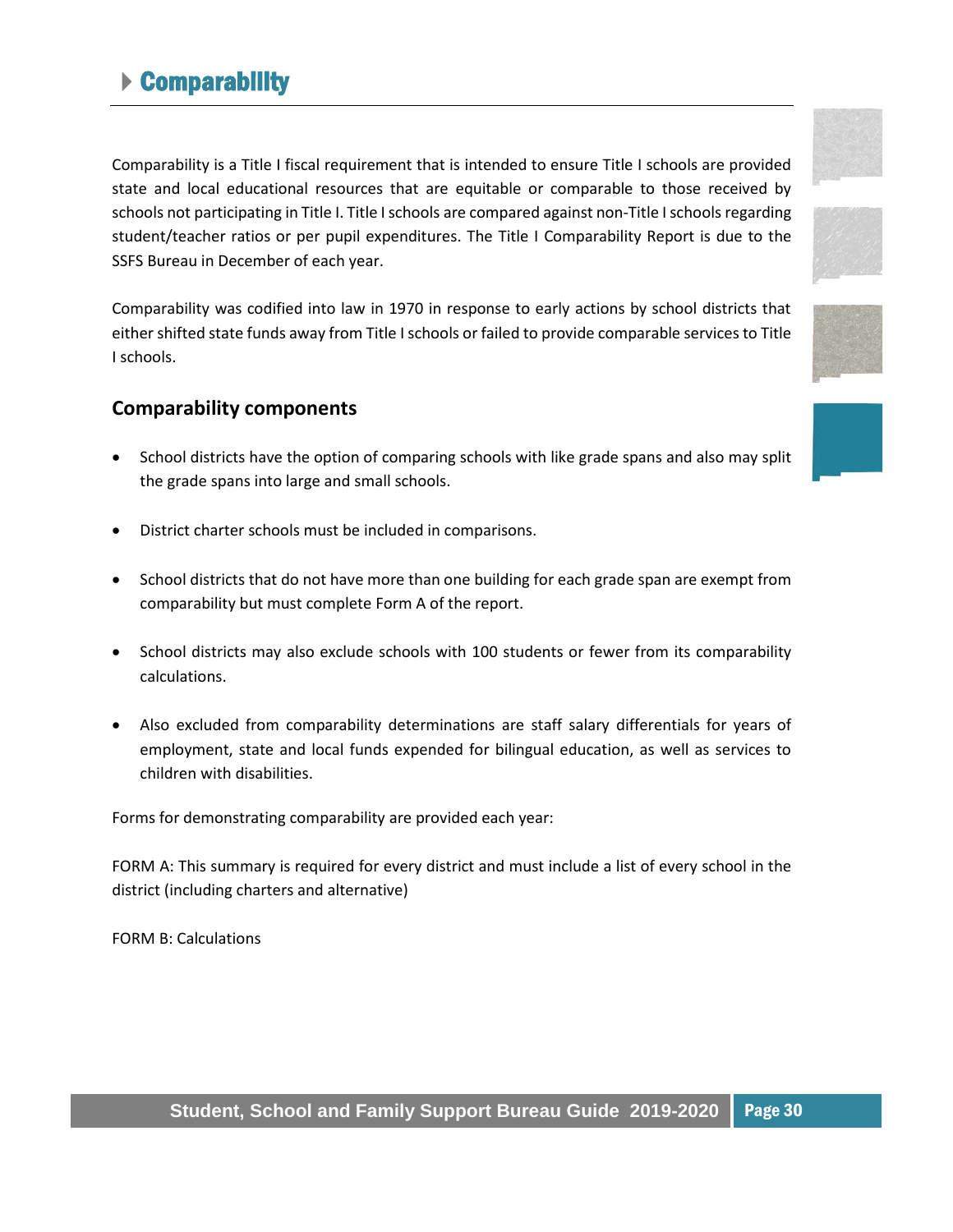# Comparability

Comparability is a Title I fiscal requirement that is intended to ensure Title I schools are provided state and local educational resources that are equitable or comparable to those received by schools not participating in Title I. Title I schools are compared against non-Title I schools regarding student/teacher ratios or per pupil expenditures. The Title I Comparability Report is due to the SSFS Bureau in December of each year.

Comparability was codified into law in 1970 in response to early actions by school districts that either shifted state funds away from Title I schools or failed to provide comparable services to Title I schools.

## Comparability components

- School districts have the option of comparing schools with like grade spans and also may split the grade spans into large and small schools.
- District charter schools must be included in comparisons.
- School districts that do not have more than one building for each grade span are exempt from comparability but must complete Form A of the report.
- School districts may also exclude schools with 100 students or fewer from its comparability calculations.
- Also excluded from comparability determinations are staff salary differentials for years of employment, state and local funds expended for bilingual education, as well as services to children with disabilities.

Forms for demonstrating comparability are provided each year:

FORM A: This summary is required for every district and must include a list of every school in the district (including charters and alternative)

FORM B: Calculations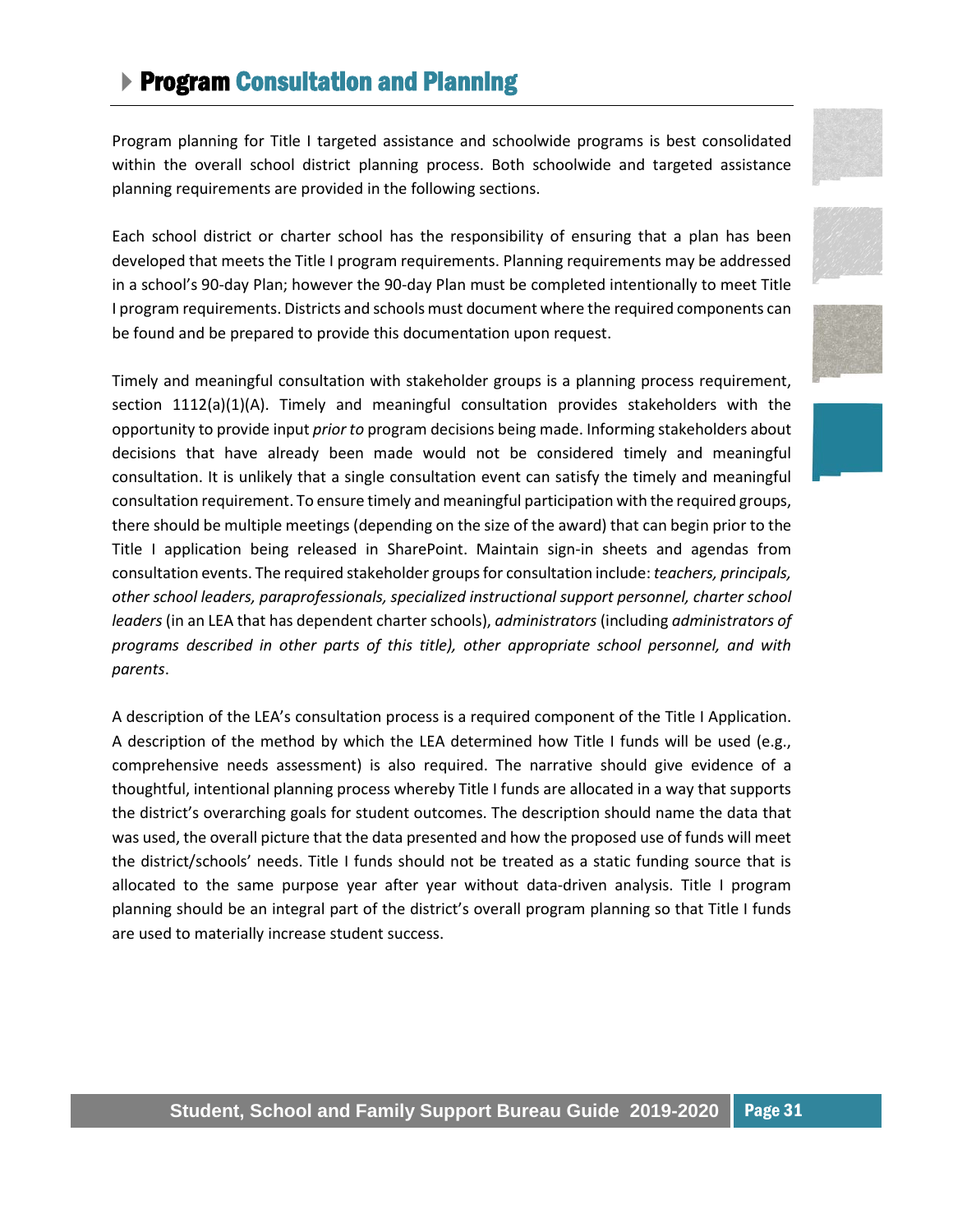## Program Consultation and Planning

Program planning for Title I targeted assistance and schoolwide programs is best consolidated within the overall school district planning process. Both schoolwide and targeted assistance planning requirements are provided in the following sections.

Each school district or charter school has the responsibility of ensuring that a plan has been developed that meets the Title I program requirements. Planning requirements may be addressed in a school's 90-day Plan; however the 90-day Plan must be completed intentionally to meet Title I program requirements. Districts and schools must document where the required components can be found and be prepared to provide this documentation upon request.

Timely and meaningful consultation with stakeholder groups is a planning process requirement, section 1112(a)(1)(A). Timely and meaningful consultation provides stakeholders with the opportunity to provide input *prior to* program decisions being made. Informing stakeholders about decisions that have already been made would not be considered timely and meaningful consultation. It is unlikely that a single consultation event can satisfy the timely and meaningful consultation requirement. To ensure timely and meaningful participation with the required groups, there should be multiple meetings (depending on the size of the award) that can begin prior to the Title I application being released in SharePoint. Maintain sign-in sheets and agendas from consultation events. The required stakeholder groups for consultation include: *teachers, principals, other school leaders, paraprofessionals, specialized instructional support personnel, charter school leaders* (in an LEA that has dependent charter schools), *administrators* (including *administrators of programs described in other parts of this title), other appropriate school personnel, and with parents*.

A description of the LEA's consultation process is a required component of the Title I Application. A description of the method by which the LEA determined how Title I funds will be used (e.g., comprehensive needs assessment) is also required. The narrative should give evidence of a thoughtful, intentional planning process whereby Title I funds are allocated in a way that supports the district's overarching goals for student outcomes. The description should name the data that was used, the overall picture that the data presented and how the proposed use of funds will meet the district/schools' needs. Title I funds should not be treated as a static funding source that is allocated to the same purpose year after year without data-driven analysis. Title I program planning should be an integral part of the district's overall program planning so that Title I funds are used to materially increase student success.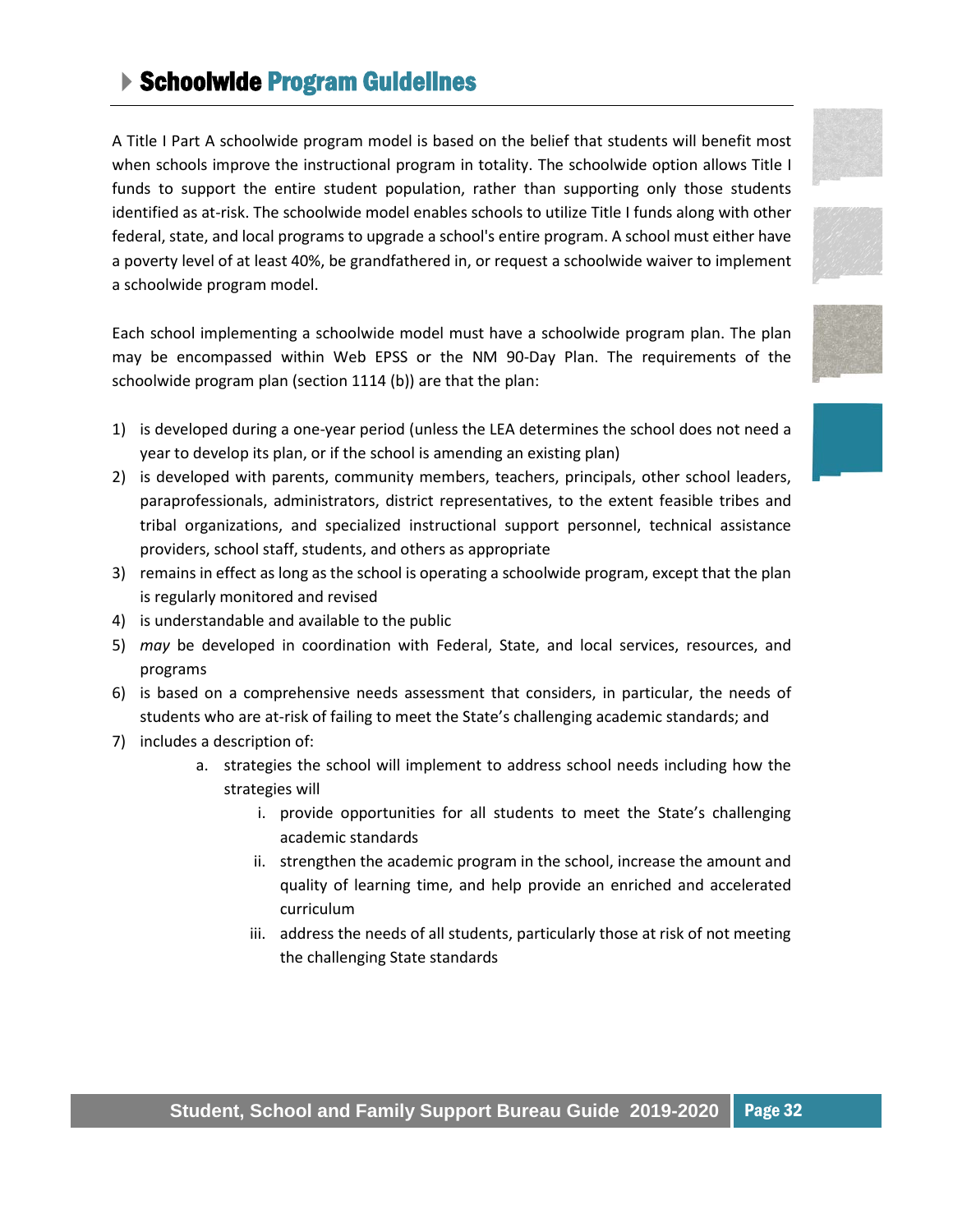## Schoolwide Program Guidelines

A Title I Part A schoolwide program model is based on the belief that students will benefit most when schools improve the instructional program in totality. The schoolwide option allows Title I funds to support the entire student population, rather than supporting only those students identified as at-risk. The schoolwide model enables schools to utilize Title I funds along with other federal, state, and local programs to upgrade a school's entire program. A school must either have a poverty level of at least 40%, be grandfathered in, or request a schoolwide waiver to implement a schoolwide program model.

Each school implementing a schoolwide model must have a schoolwide program plan. The plan may be encompassed within Web EPSS or the NM 90-Day Plan. The requirements of the schoolwide program plan (section 1114 (b)) are that the plan:

1) is developed during a one-year period (unless the LEA determines the school does not need a year to develop its plan, or if the school is amending an existing plan)
2) is developed with parents, community members, teachers, principals, other school leaders, paraprofessionals, administrators, district representatives, to the extent feasible tribes and tribal organizations, and specialized instructional support personnel, technical assistance providers, school staff, students, and others as appropriate
3) remains in effect as long as the school is operating a schoolwide program, except that the plan is regularly monitored and revised
4) is understandable and available to the public
5) *may* be developed in coordination with Federal, State, and local services, resources, and programs
6) is based on a comprehensive needs assessment that considers, in particular, the needs of students who are at-risk of failing to meet the State's challenging academic standards; and
7) includes a description of:
    a. strategies the school will implement to address school needs including how the strategies will
        i. provide opportunities for all students to meet the State's challenging academic standards
        ii. strengthen the academic program in the school, increase the amount and quality of learning time, and help provide an enriched and accelerated curriculum
        iii. address the needs of all students, particularly those at risk of not meeting the challenging State standards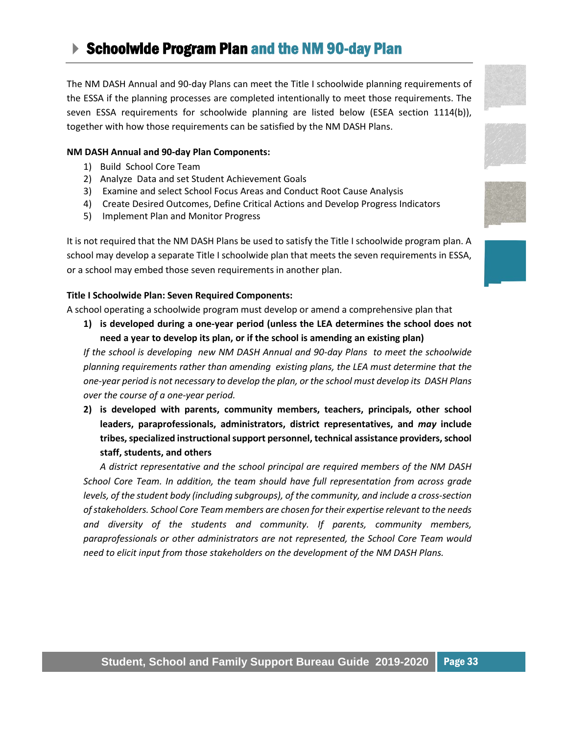## Schoolwide Program Plan and the NM 90-day Plan

The NM DASH Annual and 90-day Plans can meet the Title I schoolwide planning requirements of the ESSA if the planning processes are completed intentionally to meet those requirements. The seven ESSA requirements for schoolwide planning are listed below (ESEA section 1114(b)), together with how those requirements can be satisfied by the NM DASH Plans.

**NM DASH Annual and 90-day Plan Components:**

1) Build School Core Team
2) Analyze Data and set Student Achievement Goals
3) Examine and select School Focus Areas and Conduct Root Cause Analysis
4) Create Desired Outcomes, Define Critical Actions and Develop Progress Indicators
5) Implement Plan and Monitor Progress

It is not required that the NM DASH Plans be used to satisfy the Title I schoolwide program plan. A school may develop a separate Title I schoolwide plan that meets the seven requirements in ESSA, or a school may embed those seven requirements in another plan.

**Title I Schoolwide Plan: Seven Required Components:**

A school operating a schoolwide program must develop or amend a comprehensive plan that

1) **is developed during a one-year period (unless the LEA determines the school does not need a year to develop its plan, or if the school is amending an existing plan)**

   *If the school is developing new NM DASH Annual and 90-day Plans to meet the schoolwide planning requirements rather than amending existing plans, the LEA must determine that the one-year period is not necessary to develop the plan, or the school must develop its DASH Plans over the course of a one-year period.*

2) **is developed with parents, community members, teachers, principals, other school leaders, paraprofessionals, administrators, district representatives, and *may* include tribes, specialized instructional support personnel, technical assistance providers, school staff, students, and others**

   *A district representative and the school principal are required members of the NM DASH School Core Team. In addition, the team should have full representation from across grade levels, of the student body (including subgroups), of the community, and include a cross-section of stakeholders. School Core Team members are chosen for their expertise relevant to the needs and diversity of the students and community. If parents, community members, paraprofessionals or other administrators are not represented, the School Core Team would need to elicit input from those stakeholders on the development of the NM DASH Plans.*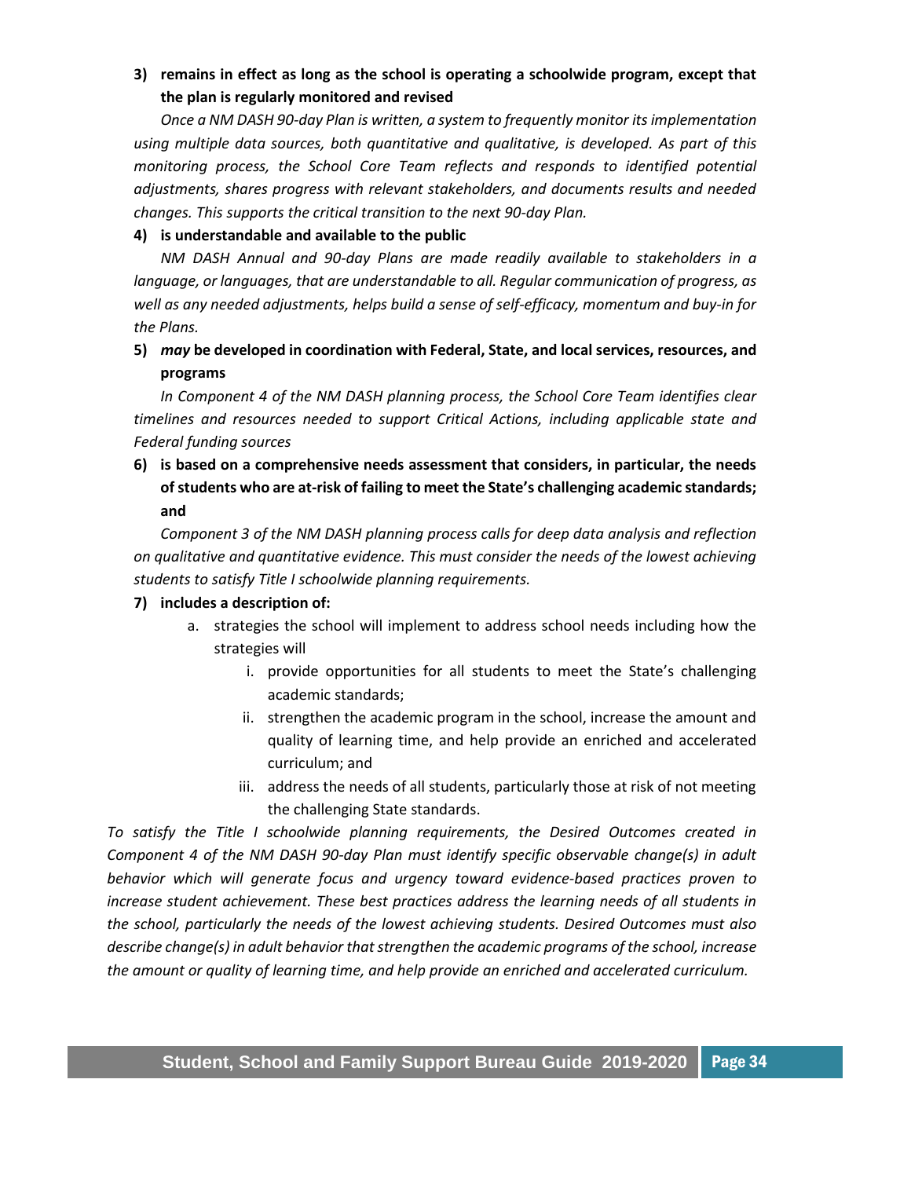**3) remains in effect as long as the school is operating a schoolwide program, except that the plan is regularly monitored and revised**

*Once a NM DASH 90-day Plan is written, a system to frequently monitor its implementation using multiple data sources, both quantitative and qualitative, is developed. As part of this monitoring process, the School Core Team reflects and responds to identified potential adjustments, shares progress with relevant stakeholders, and documents results and needed changes. This supports the critical transition to the next 90-day Plan.*

**4) is understandable and available to the public**

*NM DASH Annual and 90-day Plans are made readily available to stakeholders in a language, or languages, that are understandable to all. Regular communication of progress, as well as any needed adjustments, helps build a sense of self-efficacy, momentum and buy-in for the Plans.*

**5) *may* be developed in coordination with Federal, State, and local services, resources, and programs**

*In Component 4 of the NM DASH planning process, the School Core Team identifies clear timelines and resources needed to support Critical Actions, including applicable state and Federal funding sources*

**6) is based on a comprehensive needs assessment that considers, in particular, the needs of students who are at-risk of failing to meet the State's challenging academic standards; and**

*Component 3 of the NM DASH planning process calls for deep data analysis and reflection on qualitative and quantitative evidence. This must consider the needs of the lowest achieving students to satisfy Title I schoolwide planning requirements.*

**7) includes a description of:**

a. strategies the school will implement to address school needs including how the strategies will
   i. provide opportunities for all students to meet the State's challenging academic standards;
   ii. strengthen the academic program in the school, increase the amount and quality of learning time, and help provide an enriched and accelerated curriculum; and
   iii. address the needs of all students, particularly those at risk of not meeting the challenging State standards.

*To satisfy the Title I schoolwide planning requirements, the Desired Outcomes created in Component 4 of the NM DASH 90-day Plan must identify specific observable change(s) in adult behavior which will generate focus and urgency toward evidence-based practices proven to increase student achievement. These best practices address the learning needs of all students in the school, particularly the needs of the lowest achieving students. Desired Outcomes must also describe change(s) in adult behavior that strengthen the academic programs of the school, increase the amount or quality of learning time, and help provide an enriched and accelerated curriculum.*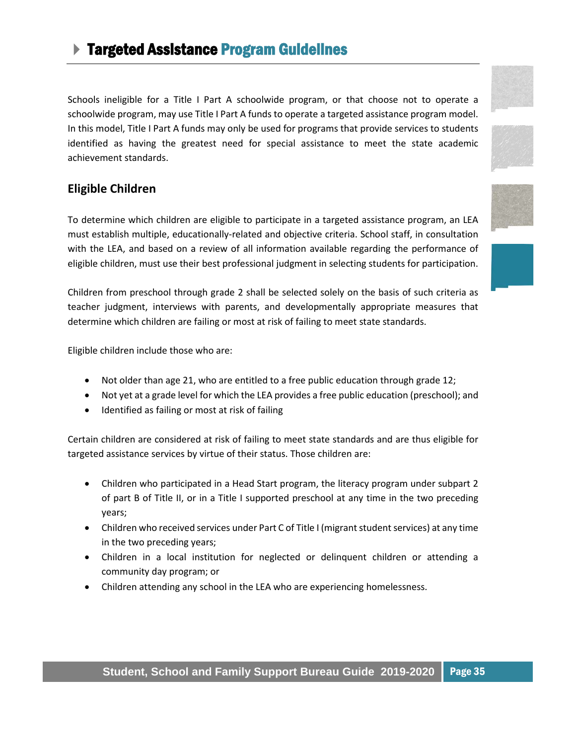# Targeted Assistance Program Guidelines

Schools ineligible for a Title I Part A schoolwide program, or that choose not to operate a schoolwide program, may use Title I Part A funds to operate a targeted assistance program model. In this model, Title I Part A funds may only be used for programs that provide services to students identified as having the greatest need for special assistance to meet the state academic achievement standards.

## Eligible Children

To determine which children are eligible to participate in a targeted assistance program, an LEA must establish multiple, educationally-related and objective criteria. School staff, in consultation with the LEA, and based on a review of all information available regarding the performance of eligible children, must use their best professional judgment in selecting students for participation.

Children from preschool through grade 2 shall be selected solely on the basis of such criteria as teacher judgment, interviews with parents, and developmentally appropriate measures that determine which children are failing or most at risk of failing to meet state standards.

Eligible children include those who are:

- Not older than age 21, who are entitled to a free public education through grade 12;
- Not yet at a grade level for which the LEA provides a free public education (preschool); and
- Identified as failing or most at risk of failing

Certain children are considered at risk of failing to meet state standards and are thus eligible for targeted assistance services by virtue of their status. Those children are:

- Children who participated in a Head Start program, the literacy program under subpart 2 of part B of Title II, or in a Title I supported preschool at any time in the two preceding years;
- Children who received services under Part C of Title I (migrant student services) at any time in the two preceding years;
- Children in a local institution for neglected or delinquent children or attending a community day program; or
- Children attending any school in the LEA who are experiencing homelessness.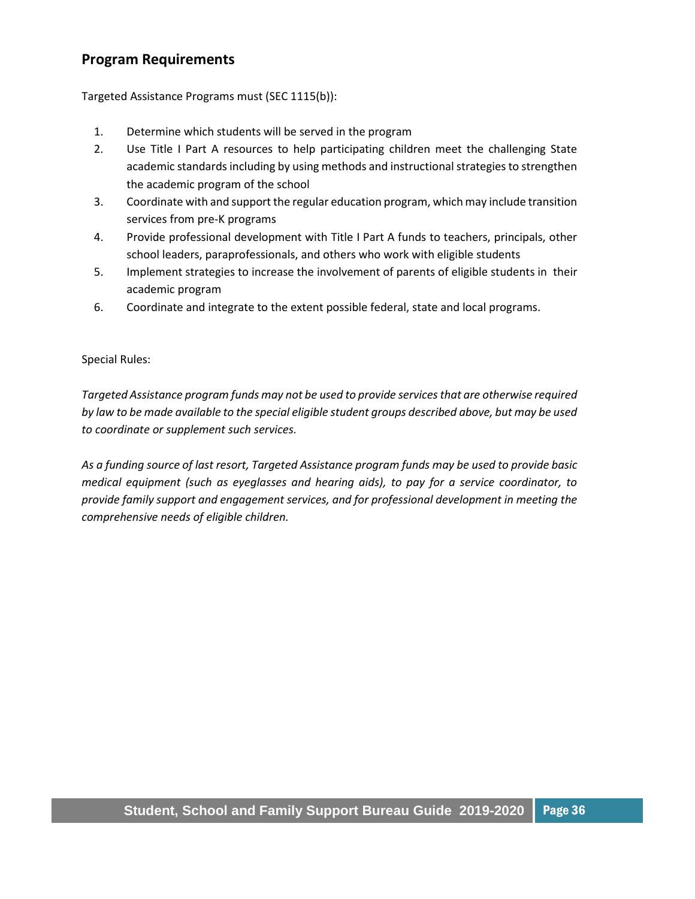## Program Requirements

Targeted Assistance Programs must (SEC 1115(b)):

1. Determine which students will be served in the program
2. Use Title I Part A resources to help participating children meet the challenging State academic standards including by using methods and instructional strategies to strengthen the academic program of the school
3. Coordinate with and support the regular education program, which may include transition services from pre-K programs
4. Provide professional development with Title I Part A funds to teachers, principals, other school leaders, paraprofessionals, and others who work with eligible students
5. Implement strategies to increase the involvement of parents of eligible students in their academic program
6. Coordinate and integrate to the extent possible federal, state and local programs.

Special Rules:

*Targeted Assistance program funds may not be used to provide services that are otherwise required by law to be made available to the special eligible student groups described above, but may be used to coordinate or supplement such services.*

*As a funding source of last resort, Targeted Assistance program funds may be used to provide basic medical equipment (such as eyeglasses and hearing aids), to pay for a service coordinator, to provide family support and engagement services, and for professional development in meeting the comprehensive needs of eligible children.*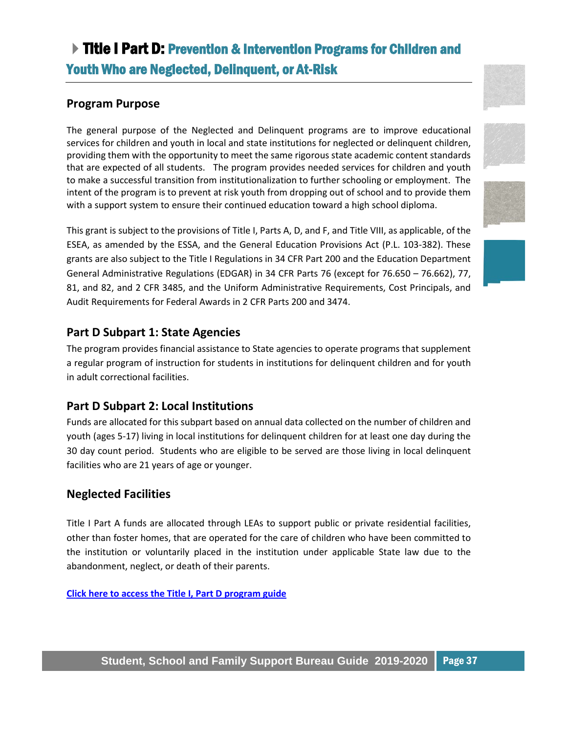# Title I Part D: Prevention & Intervention Programs for Children and Youth Who are Neglected, Delinquent, or At-Risk

## Program Purpose

The general purpose of the Neglected and Delinquent programs are to improve educational services for children and youth in local and state institutions for neglected or delinquent children, providing them with the opportunity to meet the same rigorous state academic content standards that are expected of all students. The program provides needed services for children and youth to make a successful transition from institutionalization to further schooling or employment. The intent of the program is to prevent at risk youth from dropping out of school and to provide them with a support system to ensure their continued education toward a high school diploma.

This grant is subject to the provisions of Title I, Parts A, D, and F, and Title VIII, as applicable, of the ESEA, as amended by the ESSA, and the General Education Provisions Act (P.L. 103-382). These grants are also subject to the Title I Regulations in 34 CFR Part 200 and the Education Department General Administrative Regulations (EDGAR) in 34 CFR Parts 76 (except for 76.650 – 76.662), 77, 81, and 82, and 2 CFR 3485, and the Uniform Administrative Requirements, Cost Principals, and Audit Requirements for Federal Awards in 2 CFR Parts 200 and 3474.

## Part D Subpart 1: State Agencies

The program provides financial assistance to State agencies to operate programs that supplement a regular program of instruction for students in institutions for delinquent children and for youth in adult correctional facilities.

## Part D Subpart 2: Local Institutions

Funds are allocated for this subpart based on annual data collected on the number of children and youth (ages 5-17) living in local institutions for delinquent children for at least one day during the 30 day count period. Students who are eligible to be served are those living in local delinquent facilities who are 21 years of age or younger.

## Neglected Facilities

Title I Part A funds are allocated through LEAs to support public or private residential facilities, other than foster homes, that are operated for the care of children who have been committed to the institution or voluntarily placed in the institution under applicable State law due to the abandonment, neglect, or death of their parents.

**Click here to access the Title I, Part D program guide**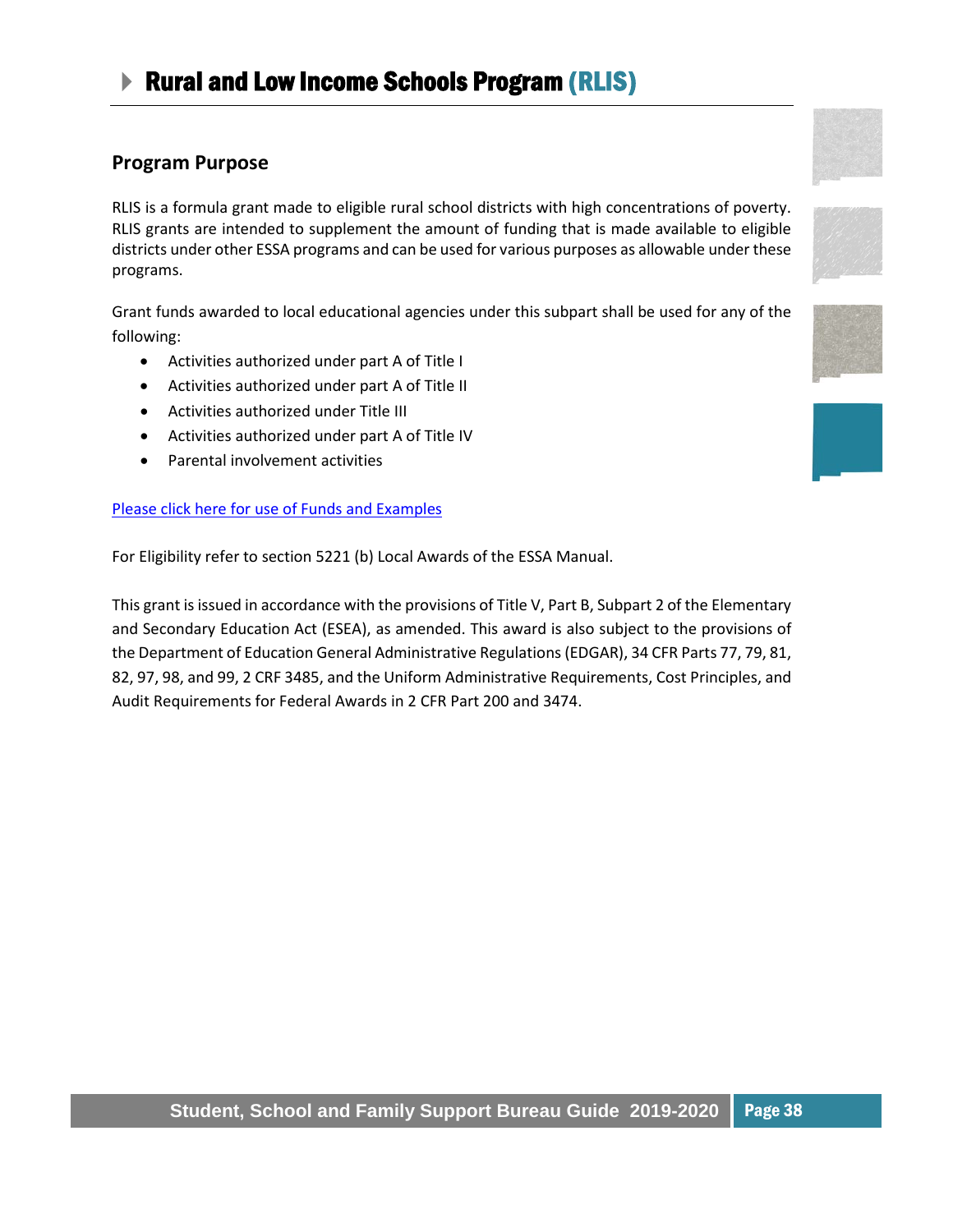# Rural and Low Income Schools Program (RLIS)

## Program Purpose

RLIS is a formula grant made to eligible rural school districts with high concentrations of poverty. RLIS grants are intended to supplement the amount of funding that is made available to eligible districts under other ESSA programs and can be used for various purposes as allowable under these programs.

Grant funds awarded to local educational agencies under this subpart shall be used for any of the following:

- Activities authorized under part A of Title I
- Activities authorized under part A of Title II
- Activities authorized under Title III
- Activities authorized under part A of Title IV
- Parental involvement activities

Please click here for use of Funds and Examples

For Eligibility refer to section 5221 (b) Local Awards of the ESSA Manual.

This grant is issued in accordance with the provisions of Title V, Part B, Subpart 2 of the Elementary and Secondary Education Act (ESEA), as amended. This award is also subject to the provisions of the Department of Education General Administrative Regulations (EDGAR), 34 CFR Parts 77, 79, 81, 82, 97, 98, and 99, 2 CRF 3485, and the Uniform Administrative Requirements, Cost Principles, and Audit Requirements for Federal Awards in 2 CFR Part 200 and 3474.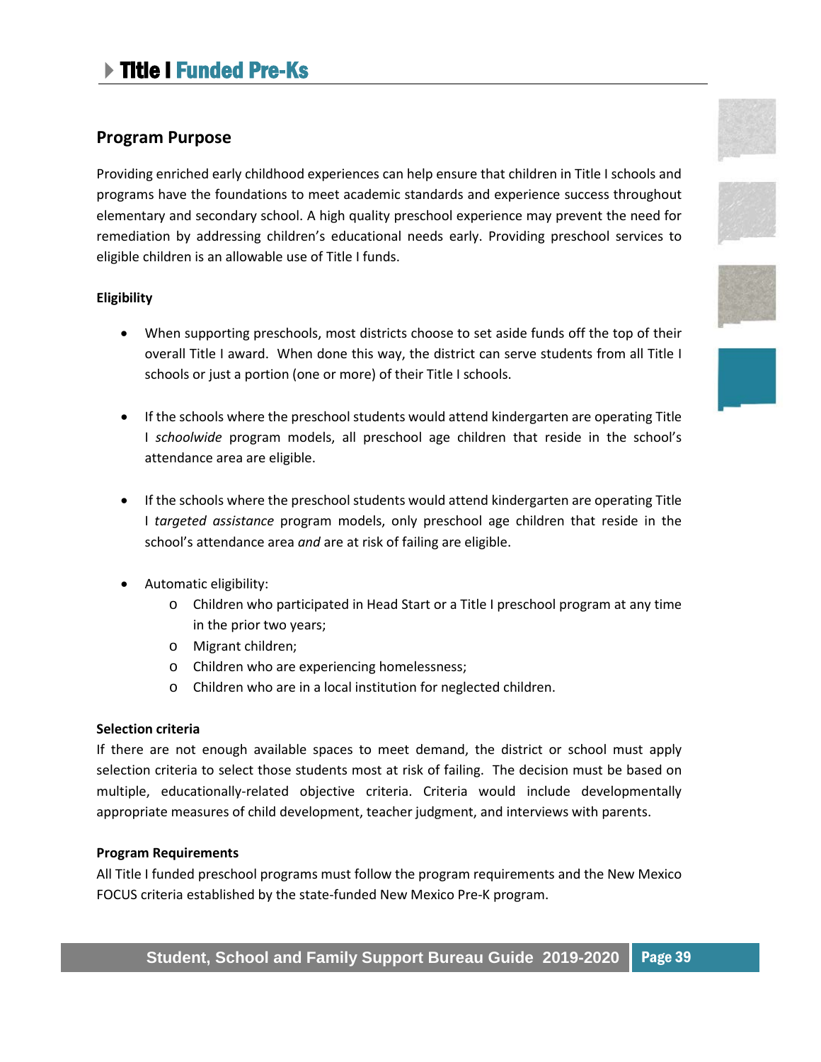# Title I Funded Pre-Ks

## Program Purpose

Providing enriched early childhood experiences can help ensure that children in Title I schools and programs have the foundations to meet academic standards and experience success throughout elementary and secondary school. A high quality preschool experience may prevent the need for remediation by addressing children's educational needs early. Providing preschool services to eligible children is an allowable use of Title I funds.

#### Eligibility

- When supporting preschools, most districts choose to set aside funds off the top of their overall Title I award. When done this way, the district can serve students from all Title I schools or just a portion (one or more) of their Title I schools.
- If the schools where the preschool students would attend kindergarten are operating Title I *schoolwide* program models, all preschool age children that reside in the school's attendance area are eligible.
- If the schools where the preschool students would attend kindergarten are operating Title I *targeted assistance* program models, only preschool age children that reside in the school's attendance area *and* are at risk of failing are eligible.
- Automatic eligibility:
    - Children who participated in Head Start or a Title I preschool program at any time in the prior two years;
    - Migrant children;
    - Children who are experiencing homelessness;
    - Children who are in a local institution for neglected children.

#### Selection criteria

If there are not enough available spaces to meet demand, the district or school must apply selection criteria to select those students most at risk of failing. The decision must be based on multiple, educationally-related objective criteria. Criteria would include developmentally appropriate measures of child development, teacher judgment, and interviews with parents.

#### Program Requirements

All Title I funded preschool programs must follow the program requirements and the New Mexico FOCUS criteria established by the state-funded New Mexico Pre-K program.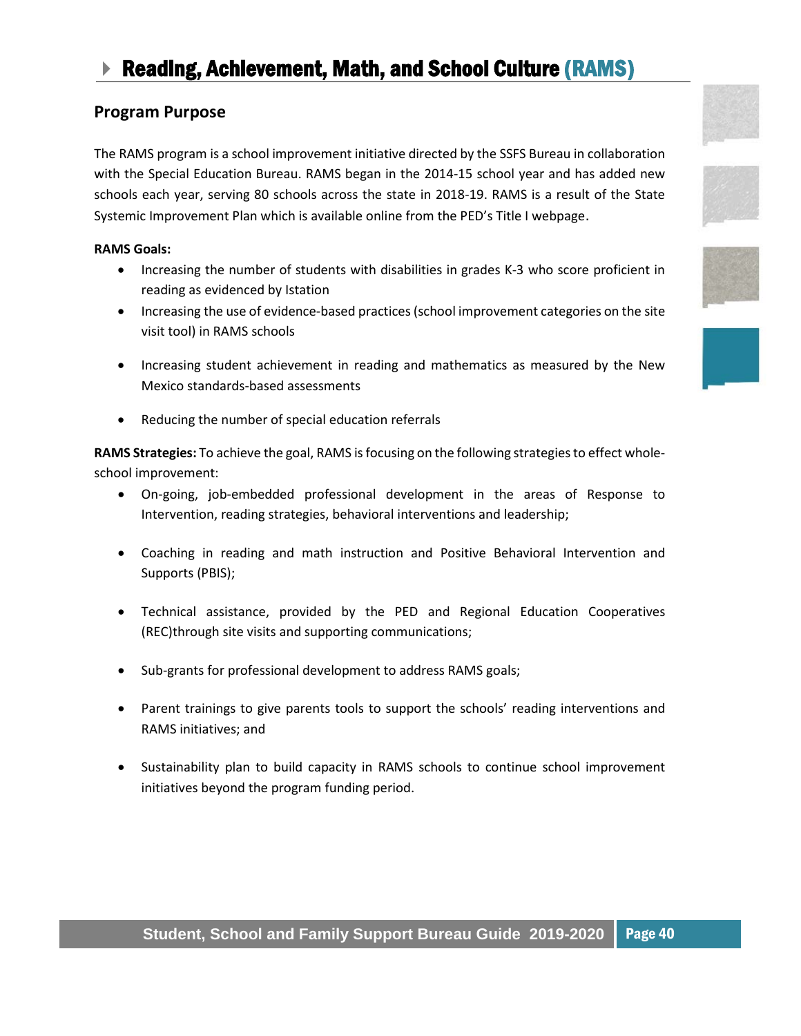# Reading, Achievement, Math, and School Culture (RAMS)

## Program Purpose

The RAMS program is a school improvement initiative directed by the SSFS Bureau in collaboration with the Special Education Bureau. RAMS began in the 2014-15 school year and has added new schools each year, serving 80 schools across the state in 2018-19. RAMS is a result of the State Systemic Improvement Plan which is available online from the PED's Title I webpage.

**RAMS Goals:**

- Increasing the number of students with disabilities in grades K-3 who score proficient in reading as evidenced by Istation
- Increasing the use of evidence-based practices (school improvement categories on the site visit tool) in RAMS schools
- Increasing student achievement in reading and mathematics as measured by the New Mexico standards-based assessments
- Reducing the number of special education referrals

**RAMS Strategies:** To achieve the goal, RAMS is focusing on the following strategies to effect whole-school improvement:

- On-going, job-embedded professional development in the areas of Response to Intervention, reading strategies, behavioral interventions and leadership;
- Coaching in reading and math instruction and Positive Behavioral Intervention and Supports (PBIS);
- Technical assistance, provided by the PED and Regional Education Cooperatives (REC)through site visits and supporting communications;
- Sub-grants for professional development to address RAMS goals;
- Parent trainings to give parents tools to support the schools' reading interventions and RAMS initiatives; and
- Sustainability plan to build capacity in RAMS schools to continue school improvement initiatives beyond the program funding period.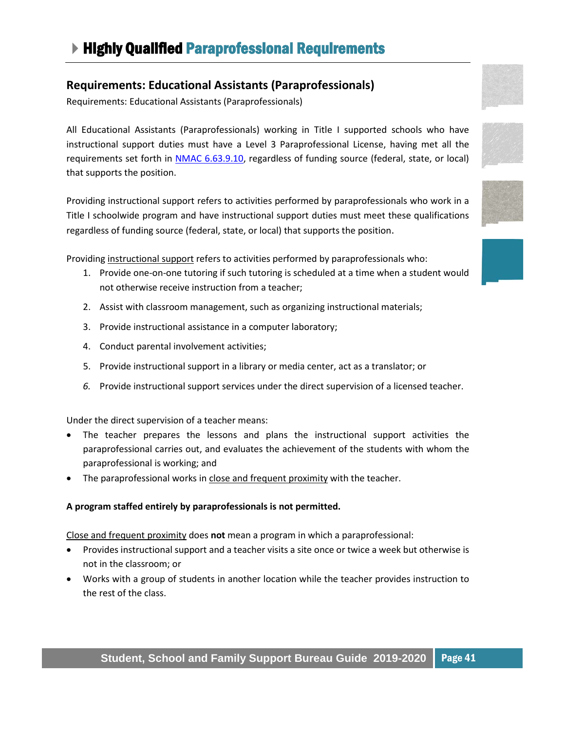# Highly Qualified Paraprofessional Requirements

## Requirements: Educational Assistants (Paraprofessionals)

Requirements: Educational Assistants (Paraprofessionals)

All Educational Assistants (Paraprofessionals) working in Title I supported schools who have instructional support duties must have a Level 3 Paraprofessional License, having met all the requirements set forth in NMAC 6.63.9.10, regardless of funding source (federal, state, or local) that supports the position.

Providing instructional support refers to activities performed by paraprofessionals who work in a Title I schoolwide program and have instructional support duties must meet these qualifications regardless of funding source (federal, state, or local) that supports the position.

Providing instructional support refers to activities performed by paraprofessionals who:

1. Provide one-on-one tutoring if such tutoring is scheduled at a time when a student would not otherwise receive instruction from a teacher;
2. Assist with classroom management, such as organizing instructional materials;
3. Provide instructional assistance in a computer laboratory;
4. Conduct parental involvement activities;
5. Provide instructional support in a library or media center, act as a translator; or
6. Provide instructional support services under the direct supervision of a licensed teacher.

Under the direct supervision of a teacher means:

- The teacher prepares the lessons and plans the instructional support activities the paraprofessional carries out, and evaluates the achievement of the students with whom the paraprofessional is working; and
- The paraprofessional works in close and frequent proximity with the teacher.

**A program staffed entirely by paraprofessionals is not permitted.**

Close and frequent proximity does **not** mean a program in which a paraprofessional:

- Provides instructional support and a teacher visits a site once or twice a week but otherwise is not in the classroom; or
- Works with a group of students in another location while the teacher provides instruction to the rest of the class.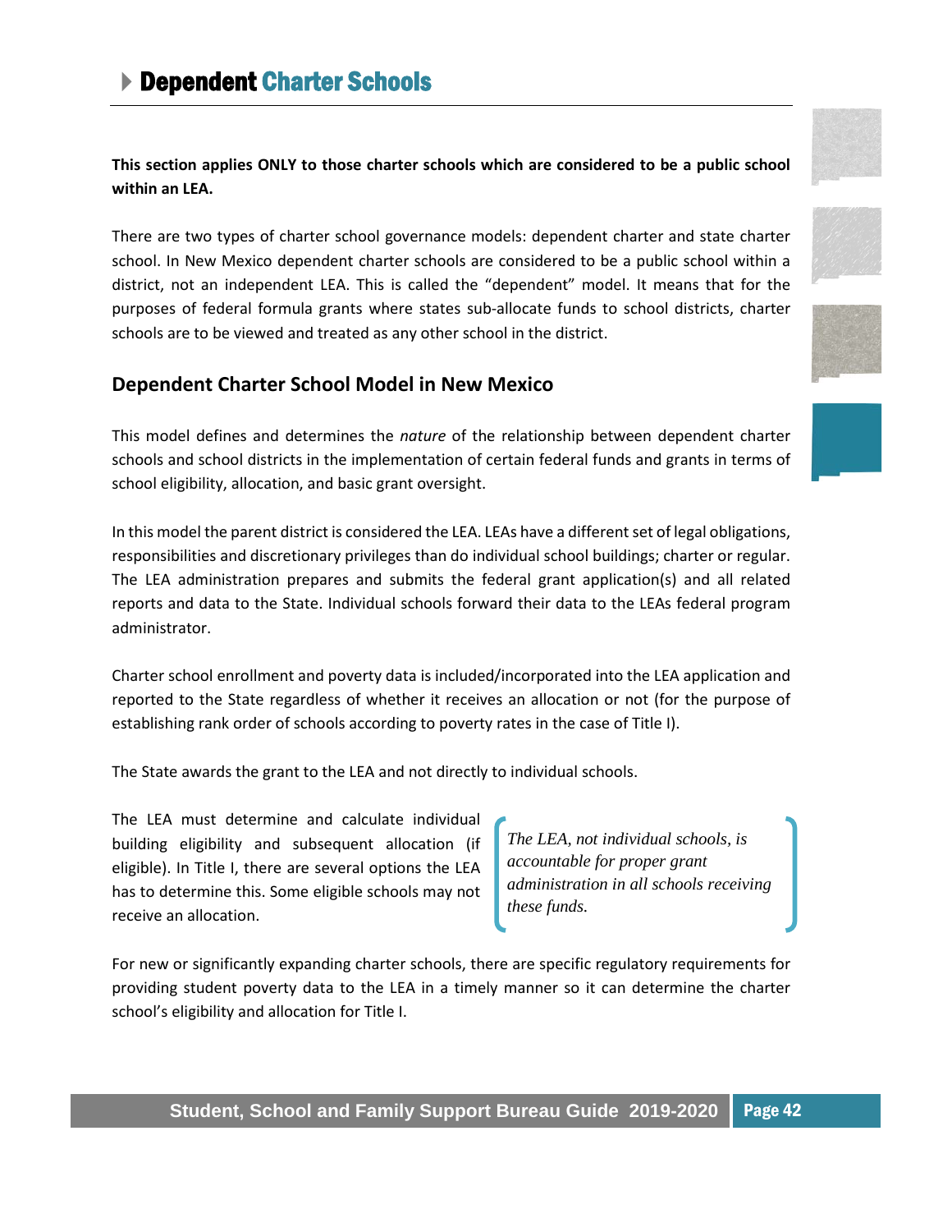# Dependent Charter Schools

**This section applies ONLY to those charter schools which are considered to be a public school within an LEA.**

There are two types of charter school governance models: dependent charter and state charter school. In New Mexico dependent charter schools are considered to be a public school within a district, not an independent LEA. This is called the "dependent" model. It means that for the purposes of federal formula grants where states sub-allocate funds to school districts, charter schools are to be viewed and treated as any other school in the district.

## Dependent Charter School Model in New Mexico

This model defines and determines the *nature* of the relationship between dependent charter schools and school districts in the implementation of certain federal funds and grants in terms of school eligibility, allocation, and basic grant oversight.

In this model the parent district is considered the LEA. LEAs have a different set of legal obligations, responsibilities and discretionary privileges than do individual school buildings; charter or regular. The LEA administration prepares and submits the federal grant application(s) and all related reports and data to the State. Individual schools forward their data to the LEAs federal program administrator.

Charter school enrollment and poverty data is included/incorporated into the LEA application and reported to the State regardless of whether it receives an allocation or not (for the purpose of establishing rank order of schools according to poverty rates in the case of Title I).

The State awards the grant to the LEA and not directly to individual schools.

The LEA must determine and calculate individual building eligibility and subsequent allocation (if eligible). In Title I, there are several options the LEA has to determine this. Some eligible schools may not receive an allocation.

> *The LEA, not individual schools, is accountable for proper grant administration in all schools receiving these funds.*

For new or significantly expanding charter schools, there are specific regulatory requirements for providing student poverty data to the LEA in a timely manner so it can determine the charter school's eligibility and allocation for Title I.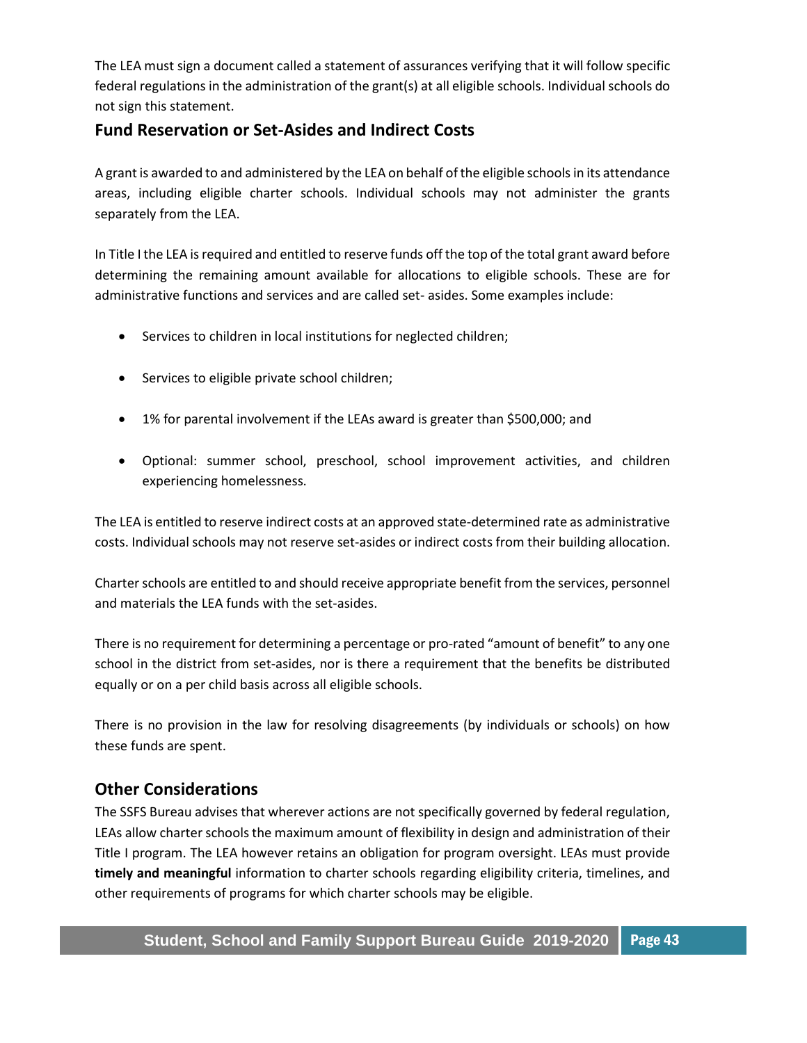The LEA must sign a document called a statement of assurances verifying that it will follow specific federal regulations in the administration of the grant(s) at all eligible schools. Individual schools do not sign this statement.

## Fund Reservation or Set-Asides and Indirect Costs

A grant is awarded to and administered by the LEA on behalf of the eligible schools in its attendance areas, including eligible charter schools. Individual schools may not administer the grants separately from the LEA.

In Title I the LEA is required and entitled to reserve funds off the top of the total grant award before determining the remaining amount available for allocations to eligible schools. These are for administrative functions and services and are called set- asides. Some examples include:

- Services to children in local institutions for neglected children;
- Services to eligible private school children;
- 1% for parental involvement if the LEAs award is greater than $500,000; and
- Optional: summer school, preschool, school improvement activities, and children experiencing homelessness.

The LEA is entitled to reserve indirect costs at an approved state-determined rate as administrative costs. Individual schools may not reserve set-asides or indirect costs from their building allocation.

Charter schools are entitled to and should receive appropriate benefit from the services, personnel and materials the LEA funds with the set-asides.

There is no requirement for determining a percentage or pro-rated "amount of benefit" to any one school in the district from set-asides, nor is there a requirement that the benefits be distributed equally or on a per child basis across all eligible schools.

There is no provision in the law for resolving disagreements (by individuals or schools) on how these funds are spent.

## Other Considerations

The SSFS Bureau advises that wherever actions are not specifically governed by federal regulation, LEAs allow charter schools the maximum amount of flexibility in design and administration of their Title I program. The LEA however retains an obligation for program oversight. LEAs must provide **timely and meaningful** information to charter schools regarding eligibility criteria, timelines, and other requirements of programs for which charter schools may be eligible.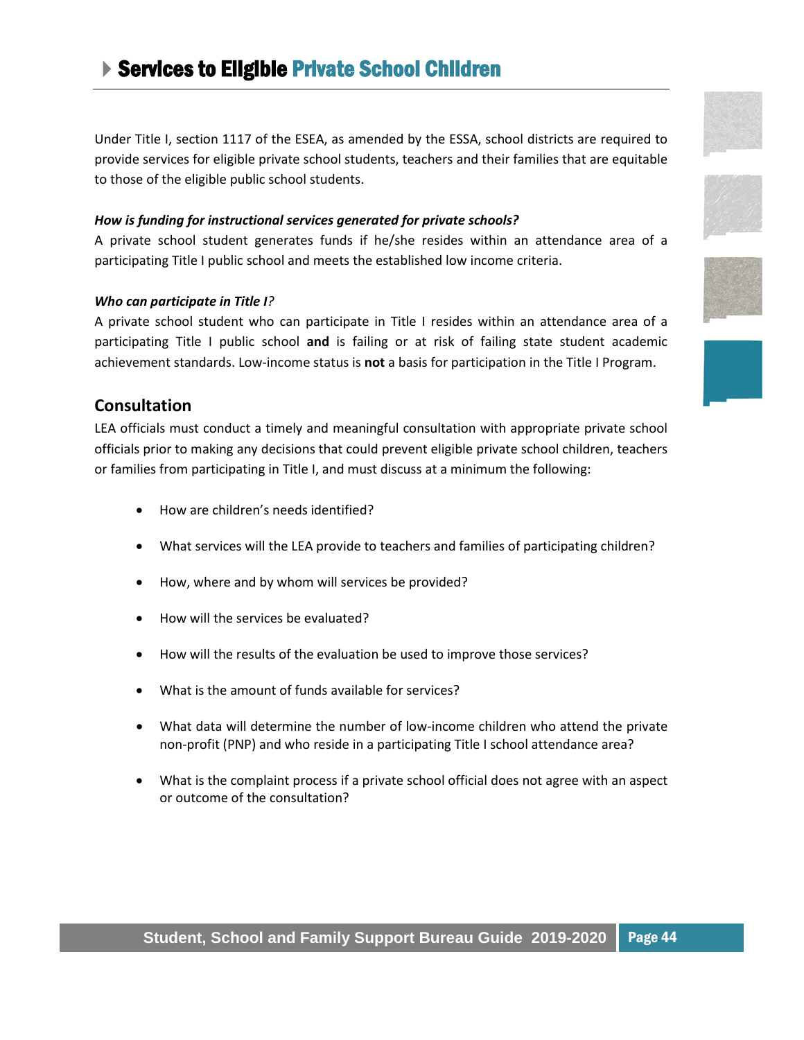# Services to Eligible Private School Children

Under Title I, section 1117 of the ESEA, as amended by the ESSA, school districts are required to provide services for eligible private school students, teachers and their families that are equitable to those of the eligible public school students.

***How is funding for instructional services generated for private schools?***

A private school student generates funds if he/she resides within an attendance area of a participating Title I public school and meets the established low income criteria.

***Who can participate in Title I?***

A private school student who can participate in Title I resides within an attendance area of a participating Title I public school **and** is failing or at risk of failing state student academic achievement standards. Low-income status is **not** a basis for participation in the Title I Program.

## Consultation

LEA officials must conduct a timely and meaningful consultation with appropriate private school officials prior to making any decisions that could prevent eligible private school children, teachers or families from participating in Title I, and must discuss at a minimum the following:

- How are children's needs identified?
- What services will the LEA provide to teachers and families of participating children?
- How, where and by whom will services be provided?
- How will the services be evaluated?
- How will the results of the evaluation be used to improve those services?
- What is the amount of funds available for services?
- What data will determine the number of low-income children who attend the private non-profit (PNP) and who reside in a participating Title I school attendance area?
- What is the complaint process if a private school official does not agree with an aspect or outcome of the consultation?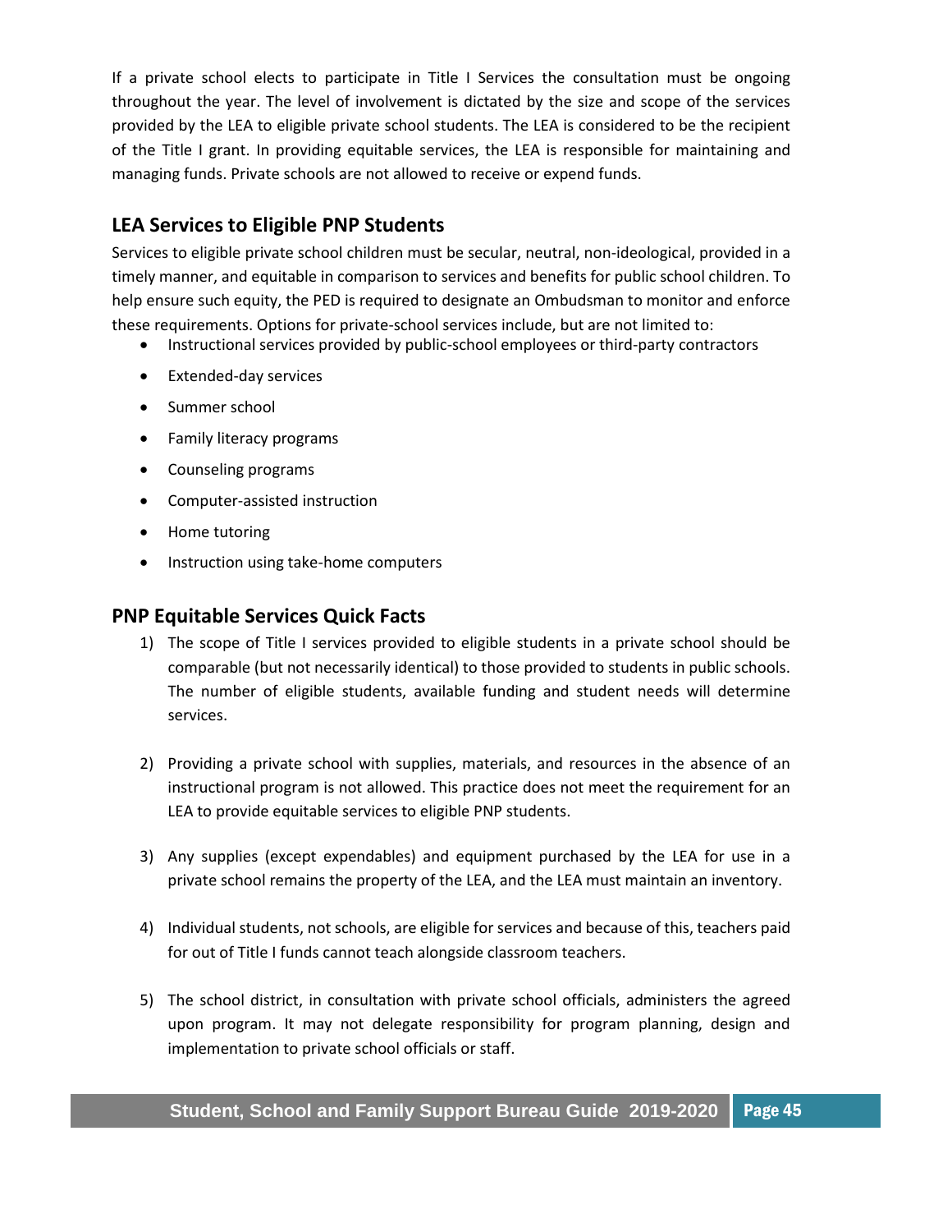If a private school elects to participate in Title I Services the consultation must be ongoing throughout the year. The level of involvement is dictated by the size and scope of the services provided by the LEA to eligible private school students. The LEA is considered to be the recipient of the Title I grant. In providing equitable services, the LEA is responsible for maintaining and managing funds. Private schools are not allowed to receive or expend funds.

## LEA Services to Eligible PNP Students

Services to eligible private school children must be secular, neutral, non-ideological, provided in a timely manner, and equitable in comparison to services and benefits for public school children. To help ensure such equity, the PED is required to designate an Ombudsman to monitor and enforce these requirements. Options for private-school services include, but are not limited to:

- Instructional services provided by public-school employees or third-party contractors
- Extended-day services
- Summer school
- Family literacy programs
- Counseling programs
- Computer-assisted instruction
- Home tutoring
- Instruction using take-home computers

## PNP Equitable Services Quick Facts

1) The scope of Title I services provided to eligible students in a private school should be comparable (but not necessarily identical) to those provided to students in public schools. The number of eligible students, available funding and student needs will determine services.

2) Providing a private school with supplies, materials, and resources in the absence of an instructional program is not allowed. This practice does not meet the requirement for an LEA to provide equitable services to eligible PNP students.

3) Any supplies (except expendables) and equipment purchased by the LEA for use in a private school remains the property of the LEA, and the LEA must maintain an inventory.

4) Individual students, not schools, are eligible for services and because of this, teachers paid for out of Title I funds cannot teach alongside classroom teachers.

5) The school district, in consultation with private school officials, administers the agreed upon program. It may not delegate responsibility for program planning, design and implementation to private school officials or staff.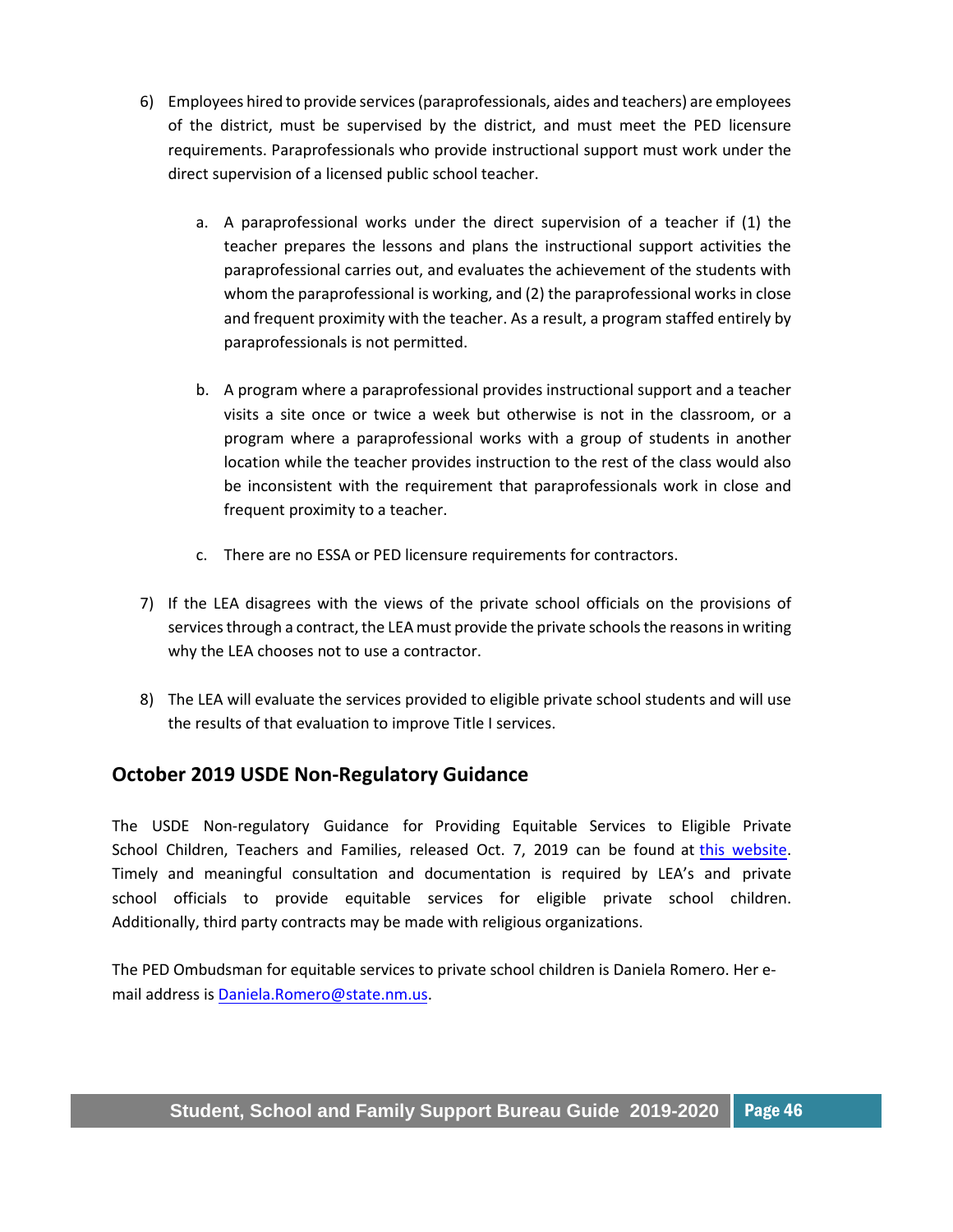6) Employees hired to provide services (paraprofessionals, aides and teachers) are employees of the district, must be supervised by the district, and must meet the PED licensure requirements. Paraprofessionals who provide instructional support must work under the direct supervision of a licensed public school teacher.

   a. A paraprofessional works under the direct supervision of a teacher if (1) the teacher prepares the lessons and plans the instructional support activities the paraprofessional carries out, and evaluates the achievement of the students with whom the paraprofessional is working, and (2) the paraprofessional works in close and frequent proximity with the teacher. As a result, a program staffed entirely by paraprofessionals is not permitted.

   b. A program where a paraprofessional provides instructional support and a teacher visits a site once or twice a week but otherwise is not in the classroom, or a program where a paraprofessional works with a group of students in another location while the teacher provides instruction to the rest of the class would also be inconsistent with the requirement that paraprofessionals work in close and frequent proximity to a teacher.

   c. There are no ESSA or PED licensure requirements for contractors.

7) If the LEA disagrees with the views of the private school officials on the provisions of services through a contract, the LEA must provide the private schools the reasons in writing why the LEA chooses not to use a contractor.

8) The LEA will evaluate the services provided to eligible private school students and will use the results of that evaluation to improve Title I services.

## October 2019 USDE Non-Regulatory Guidance

The USDE Non-regulatory Guidance for Providing Equitable Services to Eligible Private School Children, Teachers and Families, released Oct. 7, 2019 can be found at this website. Timely and meaningful consultation and documentation is required by LEA's and private school officials to provide equitable services for eligible private school children. Additionally, third party contracts may be made with religious organizations.

The PED Ombudsman for equitable services to private school children is Daniela Romero. Her e-mail address is Daniela.Romero@state.nm.us.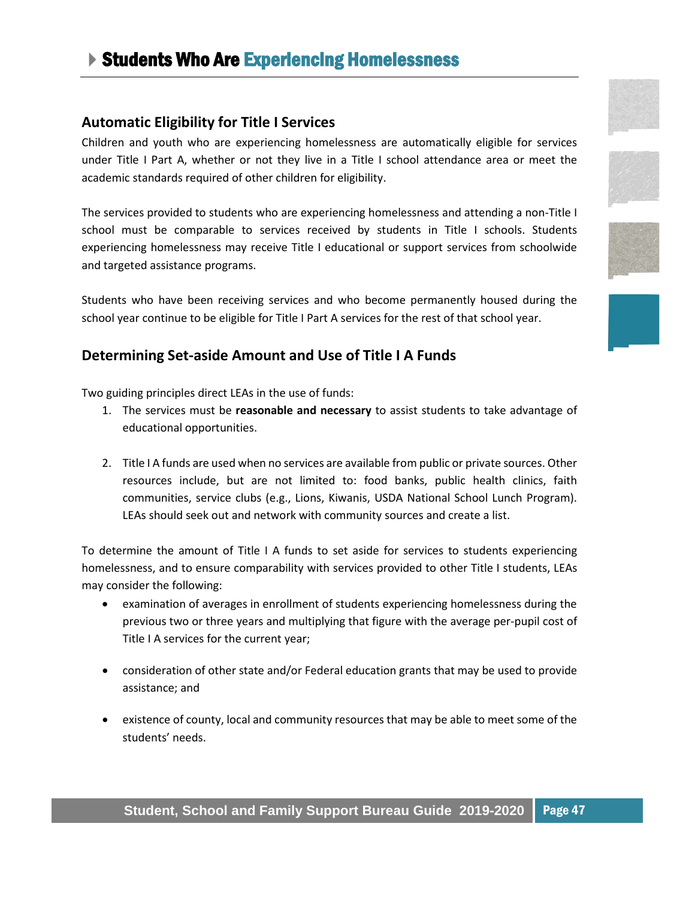# Students Who Are Experiencing Homelessness

## Automatic Eligibility for Title I Services

Children and youth who are experiencing homelessness are automatically eligible for services under Title I Part A, whether or not they live in a Title I school attendance area or meet the academic standards required of other children for eligibility.

The services provided to students who are experiencing homelessness and attending a non-Title I school must be comparable to services received by students in Title I schools. Students experiencing homelessness may receive Title I educational or support services from schoolwide and targeted assistance programs.

Students who have been receiving services and who become permanently housed during the school year continue to be eligible for Title I Part A services for the rest of that school year.

## Determining Set-aside Amount and Use of Title I A Funds

Two guiding principles direct LEAs in the use of funds:

1. The services must be **reasonable and necessary** to assist students to take advantage of educational opportunities.

2. Title I A funds are used when no services are available from public or private sources. Other resources include, but are not limited to: food banks, public health clinics, faith communities, service clubs (e.g., Lions, Kiwanis, USDA National School Lunch Program). LEAs should seek out and network with community sources and create a list.

To determine the amount of Title I A funds to set aside for services to students experiencing homelessness, and to ensure comparability with services provided to other Title I students, LEAs may consider the following:

- examination of averages in enrollment of students experiencing homelessness during the previous two or three years and multiplying that figure with the average per-pupil cost of Title I A services for the current year;

- consideration of other state and/or Federal education grants that may be used to provide assistance; and

- existence of county, local and community resources that may be able to meet some of the students' needs.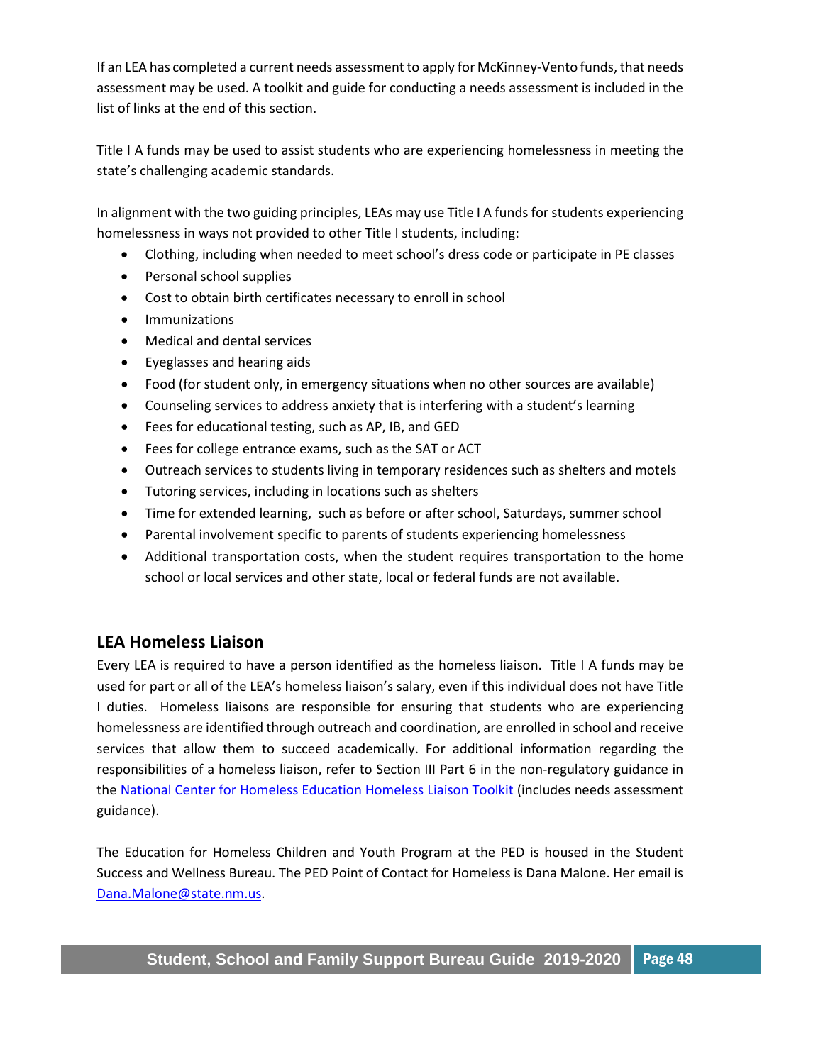If an LEA has completed a current needs assessment to apply for McKinney-Vento funds, that needs assessment may be used. A toolkit and guide for conducting a needs assessment is included in the list of links at the end of this section.

Title I A funds may be used to assist students who are experiencing homelessness in meeting the state's challenging academic standards.

In alignment with the two guiding principles, LEAs may use Title I A funds for students experiencing homelessness in ways not provided to other Title I students, including:

- Clothing, including when needed to meet school's dress code or participate in PE classes
- Personal school supplies
- Cost to obtain birth certificates necessary to enroll in school
- Immunizations
- Medical and dental services
- Eyeglasses and hearing aids
- Food (for student only, in emergency situations when no other sources are available)
- Counseling services to address anxiety that is interfering with a student's learning
- Fees for educational testing, such as AP, IB, and GED
- Fees for college entrance exams, such as the SAT or ACT
- Outreach services to students living in temporary residences such as shelters and motels
- Tutoring services, including in locations such as shelters
- Time for extended learning, such as before or after school, Saturdays, summer school
- Parental involvement specific to parents of students experiencing homelessness
- Additional transportation costs, when the student requires transportation to the home school or local services and other state, local or federal funds are not available.

## LEA Homeless Liaison

Every LEA is required to have a person identified as the homeless liaison. Title I A funds may be used for part or all of the LEA's homeless liaison's salary, even if this individual does not have Title I duties. Homeless liaisons are responsible for ensuring that students who are experiencing homelessness are identified through outreach and coordination, are enrolled in school and receive services that allow them to succeed academically. For additional information regarding the responsibilities of a homeless liaison, refer to Section III Part 6 in the non-regulatory guidance in the National Center for Homeless Education Homeless Liaison Toolkit (includes needs assessment guidance).

The Education for Homeless Children and Youth Program at the PED is housed in the Student Success and Wellness Bureau. The PED Point of Contact for Homeless is Dana Malone. Her email is Dana.Malone@state.nm.us.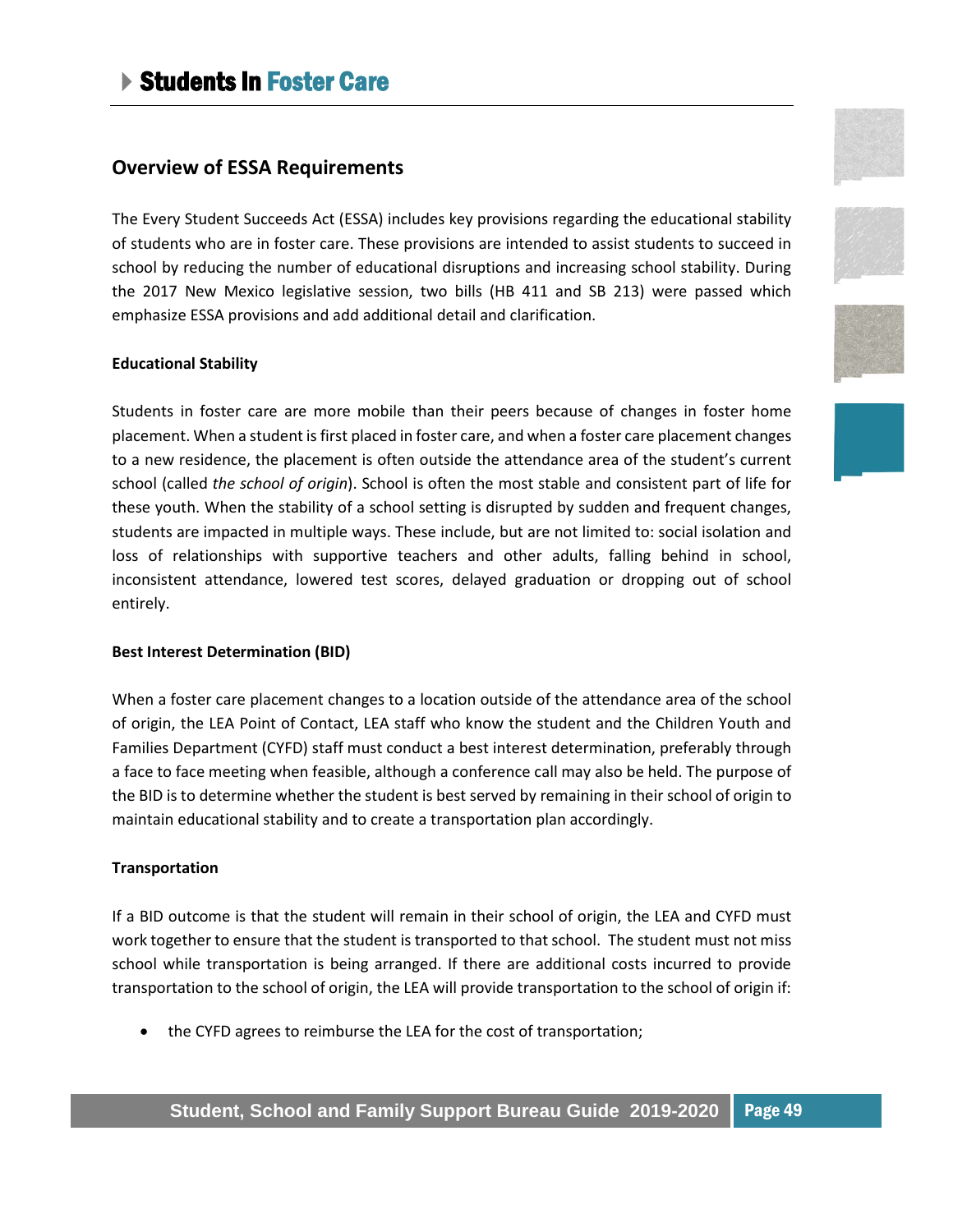# Students In Foster Care

## Overview of ESSA Requirements

The Every Student Succeeds Act (ESSA) includes key provisions regarding the educational stability of students who are in foster care. These provisions are intended to assist students to succeed in school by reducing the number of educational disruptions and increasing school stability. During the 2017 New Mexico legislative session, two bills (HB 411 and SB 213) were passed which emphasize ESSA provisions and add additional detail and clarification.

**Educational Stability**

Students in foster care are more mobile than their peers because of changes in foster home placement. When a student is first placed in foster care, and when a foster care placement changes to a new residence, the placement is often outside the attendance area of the student's current school (called *the school of origin*). School is often the most stable and consistent part of life for these youth. When the stability of a school setting is disrupted by sudden and frequent changes, students are impacted in multiple ways. These include, but are not limited to: social isolation and loss of relationships with supportive teachers and other adults, falling behind in school, inconsistent attendance, lowered test scores, delayed graduation or dropping out of school entirely.

**Best Interest Determination (BID)**

When a foster care placement changes to a location outside of the attendance area of the school of origin, the LEA Point of Contact, LEA staff who know the student and the Children Youth and Families Department (CYFD) staff must conduct a best interest determination, preferably through a face to face meeting when feasible, although a conference call may also be held. The purpose of the BID is to determine whether the student is best served by remaining in their school of origin to maintain educational stability and to create a transportation plan accordingly.

**Transportation**

If a BID outcome is that the student will remain in their school of origin, the LEA and CYFD must work together to ensure that the student is transported to that school. The student must not miss school while transportation is being arranged. If there are additional costs incurred to provide transportation to the school of origin, the LEA will provide transportation to the school of origin if:

- the CYFD agrees to reimburse the LEA for the cost of transportation;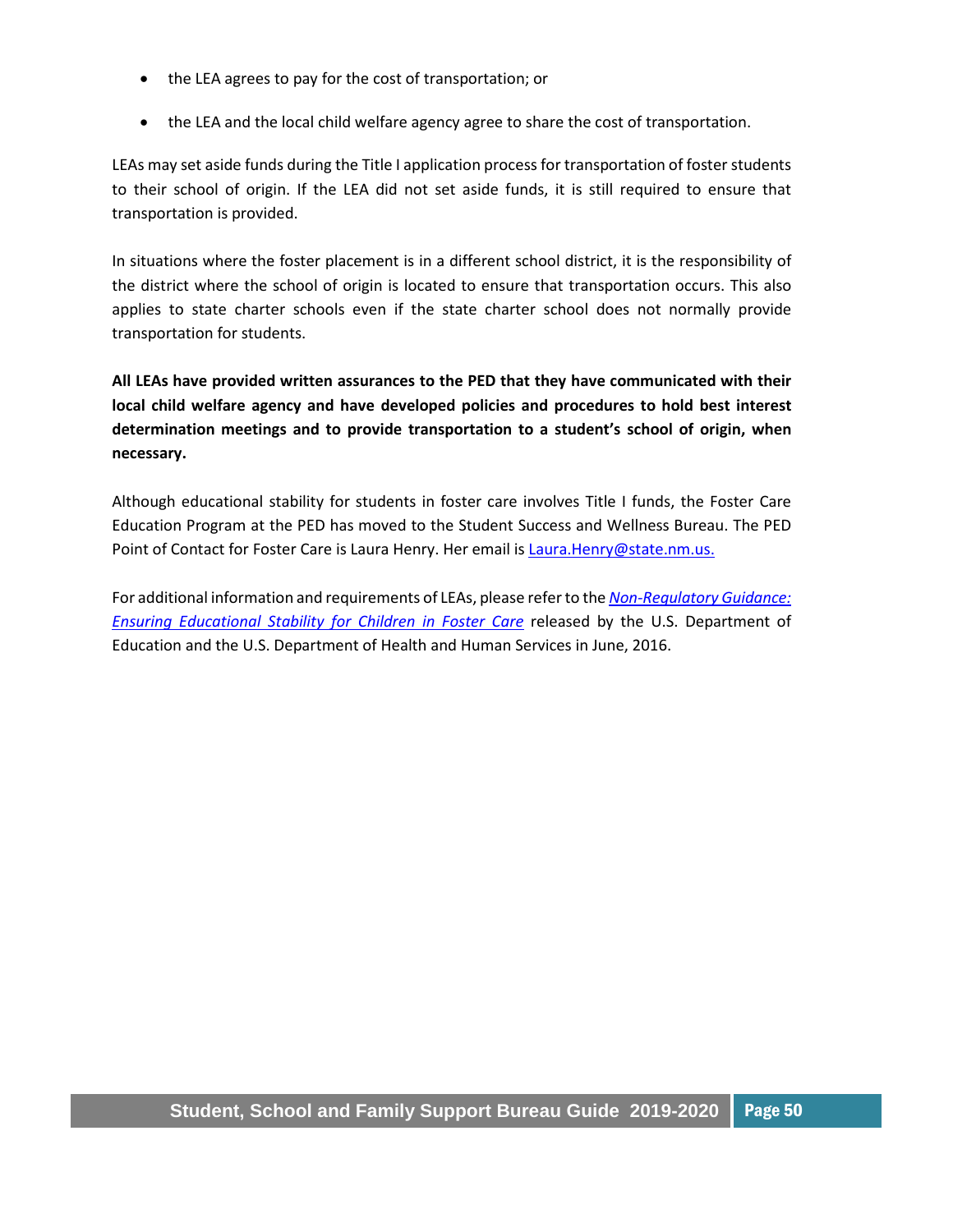- the LEA agrees to pay for the cost of transportation; or
- the LEA and the local child welfare agency agree to share the cost of transportation.

LEAs may set aside funds during the Title I application process for transportation of foster students to their school of origin. If the LEA did not set aside funds, it is still required to ensure that transportation is provided.

In situations where the foster placement is in a different school district, it is the responsibility of the district where the school of origin is located to ensure that transportation occurs. This also applies to state charter schools even if the state charter school does not normally provide transportation for students.

**All LEAs have provided written assurances to the PED that they have communicated with their local child welfare agency and have developed policies and procedures to hold best interest determination meetings and to provide transportation to a student's school of origin, when necessary.**

Although educational stability for students in foster care involves Title I funds, the Foster Care Education Program at the PED has moved to the Student Success and Wellness Bureau. The PED Point of Contact for Foster Care is Laura Henry. Her email is [Laura.Henry@state.nm.us.](mailto:Laura.Henry@state.nm.us)

For additional information and requirements of LEAs, please refer to the *Non-Regulatory Guidance: Ensuring Educational Stability for Children in Foster Care* released by the U.S. Department of Education and the U.S. Department of Health and Human Services in June, 2016.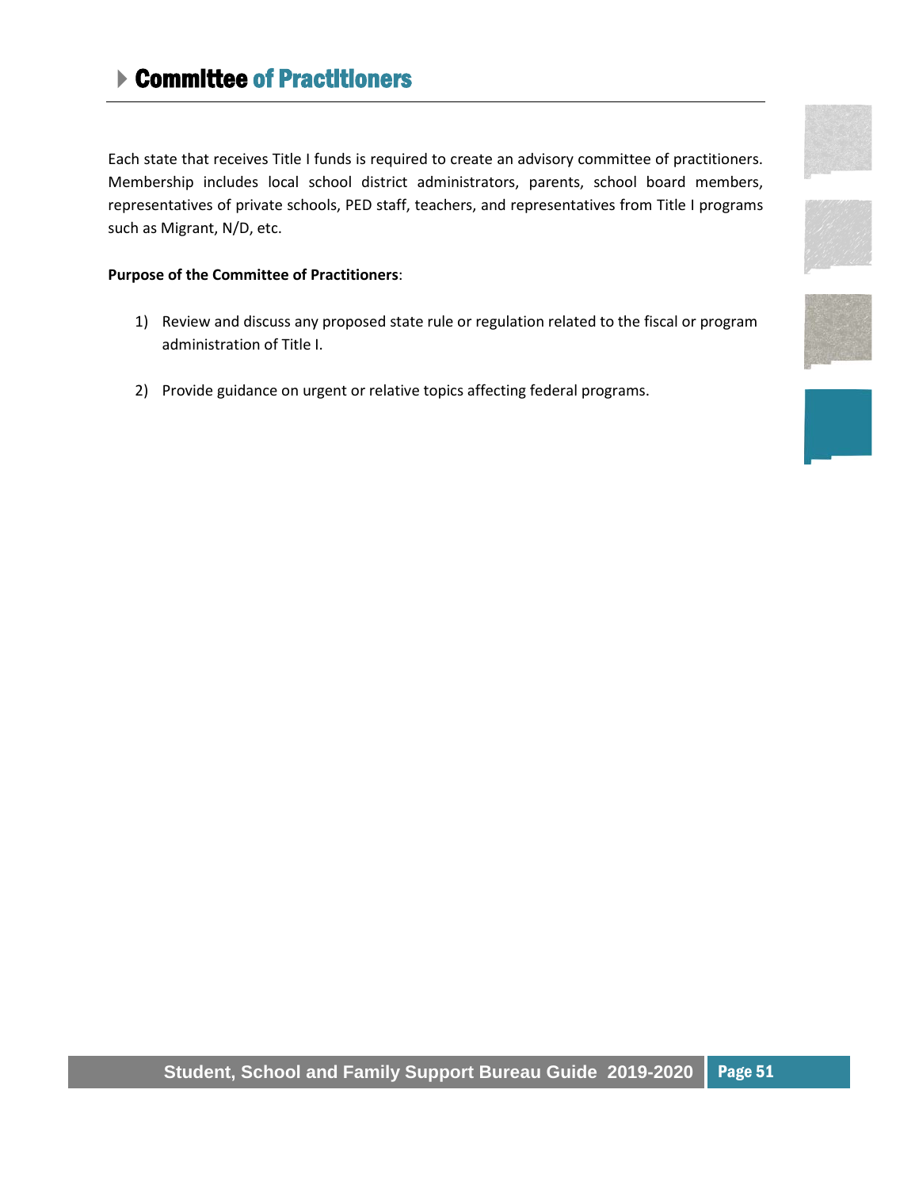# Committee of Practitioners

Each state that receives Title I funds is required to create an advisory committee of practitioners. Membership includes local school district administrators, parents, school board members, representatives of private schools, PED staff, teachers, and representatives from Title I programs such as Migrant, N/D, etc.

**Purpose of the Committee of Practitioners**:

1) Review and discuss any proposed state rule or regulation related to the fiscal or program administration of Title I.

2) Provide guidance on urgent or relative topics affecting federal programs.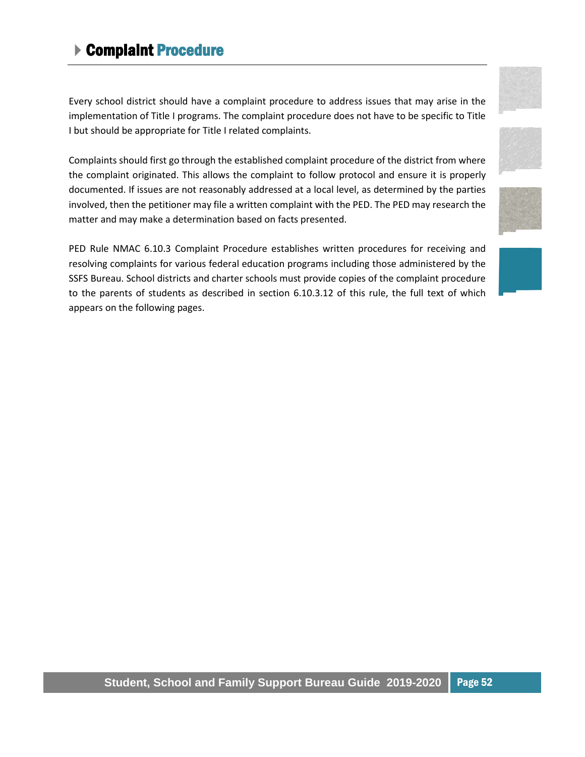# Complaint Procedure

Every school district should have a complaint procedure to address issues that may arise in the implementation of Title I programs. The complaint procedure does not have to be specific to Title I but should be appropriate for Title I related complaints.

Complaints should first go through the established complaint procedure of the district from where the complaint originated. This allows the complaint to follow protocol and ensure it is properly documented. If issues are not reasonably addressed at a local level, as determined by the parties involved, then the petitioner may file a written complaint with the PED. The PED may research the matter and may make a determination based on facts presented.

PED Rule NMAC 6.10.3 Complaint Procedure establishes written procedures for receiving and resolving complaints for various federal education programs including those administered by the SSFS Bureau. School districts and charter schools must provide copies of the complaint procedure to the parents of students as described in section 6.10.3.12 of this rule, the full text of which appears on the following pages.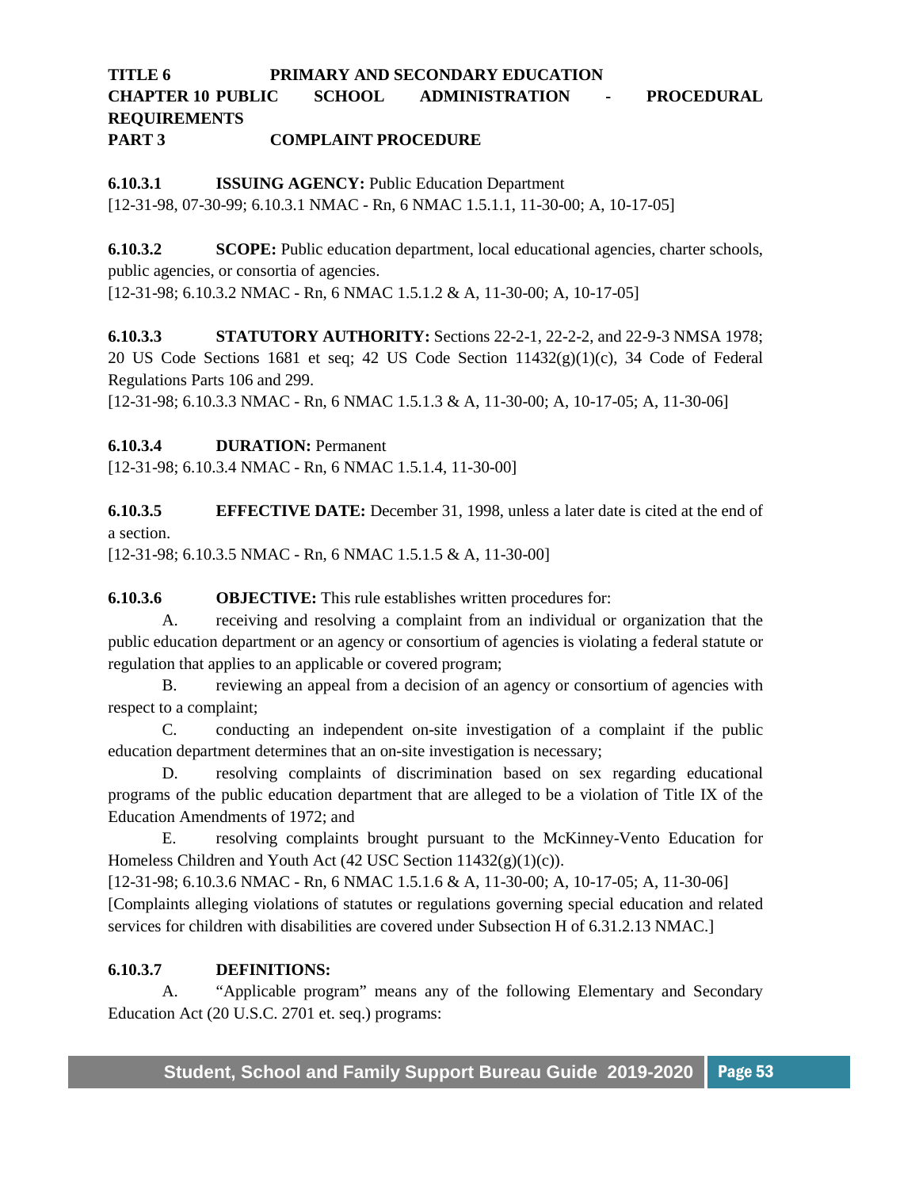**TITLE 6 PRIMARY AND SECONDARY EDUCATION**
**CHAPTER 10 PUBLIC SCHOOL ADMINISTRATION - PROCEDURAL REQUIREMENTS**
**PART 3 COMPLAINT PROCEDURE**

**6.10.3.1 ISSUING AGENCY:** Public Education Department
[12-31-98, 07-30-99; 6.10.3.1 NMAC - Rn, 6 NMAC 1.5.1.1, 11-30-00; A, 10-17-05]

**6.10.3.2 SCOPE:** Public education department, local educational agencies, charter schools, public agencies, or consortia of agencies.
[12-31-98; 6.10.3.2 NMAC - Rn, 6 NMAC 1.5.1.2 & A, 11-30-00; A, 10-17-05]

**6.10.3.3 STATUTORY AUTHORITY:** Sections 22-2-1, 22-2-2, and 22-9-3 NMSA 1978; 20 US Code Sections 1681 et seq; 42 US Code Section 11432(g)(1)(c), 34 Code of Federal Regulations Parts 106 and 299.
[12-31-98; 6.10.3.3 NMAC - Rn, 6 NMAC 1.5.1.3 & A, 11-30-00; A, 10-17-05; A, 11-30-06]

**6.10.3.4 DURATION:** Permanent
[12-31-98; 6.10.3.4 NMAC - Rn, 6 NMAC 1.5.1.4, 11-30-00]

**6.10.3.5 EFFECTIVE DATE:** December 31, 1998, unless a later date is cited at the end of a section.
[12-31-98; 6.10.3.5 NMAC - Rn, 6 NMAC 1.5.1.5 & A, 11-30-00]

**6.10.3.6 OBJECTIVE:** This rule establishes written procedures for:

A. receiving and resolving a complaint from an individual or organization that the public education department or an agency or consortium of agencies is violating a federal statute or regulation that applies to an applicable or covered program;

B. reviewing an appeal from a decision of an agency or consortium of agencies with respect to a complaint;

C. conducting an independent on-site investigation of a complaint if the public education department determines that an on-site investigation is necessary;

D. resolving complaints of discrimination based on sex regarding educational programs of the public education department that are alleged to be a violation of Title IX of the Education Amendments of 1972; and

E. resolving complaints brought pursuant to the McKinney-Vento Education for Homeless Children and Youth Act (42 USC Section 11432(g)(1)(c)).

[12-31-98; 6.10.3.6 NMAC - Rn, 6 NMAC 1.5.1.6 & A, 11-30-00; A, 10-17-05; A, 11-30-06]
[Complaints alleging violations of statutes or regulations governing special education and related services for children with disabilities are covered under Subsection H of 6.31.2.13 NMAC.]

**6.10.3.7 DEFINITIONS:**

A. "Applicable program" means any of the following Elementary and Secondary Education Act (20 U.S.C. 2701 et. seq.) programs: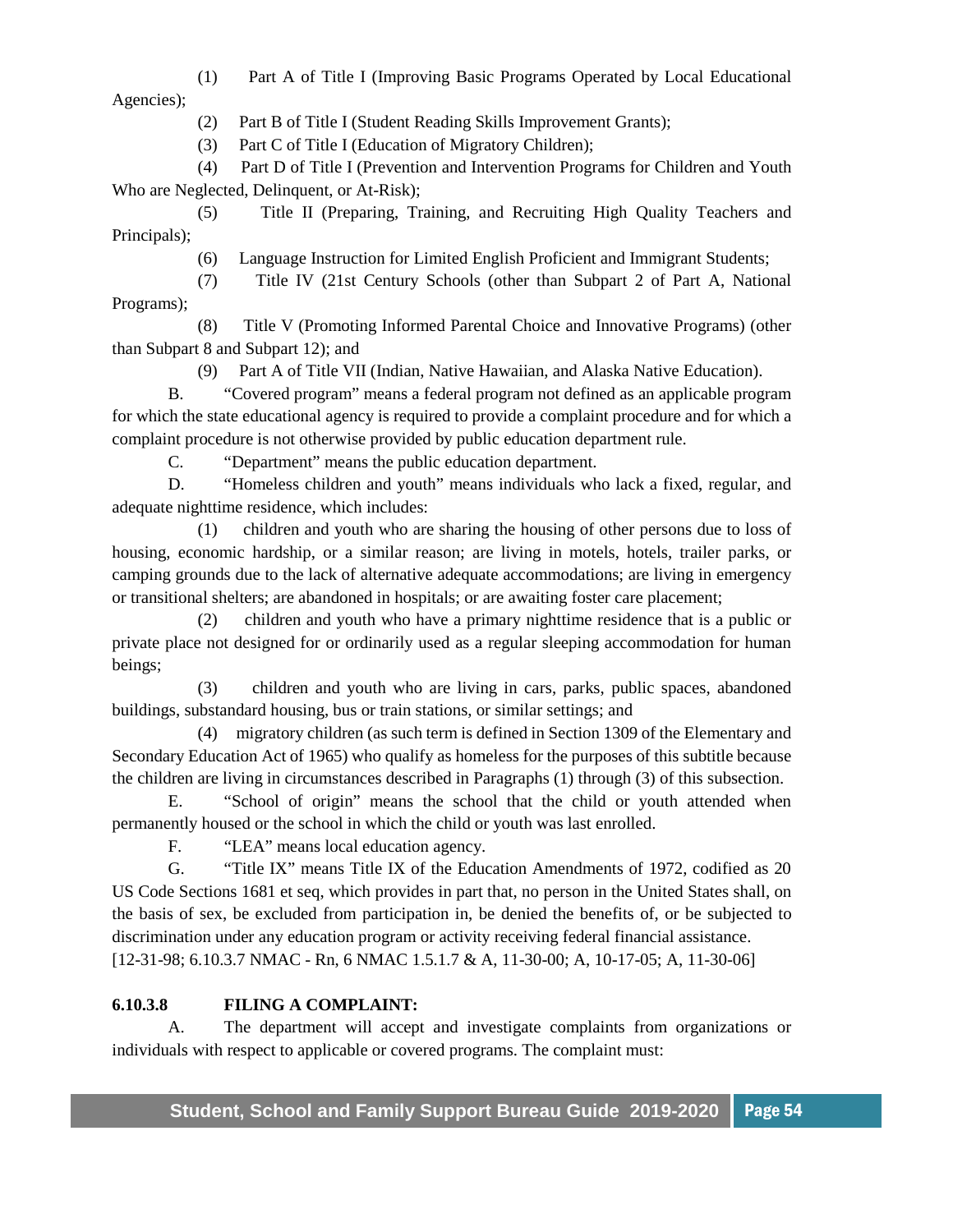(1) Part A of Title I (Improving Basic Programs Operated by Local Educational Agencies);

(2) Part B of Title I (Student Reading Skills Improvement Grants);

(3) Part C of Title I (Education of Migratory Children);

(4) Part D of Title I (Prevention and Intervention Programs for Children and Youth Who are Neglected, Delinquent, or At-Risk);

(5) Title II (Preparing, Training, and Recruiting High Quality Teachers and Principals);

(6) Language Instruction for Limited English Proficient and Immigrant Students;

(7) Title IV (21st Century Schools (other than Subpart 2 of Part A, National Programs);

(8) Title V (Promoting Informed Parental Choice and Innovative Programs) (other than Subpart 8 and Subpart 12); and

(9) Part A of Title VII (Indian, Native Hawaiian, and Alaska Native Education).

B. "Covered program" means a federal program not defined as an applicable program for which the state educational agency is required to provide a complaint procedure and for which a complaint procedure is not otherwise provided by public education department rule.

C. "Department" means the public education department.

D. "Homeless children and youth" means individuals who lack a fixed, regular, and adequate nighttime residence, which includes:

(1) children and youth who are sharing the housing of other persons due to loss of housing, economic hardship, or a similar reason; are living in motels, hotels, trailer parks, or camping grounds due to the lack of alternative adequate accommodations; are living in emergency or transitional shelters; are abandoned in hospitals; or are awaiting foster care placement;

(2) children and youth who have a primary nighttime residence that is a public or private place not designed for or ordinarily used as a regular sleeping accommodation for human beings;

(3) children and youth who are living in cars, parks, public spaces, abandoned buildings, substandard housing, bus or train stations, or similar settings; and

(4) migratory children (as such term is defined in Section 1309 of the Elementary and Secondary Education Act of 1965) who qualify as homeless for the purposes of this subtitle because the children are living in circumstances described in Paragraphs (1) through (3) of this subsection.

E. "School of origin" means the school that the child or youth attended when permanently housed or the school in which the child or youth was last enrolled.

F. "LEA" means local education agency.

G. "Title IX" means Title IX of the Education Amendments of 1972, codified as 20 US Code Sections 1681 et seq, which provides in part that, no person in the United States shall, on the basis of sex, be excluded from participation in, be denied the benefits of, or be subjected to discrimination under any education program or activity receiving federal financial assistance.

[12-31-98; 6.10.3.7 NMAC - Rn, 6 NMAC 1.5.1.7 & A, 11-30-00; A, 10-17-05; A, 11-30-06]

**6.10.3.8 FILING A COMPLAINT:**

A. The department will accept and investigate complaints from organizations or individuals with respect to applicable or covered programs. The complaint must: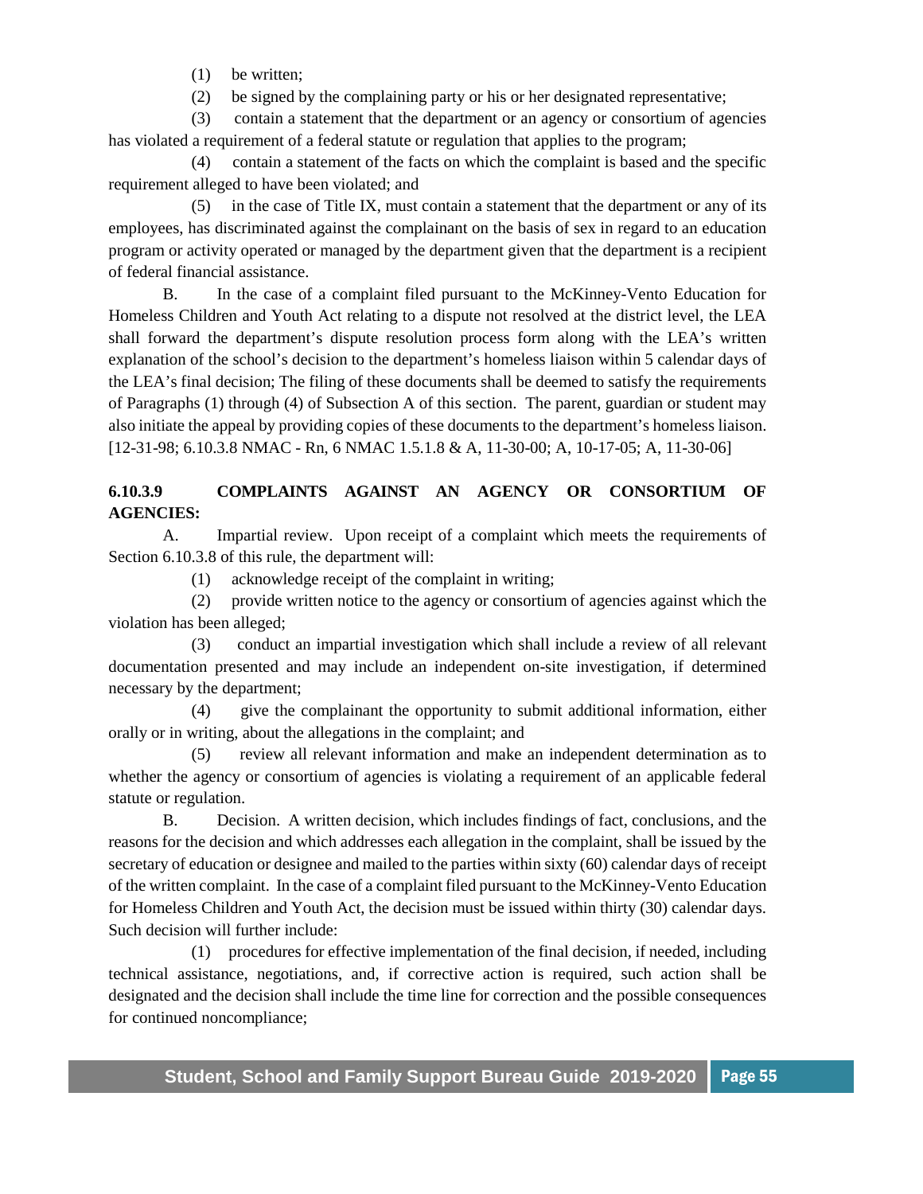(1) be written;

(2) be signed by the complaining party or his or her designated representative;

(3) contain a statement that the department or an agency or consortium of agencies has violated a requirement of a federal statute or regulation that applies to the program;

(4) contain a statement of the facts on which the complaint is based and the specific requirement alleged to have been violated; and

(5) in the case of Title IX, must contain a statement that the department or any of its employees, has discriminated against the complainant on the basis of sex in regard to an education program or activity operated or managed by the department given that the department is a recipient of federal financial assistance.

B. In the case of a complaint filed pursuant to the McKinney-Vento Education for Homeless Children and Youth Act relating to a dispute not resolved at the district level, the LEA shall forward the department's dispute resolution process form along with the LEA's written explanation of the school's decision to the department's homeless liaison within 5 calendar days of the LEA's final decision; The filing of these documents shall be deemed to satisfy the requirements of Paragraphs (1) through (4) of Subsection A of this section. The parent, guardian or student may also initiate the appeal by providing copies of these documents to the department's homeless liaison.
[12-31-98; 6.10.3.8 NMAC - Rn, 6 NMAC 1.5.1.8 & A, 11-30-00; A, 10-17-05; A, 11-30-06]

**6.10.3.9 COMPLAINTS AGAINST AN AGENCY OR CONSORTIUM OF AGENCIES:**

A. Impartial review. Upon receipt of a complaint which meets the requirements of Section 6.10.3.8 of this rule, the department will:

(1) acknowledge receipt of the complaint in writing;

(2) provide written notice to the agency or consortium of agencies against which the violation has been alleged;

(3) conduct an impartial investigation which shall include a review of all relevant documentation presented and may include an independent on-site investigation, if determined necessary by the department;

(4) give the complainant the opportunity to submit additional information, either orally or in writing, about the allegations in the complaint; and

(5) review all relevant information and make an independent determination as to whether the agency or consortium of agencies is violating a requirement of an applicable federal statute or regulation.

B. Decision. A written decision, which includes findings of fact, conclusions, and the reasons for the decision and which addresses each allegation in the complaint, shall be issued by the secretary of education or designee and mailed to the parties within sixty (60) calendar days of receipt of the written complaint. In the case of a complaint filed pursuant to the McKinney-Vento Education for Homeless Children and Youth Act, the decision must be issued within thirty (30) calendar days. Such decision will further include:

(1) procedures for effective implementation of the final decision, if needed, including technical assistance, negotiations, and, if corrective action is required, such action shall be designated and the decision shall include the time line for correction and the possible consequences for continued noncompliance;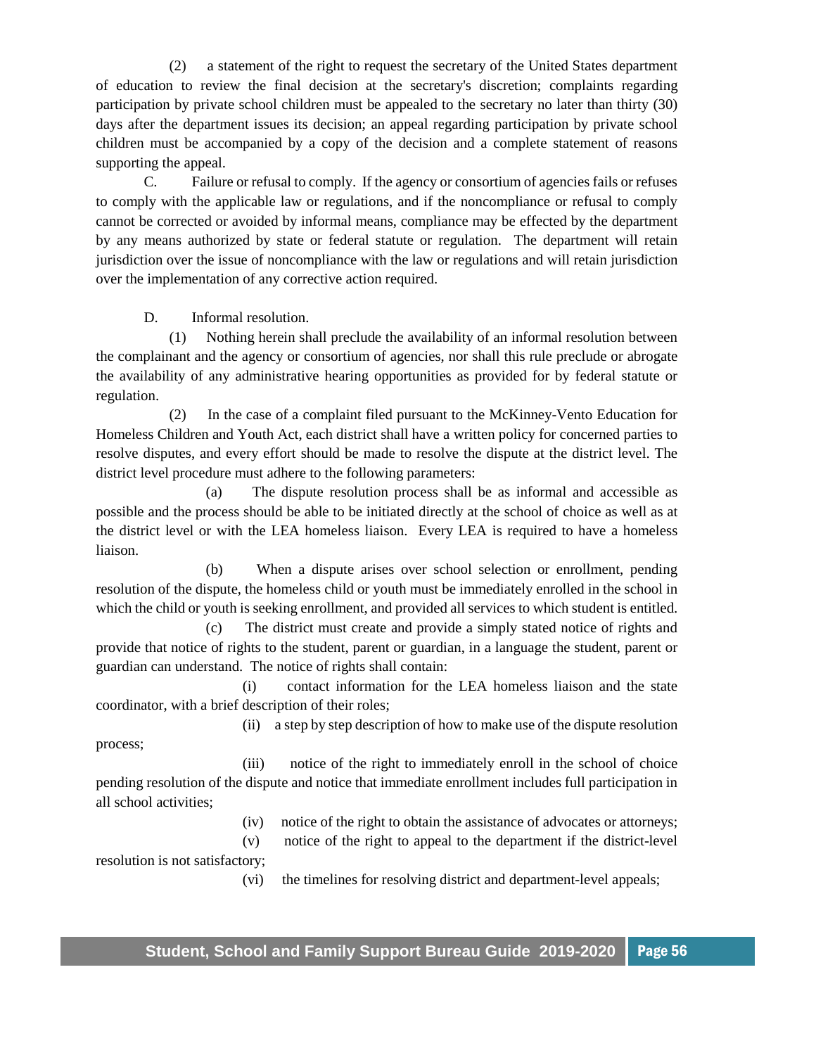(2) a statement of the right to request the secretary of the United States department of education to review the final decision at the secretary's discretion; complaints regarding participation by private school children must be appealed to the secretary no later than thirty (30) days after the department issues its decision; an appeal regarding participation by private school children must be accompanied by a copy of the decision and a complete statement of reasons supporting the appeal.

C. Failure or refusal to comply. If the agency or consortium of agencies fails or refuses to comply with the applicable law or regulations, and if the noncompliance or refusal to comply cannot be corrected or avoided by informal means, compliance may be effected by the department by any means authorized by state or federal statute or regulation. The department will retain jurisdiction over the issue of noncompliance with the law or regulations and will retain jurisdiction over the implementation of any corrective action required.

D. Informal resolution.

(1) Nothing herein shall preclude the availability of an informal resolution between the complainant and the agency or consortium of agencies, nor shall this rule preclude or abrogate the availability of any administrative hearing opportunities as provided for by federal statute or regulation.

(2) In the case of a complaint filed pursuant to the McKinney-Vento Education for Homeless Children and Youth Act, each district shall have a written policy for concerned parties to resolve disputes, and every effort should be made to resolve the dispute at the district level. The district level procedure must adhere to the following parameters:

(a) The dispute resolution process shall be as informal and accessible as possible and the process should be able to be initiated directly at the school of choice as well as at the district level or with the LEA homeless liaison. Every LEA is required to have a homeless liaison.

(b) When a dispute arises over school selection or enrollment, pending resolution of the dispute, the homeless child or youth must be immediately enrolled in the school in which the child or youth is seeking enrollment, and provided all services to which student is entitled.

(c) The district must create and provide a simply stated notice of rights and provide that notice of rights to the student, parent or guardian, in a language the student, parent or guardian can understand. The notice of rights shall contain:

(i) contact information for the LEA homeless liaison and the state coordinator, with a brief description of their roles;

(ii) a step by step description of how to make use of the dispute resolution process;

(iii) notice of the right to immediately enroll in the school of choice pending resolution of the dispute and notice that immediate enrollment includes full participation in all school activities;

(iv) notice of the right to obtain the assistance of advocates or attorneys;

(v) notice of the right to appeal to the department if the district-level resolution is not satisfactory;

(vi) the timelines for resolving district and department-level appeals;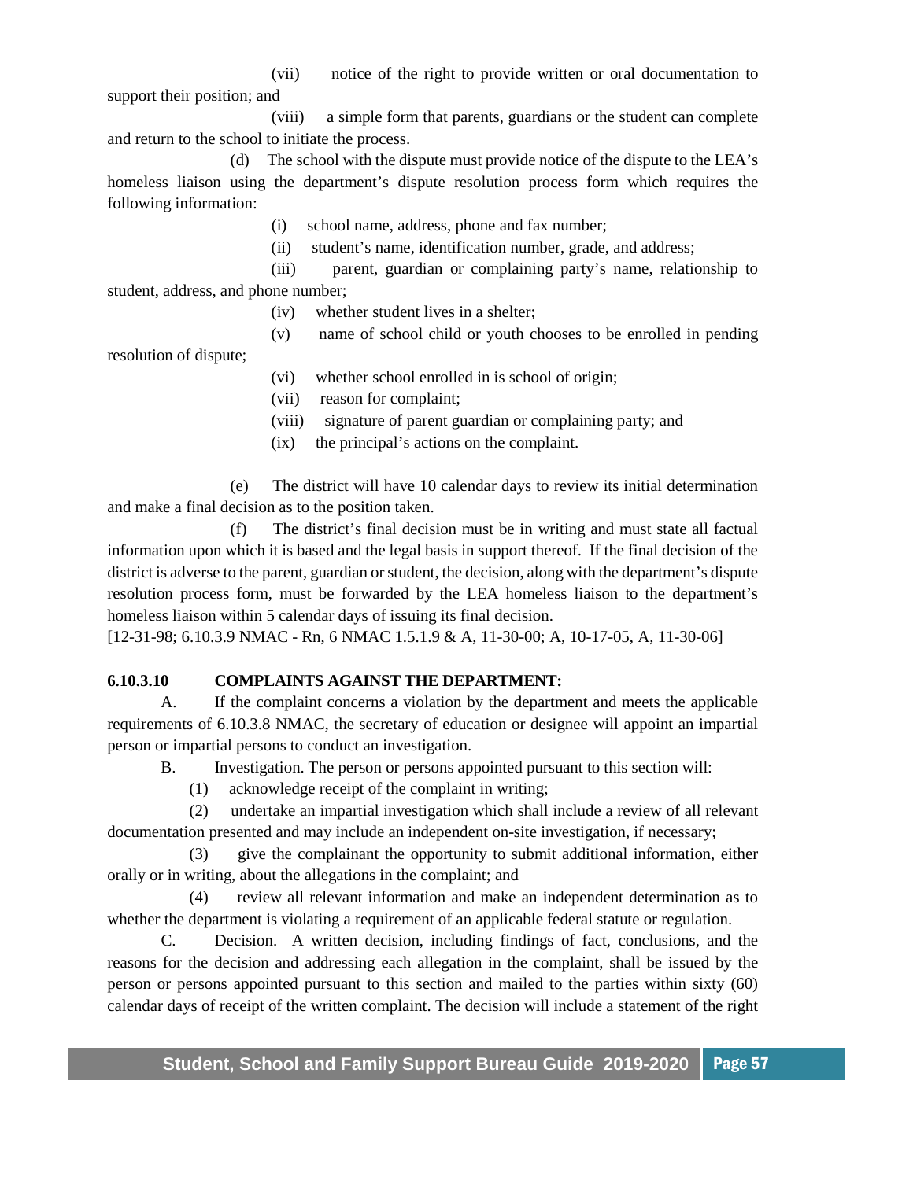(vii) notice of the right to provide written or oral documentation to support their position; and

(viii) a simple form that parents, guardians or the student can complete and return to the school to initiate the process.

(d) The school with the dispute must provide notice of the dispute to the LEA's homeless liaison using the department's dispute resolution process form which requires the following information:

(i) school name, address, phone and fax number;

(ii) student's name, identification number, grade, and address;

(iii) parent, guardian or complaining party's name, relationship to student, address, and phone number;

(iv) whether student lives in a shelter;

(v) name of school child or youth chooses to be enrolled in pending resolution of dispute;

(vi) whether school enrolled in is school of origin;

(vii) reason for complaint;

(viii) signature of parent guardian or complaining party; and

(ix) the principal's actions on the complaint.

(e) The district will have 10 calendar days to review its initial determination and make a final decision as to the position taken.

(f) The district's final decision must be in writing and must state all factual information upon which it is based and the legal basis in support thereof. If the final decision of the district is adverse to the parent, guardian or student, the decision, along with the department's dispute resolution process form, must be forwarded by the LEA homeless liaison to the department's homeless liaison within 5 calendar days of issuing its final decision.

[12-31-98; 6.10.3.9 NMAC - Rn, 6 NMAC 1.5.1.9 & A, 11-30-00; A, 10-17-05, A, 11-30-06]

**6.10.3.10 COMPLAINTS AGAINST THE DEPARTMENT:**

A. If the complaint concerns a violation by the department and meets the applicable requirements of 6.10.3.8 NMAC, the secretary of education or designee will appoint an impartial person or impartial persons to conduct an investigation.

B. Investigation. The person or persons appointed pursuant to this section will:

(1) acknowledge receipt of the complaint in writing;

(2) undertake an impartial investigation which shall include a review of all relevant documentation presented and may include an independent on-site investigation, if necessary;

(3) give the complainant the opportunity to submit additional information, either orally or in writing, about the allegations in the complaint; and

(4) review all relevant information and make an independent determination as to whether the department is violating a requirement of an applicable federal statute or regulation.

C. Decision. A written decision, including findings of fact, conclusions, and the reasons for the decision and addressing each allegation in the complaint, shall be issued by the person or persons appointed pursuant to this section and mailed to the parties within sixty (60) calendar days of receipt of the written complaint. The decision will include a statement of the right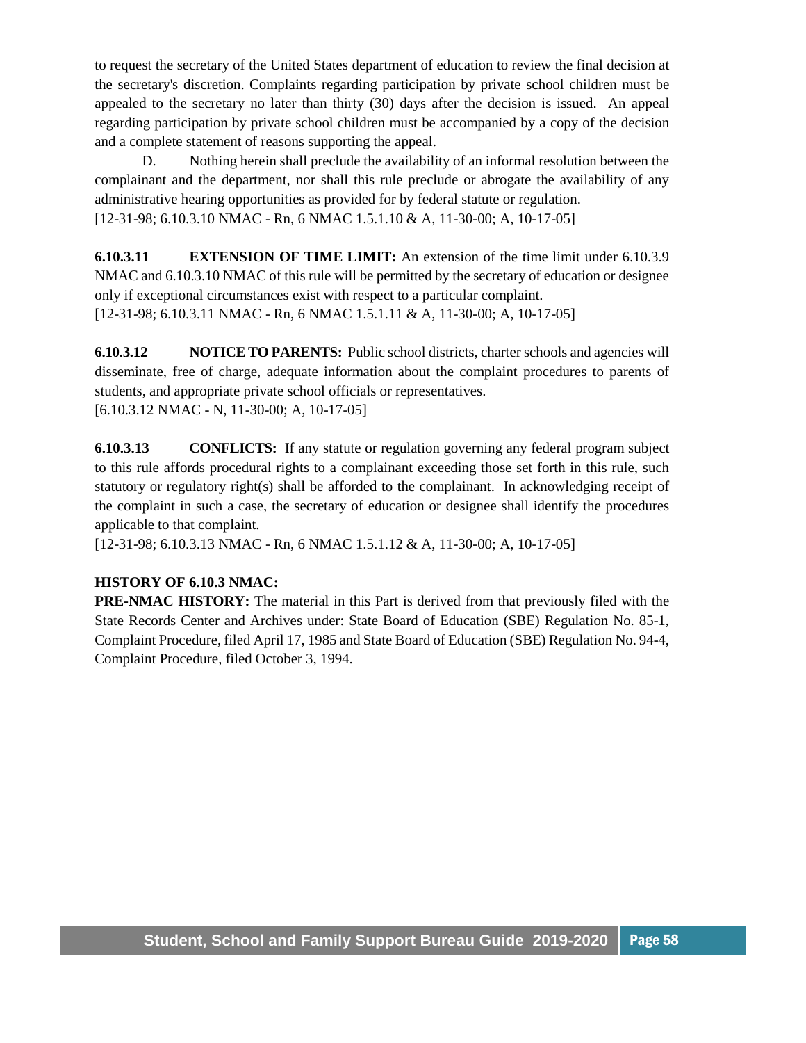to request the secretary of the United States department of education to review the final decision at the secretary's discretion. Complaints regarding participation by private school children must be appealed to the secretary no later than thirty (30) days after the decision is issued. An appeal regarding participation by private school children must be accompanied by a copy of the decision and a complete statement of reasons supporting the appeal.

D. Nothing herein shall preclude the availability of an informal resolution between the complainant and the department, nor shall this rule preclude or abrogate the availability of any administrative hearing opportunities as provided for by federal statute or regulation.
[12-31-98; 6.10.3.10 NMAC - Rn, 6 NMAC 1.5.1.10 & A, 11-30-00; A, 10-17-05]

**6.10.3.11 EXTENSION OF TIME LIMIT:** An extension of the time limit under 6.10.3.9 NMAC and 6.10.3.10 NMAC of this rule will be permitted by the secretary of education or designee only if exceptional circumstances exist with respect to a particular complaint.
[12-31-98; 6.10.3.11 NMAC - Rn, 6 NMAC 1.5.1.11 & A, 11-30-00; A, 10-17-05]

**6.10.3.12 NOTICE TO PARENTS:** Public school districts, charter schools and agencies will disseminate, free of charge, adequate information about the complaint procedures to parents of students, and appropriate private school officials or representatives.
[6.10.3.12 NMAC - N, 11-30-00; A, 10-17-05]

**6.10.3.13 CONFLICTS:** If any statute or regulation governing any federal program subject to this rule affords procedural rights to a complainant exceeding those set forth in this rule, such statutory or regulatory right(s) shall be afforded to the complainant. In acknowledging receipt of the complaint in such a case, the secretary of education or designee shall identify the procedures applicable to that complaint.
[12-31-98; 6.10.3.13 NMAC - Rn, 6 NMAC 1.5.1.12 & A, 11-30-00; A, 10-17-05]

**HISTORY OF 6.10.3 NMAC:**
**PRE-NMAC HISTORY:** The material in this Part is derived from that previously filed with the State Records Center and Archives under: State Board of Education (SBE) Regulation No. 85-1, Complaint Procedure, filed April 17, 1985 and State Board of Education (SBE) Regulation No. 94-4, Complaint Procedure, filed October 3, 1994.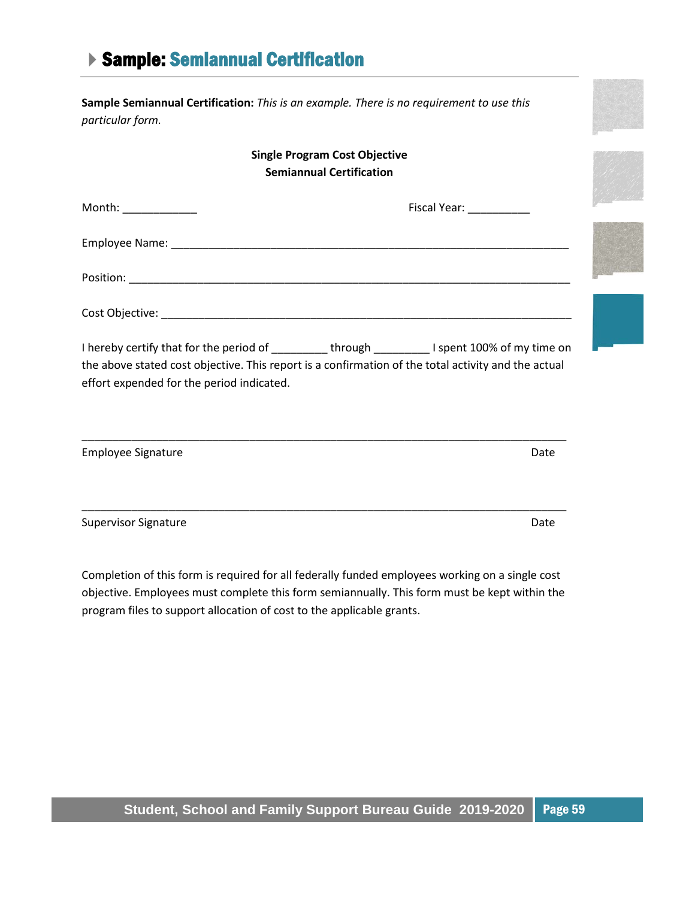# Sample: Semiannual Certification

**Sample Semiannual Certification:** *This is an example. There is no requirement to use this particular form.*

**Single Program Cost Objective**
**Semiannual Certification**

Month: ____________ Fiscal Year: __________

Employee Name: ____________________________________________________________________

Position: __________________________________________________________________________

Cost Objective: _____________________________________________________________________

I hereby certify that for the period of _________ through _________ I spent 100% of my time on the above stated cost objective. This report is a confirmation of the total activity and the actual effort expended for the period indicated.

_______________________________________________________________________________

Employee Signature Date

_______________________________________________________________________________

Supervisor Signature Date

Completion of this form is required for all federally funded employees working on a single cost objective. Employees must complete this form semiannually. This form must be kept within the program files to support allocation of cost to the applicable grants.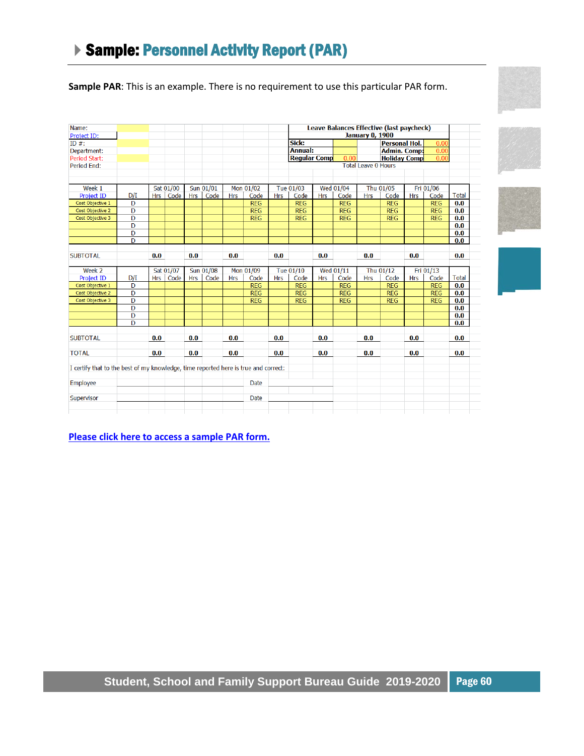# Sample: Personnel Activity Report (PAR)

**Sample PAR**: This is an example. There is no requirement to use this particular PAR form.

| Name: | | | | |
|---|---|---|---|---|
| Project ID: | | | | |
| ID #: | | | | |
| Department: | | | | |
| Period Start: | | | | |
| Period End: | | | | |

| Leave Balances Effective (last paycheck) January 0, 1900 | | | |
|---|---|---|---|
| Sick: | | Personal Hol. | 0.00 |
| Annual: | | Admin. Comp: | 0.00 |
| Regular Comp | 0.00 | Holiday Comp | 0.00 |
| Total Leave 0 Hours | | | |

| Week 1 | | Sat 01/00 | | Sun 01/01 | | Mon 01/02 | | Tue 01/03 | | Wed 01/04 | | Thu 01/05 | | Fri 01/06 | | |
|---|---|---|---|---|---|---|---|---|---|---|---|---|---|---|---|---|
| Project ID | D/I | Hrs | Code | Hrs | Code | Hrs | Code | Hrs | Code | Hrs | Code | Hrs | Code | Hrs | Code | Total |
| Cost Objective 1 | D | | | | | | REG | | REG | | REG | | REG | | REG | 0.0 |
| Cost Objective 2 | D | | | | | | REG | | REG | | REG | | REG | | REG | 0.0 |
| Cost Objective 3 | D | | | | | | REG | | REG | | REG | | REG | | REG | 0.0 |
| | D | | | | | | | | | | | | | | | 0.0 |
| | D | | | | | | | | | | | | | | | 0.0 |
| | D | | | | | | | | | | | | | | | 0.0 |
| SUBTOTAL | | 0.0 | | 0.0 | | 0.0 | | 0.0 | | 0.0 | | 0.0 | | 0.0 | | 0.0 |

| Week 2 | | Sat 01/07 | | Sun 01/08 | | Mon 01/09 | | Tue 01/10 | | Wed 01/11 | | Thu 01/12 | | Fri 01/13 | | |
|---|---|---|---|---|---|---|---|---|---|---|---|---|---|---|---|---|
| Project ID | D/I | Hrs | Code | Hrs | Code | Hrs | Code | Hrs | Code | Hrs | Code | Hrs | Code | Hrs | Code | Total |
| Cost Objective 1 | D | | | | | | REG | | REG | | REG | | REG | | REG | 0.0 |
| Cost Objective 2 | D | | | | | | REG | | REG | | REG | | REG | | REG | 0.0 |
| Cost Objective 3 | D | | | | | | REG | | REG | | REG | | REG | | REG | 0.0 |
| | D | | | | | | | | | | | | | | | 0.0 |
| | D | | | | | | | | | | | | | | | 0.0 |
| | D | | | | | | | | | | | | | | | 0.0 |
| SUBTOTAL | | 0.0 | | 0.0 | | 0.0 | | 0.0 | | 0.0 | | 0.0 | | 0.0 | | 0.0 |
| TOTAL | | 0.0 | | 0.0 | | 0.0 | | 0.0 | | 0.0 | | 0.0 | | 0.0 | | 0.0 |

I certify that to the best of my knowledge, time reported here is true and correct:

Employee \_\_\_\_\_\_\_\_\_\_\_\_\_\_\_\_\_\_\_\_ Date \_\_\_\_\_\_\_\_\_\_

Supervisor \_\_\_\_\_\_\_\_\_\_\_\_\_\_\_\_\_\_\_\_ Date \_\_\_\_\_\_\_\_\_\_

**Please click here to access a sample PAR form.**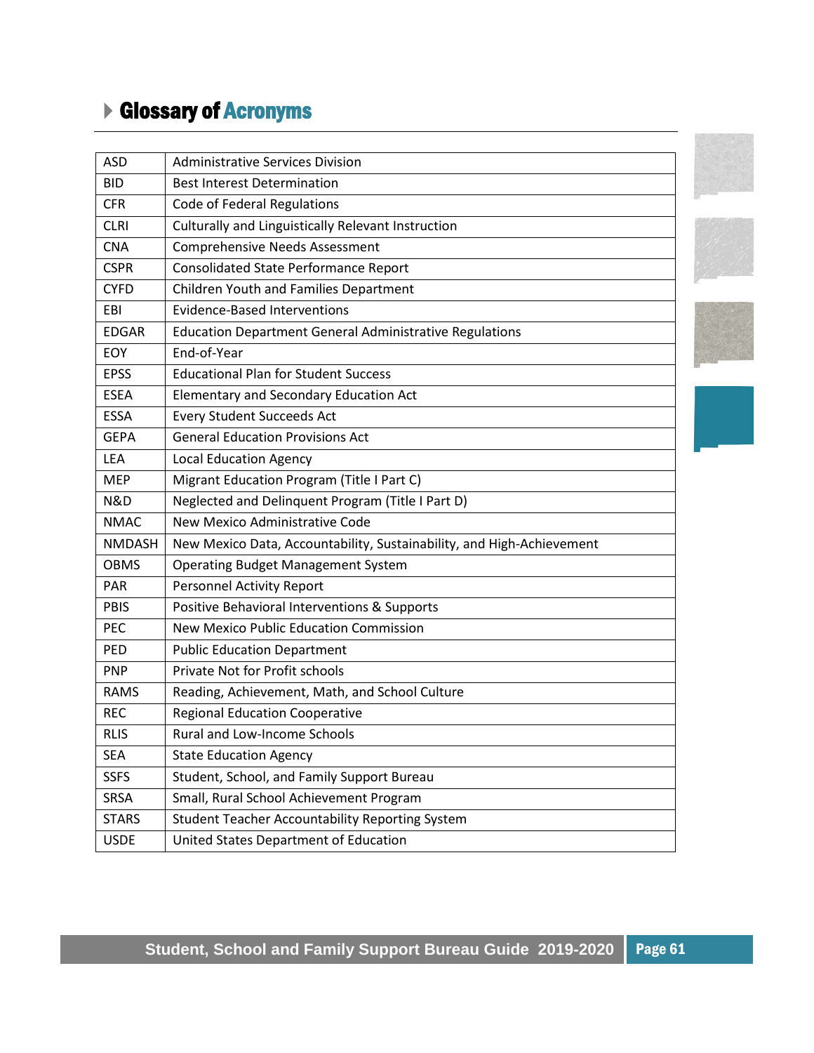# Glossary of Acronyms

| | |
|---|---|
| ASD | Administrative Services Division |
| BID | Best Interest Determination |
| CFR | Code of Federal Regulations |
| CLRI | Culturally and Linguistically Relevant Instruction |
| CNA | Comprehensive Needs Assessment |
| CSPR | Consolidated State Performance Report |
| CYFD | Children Youth and Families Department |
| EBI | Evidence-Based Interventions |
| EDGAR | Education Department General Administrative Regulations |
| EOY | End-of-Year |
| EPSS | Educational Plan for Student Success |
| ESEA | Elementary and Secondary Education Act |
| ESSA | Every Student Succeeds Act |
| GEPA | General Education Provisions Act |
| LEA | Local Education Agency |
| MEP | Migrant Education Program (Title I Part C) |
| N&D | Neglected and Delinquent Program (Title I Part D) |
| NMAC | New Mexico Administrative Code |
| NMDASH | New Mexico Data, Accountability, Sustainability, and High-Achievement |
| OBMS | Operating Budget Management System |
| PAR | Personnel Activity Report |
| PBIS | Positive Behavioral Interventions & Supports |
| PEC | New Mexico Public Education Commission |
| PED | Public Education Department |
| PNP | Private Not for Profit schools |
| RAMS | Reading, Achievement, Math, and School Culture |
| REC | Regional Education Cooperative |
| RLIS | Rural and Low-Income Schools |
| SEA | State Education Agency |
| SSFS | Student, School, and Family Support Bureau |
| SRSA | Small, Rural School Achievement Program |
| STARS | Student Teacher Accountability Reporting System |
| USDE | United States Department of Education |